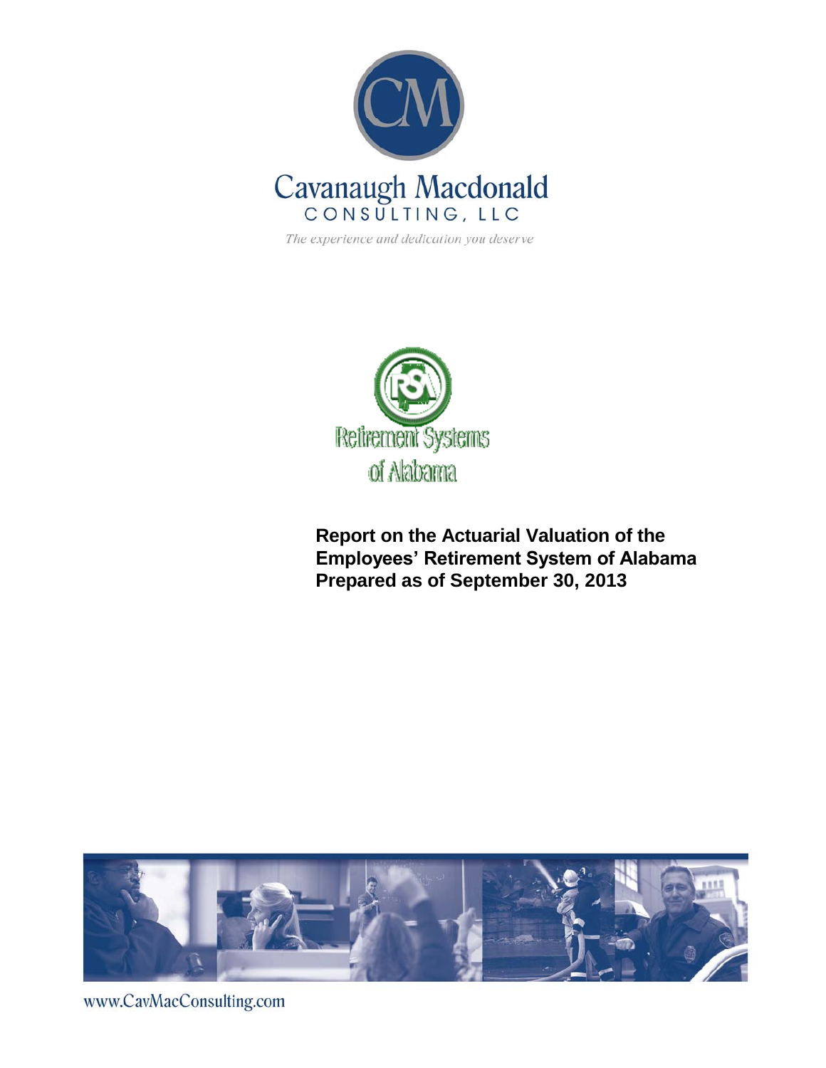Cavanaugh Macdonald
CONSULTING, LLC

*The experience and dedication you deserve*

Retirement Systems of Alabama

# Report on the Actuarial Valuation of the Employees' Retirement System of Alabama Prepared as of September 30, 2013

www.CavMacConsulting.com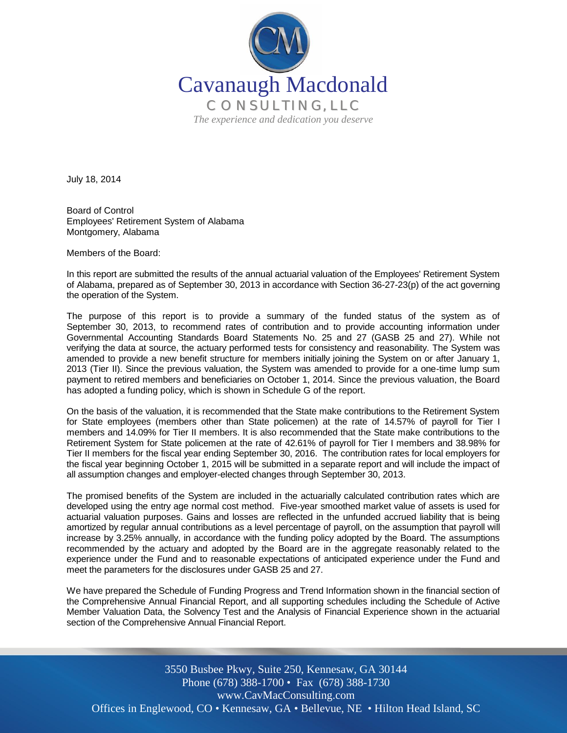Cavanaugh Macdonald

CONSULTING, LLC

*The experience and dedication you deserve*

July 18, 2014

Board of Control
Employees' Retirement System of Alabama
Montgomery, Alabama

Members of the Board:

In this report are submitted the results of the annual actuarial valuation of the Employees' Retirement System of Alabama, prepared as of September 30, 2013 in accordance with Section 36-27-23(p) of the act governing the operation of the System.

The purpose of this report is to provide a summary of the funded status of the system as of September 30, 2013, to recommend rates of contribution and to provide accounting information under Governmental Accounting Standards Board Statements No. 25 and 27 (GASB 25 and 27). While not verifying the data at source, the actuary performed tests for consistency and reasonability. The System was amended to provide a new benefit structure for members initially joining the System on or after January 1, 2013 (Tier II). Since the previous valuation, the System was amended to provide for a one-time lump sum payment to retired members and beneficiaries on October 1, 2014. Since the previous valuation, the Board has adopted a funding policy, which is shown in Schedule G of the report.

On the basis of the valuation, it is recommended that the State make contributions to the Retirement System for State employees (members other than State policemen) at the rate of 14.57% of payroll for Tier I members and 14.09% for Tier II members. It is also recommended that the State make contributions to the Retirement System for State policemen at the rate of 42.61% of payroll for Tier I members and 38.98% for Tier II members for the fiscal year ending September 30, 2016. The contribution rates for local employers for the fiscal year beginning October 1, 2015 will be submitted in a separate report and will include the impact of all assumption changes and employer-elected changes through September 30, 2013.

The promised benefits of the System are included in the actuarially calculated contribution rates which are developed using the entry age normal cost method. Five-year smoothed market value of assets is used for actuarial valuation purposes. Gains and losses are reflected in the unfunded accrued liability that is being amortized by regular annual contributions as a level percentage of payroll, on the assumption that payroll will increase by 3.25% annually, in accordance with the funding policy adopted by the Board. The assumptions recommended by the actuary and adopted by the Board are in the aggregate reasonably related to the experience under the Fund and to reasonable expectations of anticipated experience under the Fund and meet the parameters for the disclosures under GASB 25 and 27.

We have prepared the Schedule of Funding Progress and Trend Information shown in the financial section of the Comprehensive Annual Financial Report, and all supporting schedules including the Schedule of Active Member Valuation Data, the Solvency Test and the Analysis of Financial Experience shown in the actuarial section of the Comprehensive Annual Financial Report.

3550 Busbee Pkwy, Suite 250, Kennesaw, GA 30144
Phone (678) 388-1700 • Fax (678) 388-1730
www.CavMacConsulting.com
Offices in Englewood, CO • Kennesaw, GA • Bellevue, NE • Hilton Head Island, SC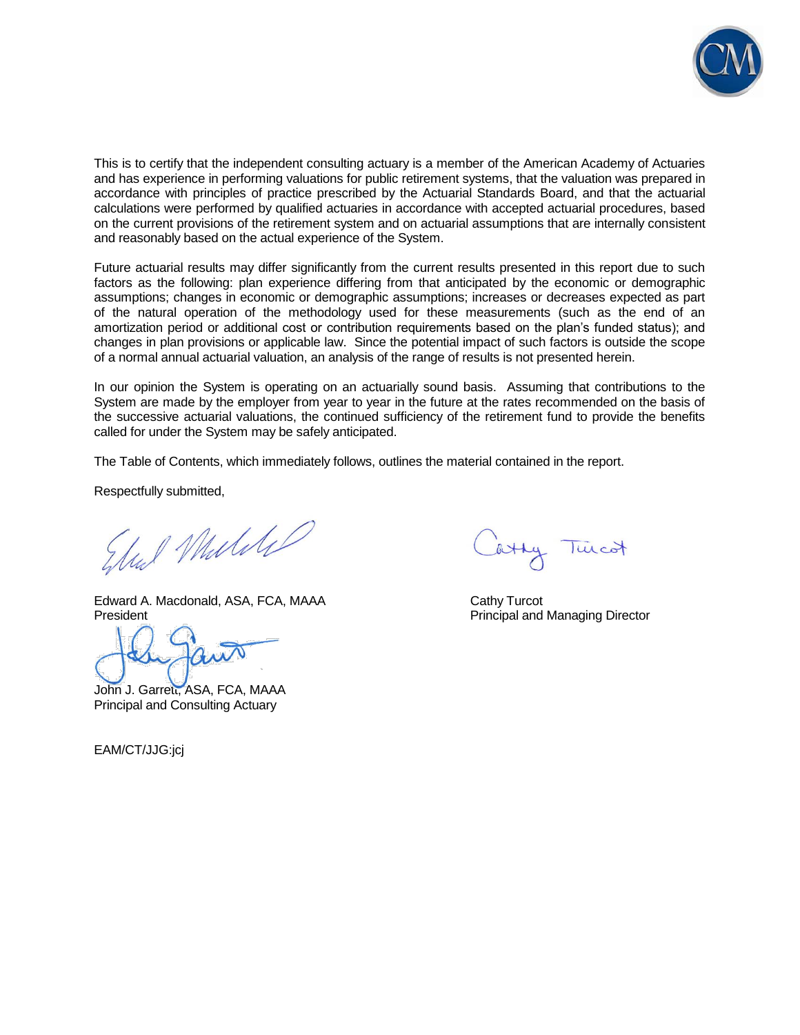This is to certify that the independent consulting actuary is a member of the American Academy of Actuaries and has experience in performing valuations for public retirement systems, that the valuation was prepared in accordance with principles of practice prescribed by the Actuarial Standards Board, and that the actuarial calculations were performed by qualified actuaries in accordance with accepted actuarial procedures, based on the current provisions of the retirement system and on actuarial assumptions that are internally consistent and reasonably based on the actual experience of the System.

Future actuarial results may differ significantly from the current results presented in this report due to such factors as the following: plan experience differing from that anticipated by the economic or demographic assumptions; changes in economic or demographic assumptions; increases or decreases expected as part of the natural operation of the methodology used for these measurements (such as the end of an amortization period or additional cost or contribution requirements based on the plan's funded status); and changes in plan provisions or applicable law. Since the potential impact of such factors is outside the scope of a normal annual actuarial valuation, an analysis of the range of results is not presented herein.

In our opinion the System is operating on an actuarially sound basis. Assuming that contributions to the System are made by the employer from year to year in the future at the rates recommended on the basis of the successive actuarial valuations, the continued sufficiency of the retirement fund to provide the benefits called for under the System may be safely anticipated.

The Table of Contents, which immediately follows, outlines the material contained in the report.

Respectfully submitted,

Edward A. Macdonald, ASA, FCA, MAAA
President

Cathy Turcot
Principal and Managing Director

John J. Garrett, ASA, FCA, MAAA
Principal and Consulting Actuary

EAM/CT/JJG:jcj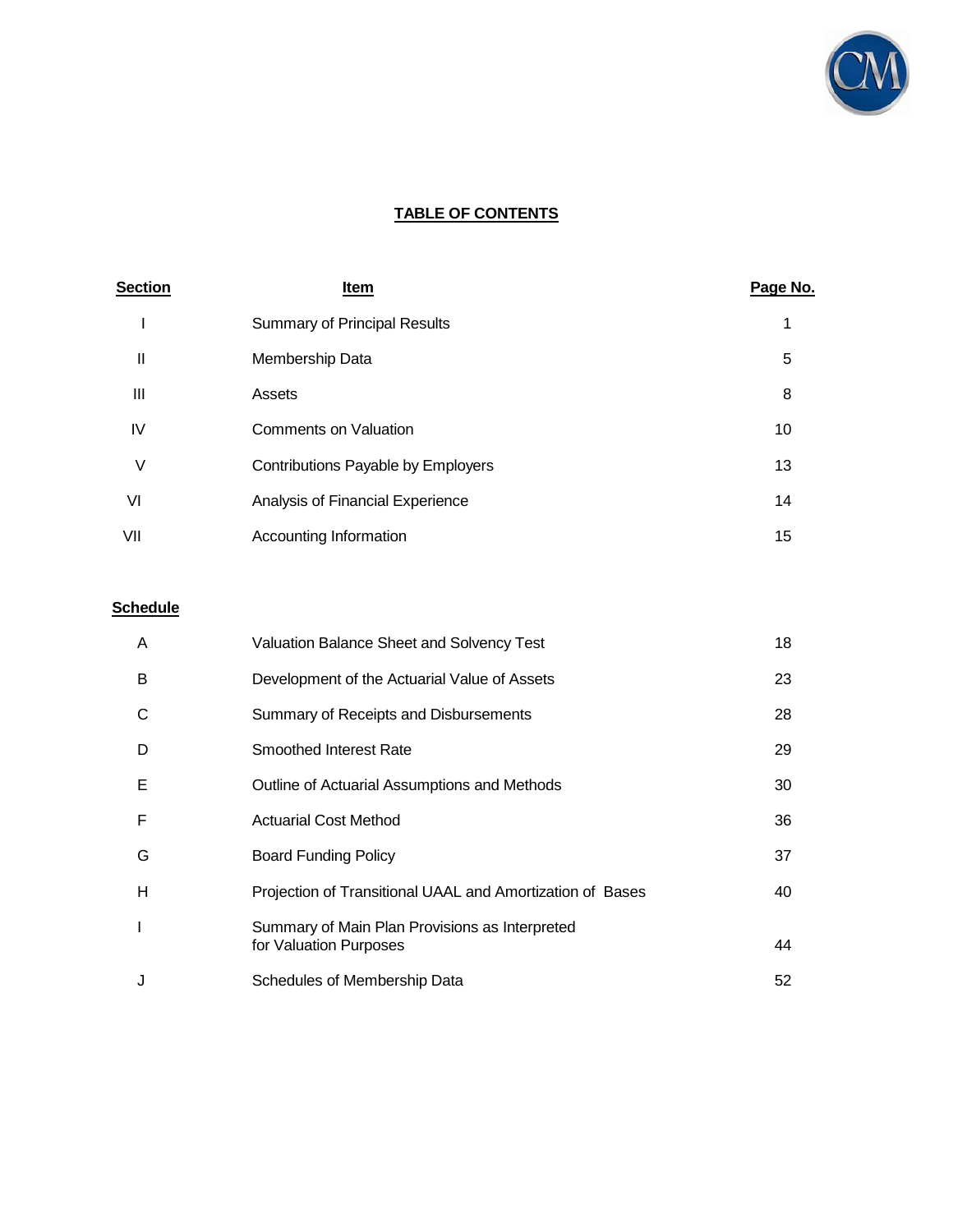# TABLE OF CONTENTS

| Section | Item | Page No. |
|---|---|---|
| I | Summary of Principal Results | 1 |
| II | Membership Data | 5 |
| III | Assets | 8 |
| IV | Comments on Valuation | 10 |
| V | Contributions Payable by Employers | 13 |
| VI | Analysis of Financial Experience | 14 |
| VII | Accounting Information | 15 |

| Schedule | | |
|---|---|---|
| A | Valuation Balance Sheet and Solvency Test | 18 |
| B | Development of the Actuarial Value of Assets | 23 |
| C | Summary of Receipts and Disbursements | 28 |
| D | Smoothed Interest Rate | 29 |
| E | Outline of Actuarial Assumptions and Methods | 30 |
| F | Actuarial Cost Method | 36 |
| G | Board Funding Policy | 37 |
| H | Projection of Transitional UAAL and Amortization of Bases | 40 |
| I | Summary of Main Plan Provisions as Interpreted for Valuation Purposes | 44 |
| J | Schedules of Membership Data | 52 |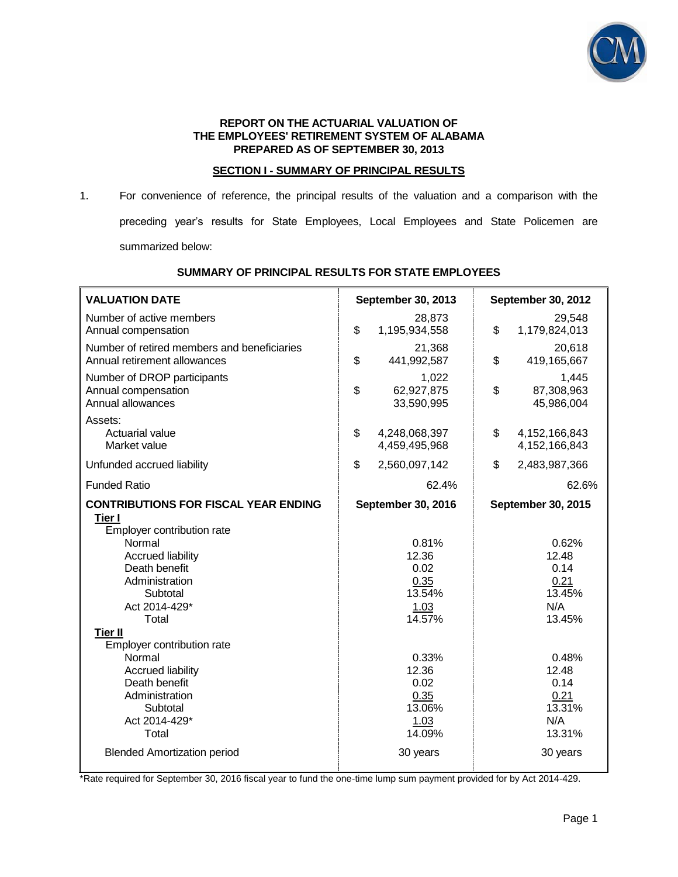**REPORT ON THE ACTUARIAL VALUATION OF THE EMPLOYEES' RETIREMENT SYSTEM OF ALABAMA PREPARED AS OF SEPTEMBER 30, 2013**

## SECTION I - SUMMARY OF PRINCIPAL RESULTS

1. For convenience of reference, the principal results of the valuation and a comparison with the preceding year's results for State Employees, Local Employees and State Policemen are summarized below:

**SUMMARY OF PRINCIPAL RESULTS FOR STATE EMPLOYEES**

| **VALUATION DATE** | **September 30, 2013** | **September 30, 2012** |
|---|---|---|
| Number of active members | 28,873 | 29,548 |
| Annual compensation | $ 1,195,934,558 | $ 1,179,824,013 |
| Number of retired members and beneficiaries | 21,368 | 20,618 |
| Annual retirement allowances | $ 441,992,587 | $ 419,165,667 |
| Number of DROP participants | 1,022 | 1,445 |
| Annual compensation | $ 62,927,875 | $ 87,308,963 |
| Annual allowances | 33,590,995 | 45,986,004 |
| Assets: | | |
| Actuarial value | $ 4,248,068,397 | $ 4,152,166,843 |
| Market value | 4,459,495,968 | 4,152,166,843 |
| Unfunded accrued liability | $ 2,560,097,142 | $ 2,483,987,366 |
| Funded Ratio | 62.4% | 62.6% |
| **CONTRIBUTIONS FOR FISCAL YEAR ENDING** | **September 30, 2016** | **September 30, 2015** |
| **Tier I** | | |
| Employer contribution rate | | |
| Normal | 0.81% | 0.62% |
| Accrued liability | 12.36 | 12.48 |
| Death benefit | 0.02 | 0.14 |
| Administration | 0.35 | 0.21 |
| Subtotal | 13.54% | 13.45% |
| Act 2014-429* | 1.03 | N/A |
| Total | 14.57% | 13.45% |
| **Tier II** | | |
| Employer contribution rate | | |
| Normal | 0.33% | 0.48% |
| Accrued liability | 12.36 | 12.48 |
| Death benefit | 0.02 | 0.14 |
| Administration | 0.35 | 0.21 |
| Subtotal | 13.06% | 13.31% |
| Act 2014-429* | 1.03 | N/A |
| Total | 14.09% | 13.31% |
| Blended Amortization period | 30 years | 30 years |

*Rate required for September 30, 2016 fiscal year to fund the one-time lump sum payment provided for by Act 2014-429.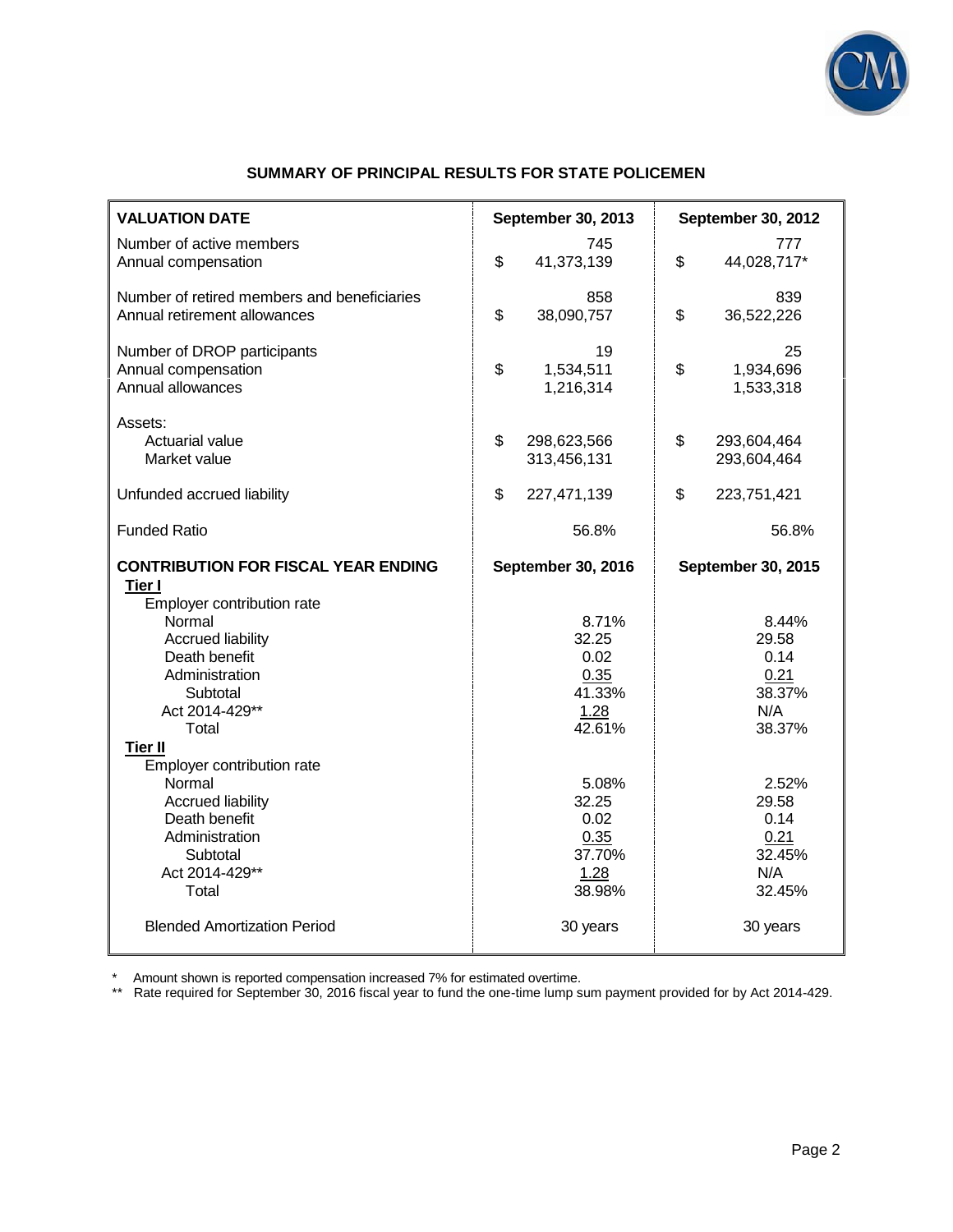## SUMMARY OF PRINCIPAL RESULTS FOR STATE POLICEMEN

| VALUATION DATE | September 30, 2013 | September 30, 2012 |
|---|---|---|
| Number of active members | 745 | 777 |
| Annual compensation | $ 41,373,139 | $ 44,028,717* |
| Number of retired members and beneficiaries | 858 | 839 |
| Annual retirement allowances | $ 38,090,757 | $ 36,522,226 |
| Number of DROP participants | 19 | 25 |
| Annual compensation | $ 1,534,511 | $ 1,934,696 |
| Annual allowances | 1,216,314 | 1,533,318 |
| Assets: | | |
| Actuarial value | $ 298,623,566 | $ 293,604,464 |
| Market value | 313,456,131 | 293,604,464 |
| Unfunded accrued liability | $ 227,471,139 | $ 223,751,421 |
| Funded Ratio | 56.8% | 56.8% |
| **CONTRIBUTION FOR FISCAL YEAR ENDING** | **September 30, 2016** | **September 30, 2015** |
| **Tier I** | | |
| Employer contribution rate | | |
| Normal | 8.71% | 8.44% |
| Accrued liability | 32.25 | 29.58 |
| Death benefit | 0.02 | 0.14 |
| Administration | 0.35 | 0.21 |
| Subtotal | 41.33% | 38.37% |
| Act 2014-429** | 1.28 | N/A |
| Total | 42.61% | 38.37% |
| **Tier II** | | |
| Employer contribution rate | | |
| Normal | 5.08% | 2.52% |
| Accrued liability | 32.25 | 29.58 |
| Death benefit | 0.02 | 0.14 |
| Administration | 0.35 | 0.21 |
| Subtotal | 37.70% | 32.45% |
| Act 2014-429** | 1.28 | N/A |
| Total | 38.98% | 32.45% |
| Blended Amortization Period | 30 years | 30 years |

\* Amount shown is reported compensation increased 7% for estimated overtime.

\** Rate required for September 30, 2016 fiscal year to fund the one-time lump sum payment provided for by Act 2014-429.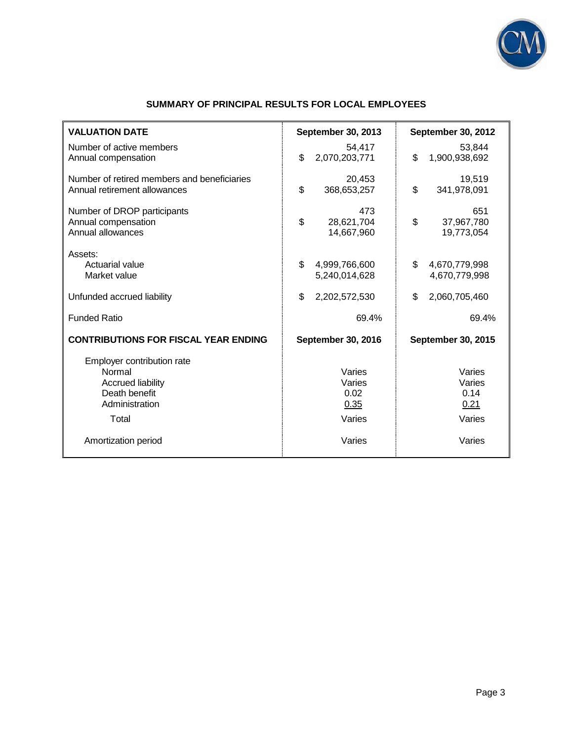## SUMMARY OF PRINCIPAL RESULTS FOR LOCAL EMPLOYEES

| VALUATION DATE | September 30, 2013 | September 30, 2012 |
|---|---|---|
| Number of active members | 54,417 | 53,844 |
| Annual compensation | $ 2,070,203,771 | $ 1,900,938,692 |
| Number of retired members and beneficiaries | 20,453 | 19,519 |
| Annual retirement allowances | $ 368,653,257 | $ 341,978,091 |
| Number of DROP participants | 473 | 651 |
| Annual compensation | $ 28,621,704 | $ 37,967,780 |
| Annual allowances | 14,667,960 | 19,773,054 |
| Assets: | | |
| Actuarial value | $ 4,999,766,600 | $ 4,670,779,998 |
| Market value | 5,240,014,628 | 4,670,779,998 |
| Unfunded accrued liability | $ 2,202,572,530 | $ 2,060,705,460 |
| Funded Ratio | 69.4% | 69.4% |
| **CONTRIBUTIONS FOR FISCAL YEAR ENDING** | **September 30, 2016** | **September 30, 2015** |
| Employer contribution rate | | |
| Normal | Varies | Varies |
| Accrued liability | Varies | Varies |
| Death benefit | 0.02 | 0.14 |
| Administration | 0.35 | 0.21 |
| Total | Varies | Varies |
| Amortization period | Varies | Varies |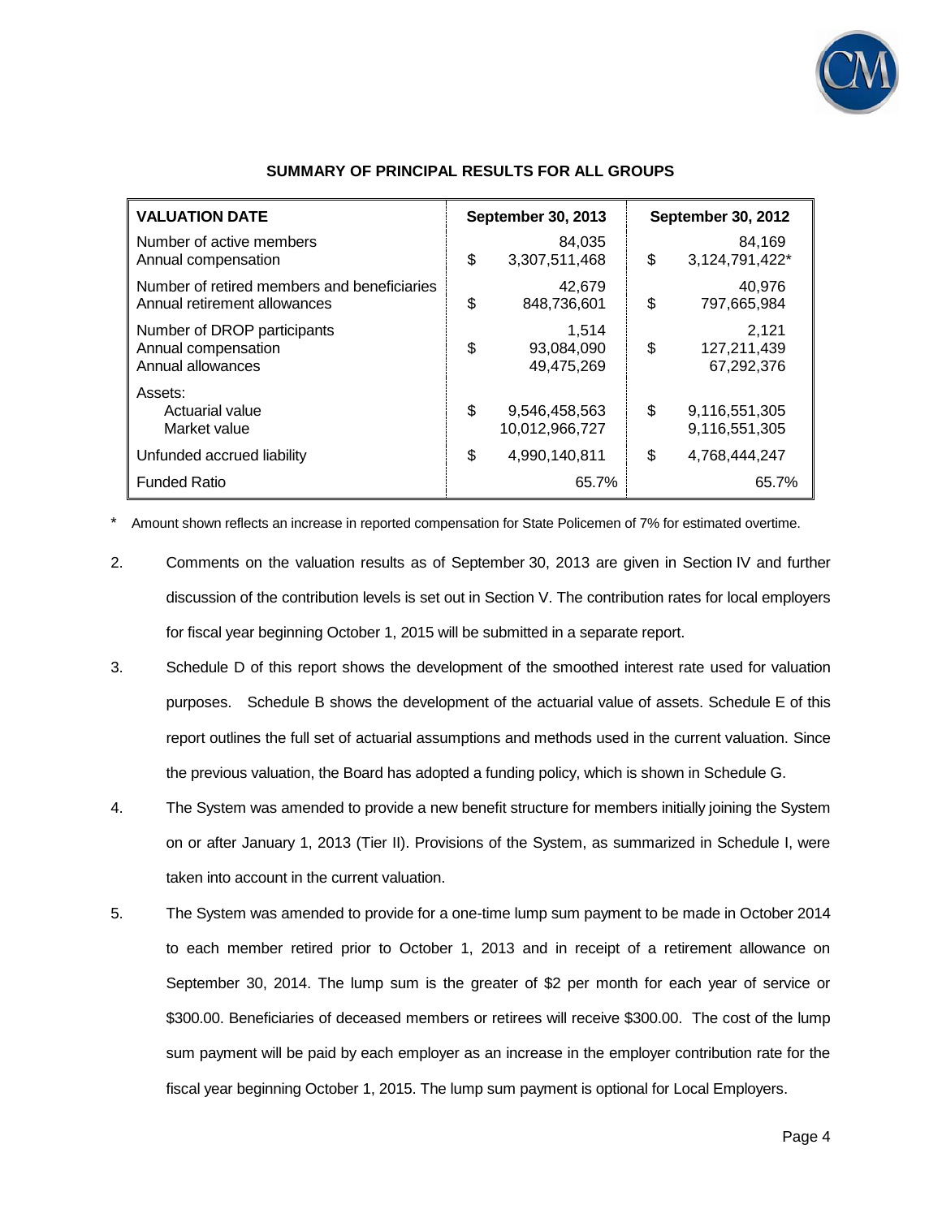## SUMMARY OF PRINCIPAL RESULTS FOR ALL GROUPS

| VALUATION DATE | September 30, 2013 | September 30, 2012 |
|---|---|---|
| Number of active members | 84,035 | 84,169 |
| Annual compensation | $ 3,307,511,468 | $ 3,124,791,422* |
| Number of retired members and beneficiaries | 42,679 | 40,976 |
| Annual retirement allowances | $ 848,736,601 | $ 797,665,984 |
| Number of DROP participants | 1,514 | 2,121 |
| Annual compensation | $ 93,084,090 | $ 127,211,439 |
| Annual allowances | 49,475,269 | 67,292,376 |
| Assets: | | |
| Actuarial value | $ 9,546,458,563 | $ 9,116,551,305 |
| Market value | 10,012,966,727 | 9,116,551,305 |
| Unfunded accrued liability | $ 4,990,140,811 | $ 4,768,444,247 |
| Funded Ratio | 65.7% | 65.7% |

\* Amount shown reflects an increase in reported compensation for State Policemen of 7% for estimated overtime.

2. Comments on the valuation results as of September 30, 2013 are given in Section IV and further discussion of the contribution levels is set out in Section V. The contribution rates for local employers for fiscal year beginning October 1, 2015 will be submitted in a separate report.

3. Schedule D of this report shows the development of the smoothed interest rate used for valuation purposes. Schedule B shows the development of the actuarial value of assets. Schedule E of this report outlines the full set of actuarial assumptions and methods used in the current valuation. Since the previous valuation, the Board has adopted a funding policy, which is shown in Schedule G.

4. The System was amended to provide a new benefit structure for members initially joining the System on or after January 1, 2013 (Tier II). Provisions of the System, as summarized in Schedule I, were taken into account in the current valuation.

5. The System was amended to provide for a one-time lump sum payment to be made in October 2014 to each member retired prior to October 1, 2013 and in receipt of a retirement allowance on September 30, 2014. The lump sum is the greater of $2 per month for each year of service or $300.00. Beneficiaries of deceased members or retirees will receive $300.00. The cost of the lump sum payment will be paid by each employer as an increase in the employer contribution rate for the fiscal year beginning October 1, 2015. The lump sum payment is optional for Local Employers.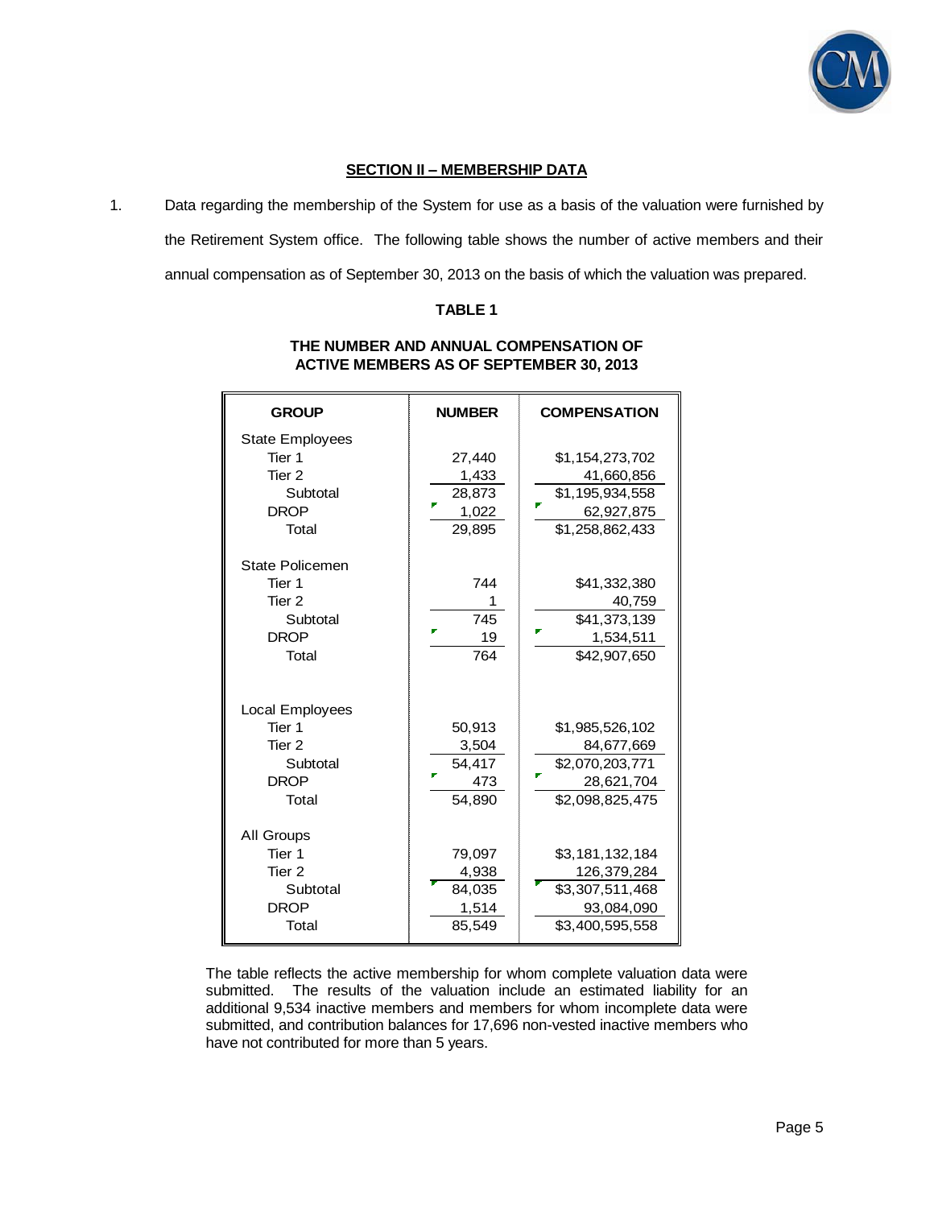## SECTION II – MEMBERSHIP DATA

1. Data regarding the membership of the System for use as a basis of the valuation were furnished by the Retirement System office. The following table shows the number of active members and their annual compensation as of September 30, 2013 on the basis of which the valuation was prepared.

**TABLE 1**

**THE NUMBER AND ANNUAL COMPENSATION OF ACTIVE MEMBERS AS OF SEPTEMBER 30, 2013**

| GROUP | NUMBER | COMPENSATION |
|---|---|---|
| State Employees | | |
| Tier 1 | 27,440 | $1,154,273,702 |
| Tier 2 | 1,433 | 41,660,856 |
| Subtotal | 28,873 | $1,195,934,558 |
| DROP | 1,022 | 62,927,875 |
| Total | 29,895 | $1,258,862,433 |
| State Policemen | | |
| Tier 1 | 744 | $41,332,380 |
| Tier 2 | 1 | 40,759 |
| Subtotal | 745 | $41,373,139 |
| DROP | 19 | 1,534,511 |
| Total | 764 | $42,907,650 |
| Local Employees | | |
| Tier 1 | 50,913 | $1,985,526,102 |
| Tier 2 | 3,504 | 84,677,669 |
| Subtotal | 54,417 | $2,070,203,771 |
| DROP | 473 | 28,621,704 |
| Total | 54,890 | $2,098,825,475 |
| All Groups | | |
| Tier 1 | 79,097 | $3,181,132,184 |
| Tier 2 | 4,938 | 126,379,284 |
| Subtotal | 84,035 | $3,307,511,468 |
| DROP | 1,514 | 93,084,090 |
| Total | 85,549 | $3,400,595,558 |

The table reflects the active membership for whom complete valuation data were submitted. The results of the valuation include an estimated liability for an additional 9,534 inactive members and members for whom incomplete data were submitted, and contribution balances for 17,696 non-vested inactive members who have not contributed for more than 5 years.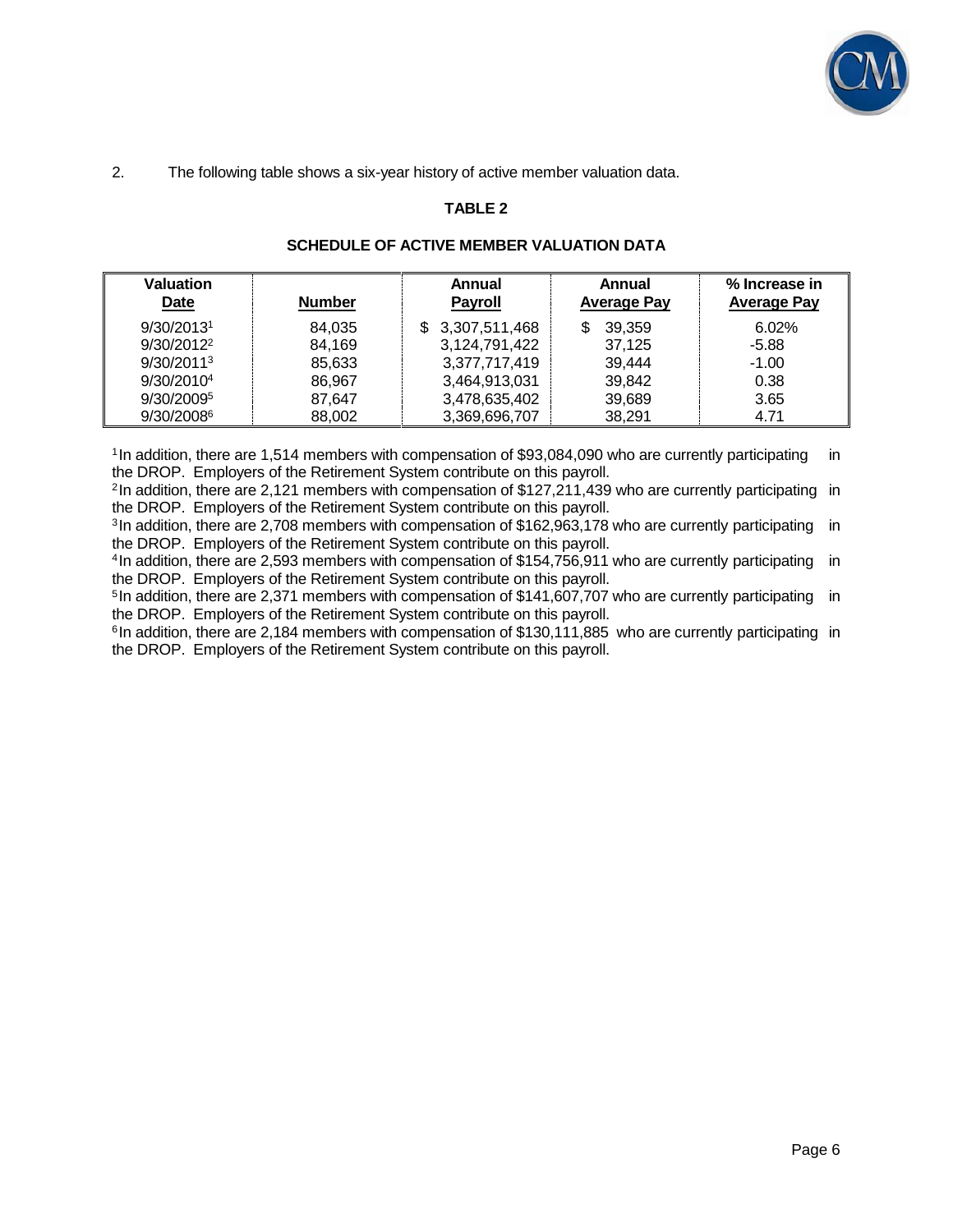2. The following table shows a six-year history of active member valuation data.

**TABLE 2**

**SCHEDULE OF ACTIVE MEMBER VALUATION DATA**

| Valuation Date | Number | Annual Payroll | Annual Average Pay | % Increase in Average Pay |
|---|---|---|---|---|
| 9/30/2013[1] | 84,035 | $ 3,307,511,468 | $ 39,359 | 6.02% |
| 9/30/2012[2] | 84,169 | 3,124,791,422 | 37,125 | -5.88 |
| 9/30/2011[3] | 85,633 | 3,377,717,419 | 39,444 | -1.00 |
| 9/30/2010[4] | 86,967 | 3,464,913,031 | 39,842 | 0.38 |
| 9/30/2009[5] | 87,647 | 3,478,635,402 | 39,689 | 3.65 |
| 9/30/2008[6] | 88,002 | 3,369,696,707 | 38,291 | 4.71 |

[1] In addition, there are 1,514 members with compensation of $93,084,090 who are currently participating in the DROP. Employers of the Retirement System contribute on this payroll.

[2] In addition, there are 2,121 members with compensation of $127,211,439 who are currently participating in the DROP. Employers of the Retirement System contribute on this payroll.

[3] In addition, there are 2,708 members with compensation of $162,963,178 who are currently participating in the DROP. Employers of the Retirement System contribute on this payroll.

[4] In addition, there are 2,593 members with compensation of $154,756,911 who are currently participating in the DROP. Employers of the Retirement System contribute on this payroll.

[5] In addition, there are 2,371 members with compensation of $141,607,707 who are currently participating in the DROP. Employers of the Retirement System contribute on this payroll.

[6] In addition, there are 2,184 members with compensation of $130,111,885 who are currently participating in the DROP. Employers of the Retirement System contribute on this payroll.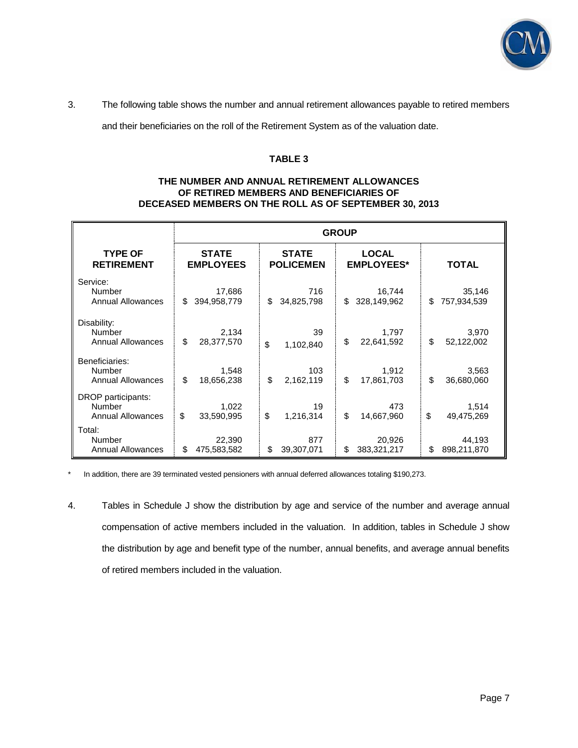3. The following table shows the number and annual retirement allowances payable to retired members and their beneficiaries on the roll of the Retirement System as of the valuation date.

**TABLE 3**

**THE NUMBER AND ANNUAL RETIREMENT ALLOWANCES OF RETIRED MEMBERS AND BENEFICIARIES OF DECEASED MEMBERS ON THE ROLL AS OF SEPTEMBER 30, 2013**

| | **GROUP** | | | |
|---|---|---|---|---|
| **TYPE OF RETIREMENT** | **STATE EMPLOYEES** | **STATE POLICEMEN** | **LOCAL EMPLOYEES*** | **TOTAL** |
| Service: | | | | |
| Number | 17,686 | 716 | 16,744 | 35,146 |
| Annual Allowances | $ 394,958,779 | $ 34,825,798 | $ 328,149,962 | $ 757,934,539 |
| Disability: | | | | |
| Number | 2,134 | 39 | 1,797 | 3,970 |
| Annual Allowances | $ 28,377,570 | $ 1,102,840 | $ 22,641,592 | $ 52,122,002 |
| Beneficiaries: | | | | |
| Number | 1,548 | 103 | 1,912 | 3,563 |
| Annual Allowances | $ 18,656,238 | $ 2,162,119 | $ 17,861,703 | $ 36,680,060 |
| DROP participants: | | | | |
| Number | 1,022 | 19 | 473 | 1,514 |
| Annual Allowances | $ 33,590,995 | $ 1,216,314 | $ 14,667,960 | $ 49,475,269 |
| Total: | | | | |
| Number | 22,390 | 877 | 20,926 | 44,193 |
| Annual Allowances | $ 475,583,582 | $ 39,307,071 | $ 383,321,217 | $ 898,211,870 |

\* In addition, there are 39 terminated vested pensioners with annual deferred allowances totaling $190,273.

4. Tables in Schedule J show the distribution by age and service of the number and average annual compensation of active members included in the valuation. In addition, tables in Schedule J show the distribution by age and benefit type of the number, annual benefits, and average annual benefits of retired members included in the valuation.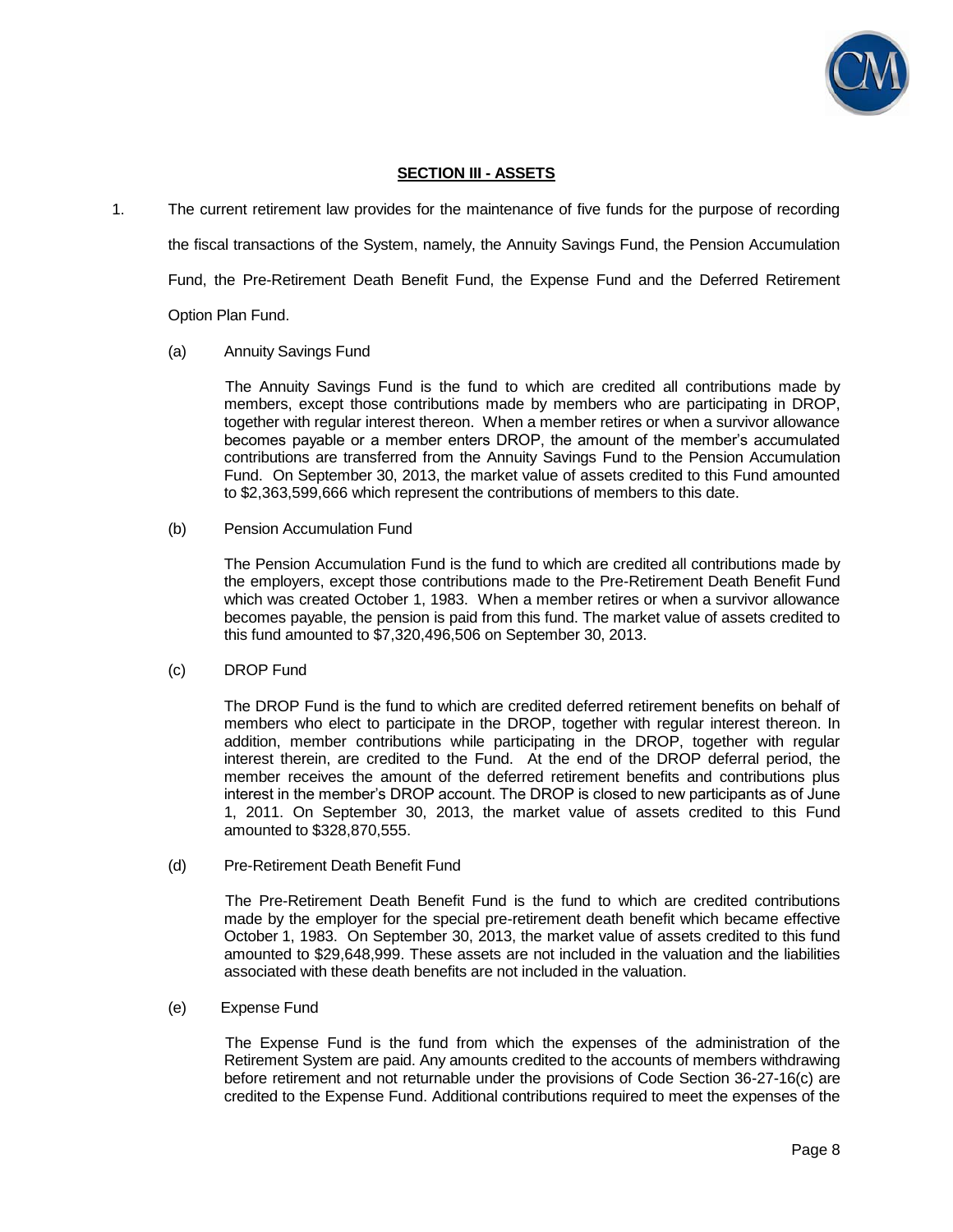## SECTION III - ASSETS

1. The current retirement law provides for the maintenance of five funds for the purpose of recording the fiscal transactions of the System, namely, the Annuity Savings Fund, the Pension Accumulation Fund, the Pre-Retirement Death Benefit Fund, the Expense Fund and the Deferred Retirement Option Plan Fund.

   (a) Annuity Savings Fund

   The Annuity Savings Fund is the fund to which are credited all contributions made by members, except those contributions made by members who are participating in DROP, together with regular interest thereon. When a member retires or when a survivor allowance becomes payable or a member enters DROP, the amount of the member's accumulated contributions are transferred from the Annuity Savings Fund to the Pension Accumulation Fund. On September 30, 2013, the market value of assets credited to this Fund amounted to $2,363,599,666 which represent the contributions of members to this date.

   (b) Pension Accumulation Fund

   The Pension Accumulation Fund is the fund to which are credited all contributions made by the employers, except those contributions made to the Pre-Retirement Death Benefit Fund which was created October 1, 1983. When a member retires or when a survivor allowance becomes payable, the pension is paid from this fund. The market value of assets credited to this fund amounted to $7,320,496,506 on September 30, 2013.

   (c) DROP Fund

   The DROP Fund is the fund to which are credited deferred retirement benefits on behalf of members who elect to participate in the DROP, together with regular interest thereon. In addition, member contributions while participating in the DROP, together with regular interest therein, are credited to the Fund. At the end of the DROP deferral period, the member receives the amount of the deferred retirement benefits and contributions plus interest in the member's DROP account. The DROP is closed to new participants as of June 1, 2011. On September 30, 2013, the market value of assets credited to this Fund amounted to $328,870,555.

   (d) Pre-Retirement Death Benefit Fund

   The Pre-Retirement Death Benefit Fund is the fund to which are credited contributions made by the employer for the special pre-retirement death benefit which became effective October 1, 1983. On September 30, 2013, the market value of assets credited to this fund amounted to $29,648,999. These assets are not included in the valuation and the liabilities associated with these death benefits are not included in the valuation.

   (e) Expense Fund

   The Expense Fund is the fund from which the expenses of the administration of the Retirement System are paid. Any amounts credited to the accounts of members withdrawing before retirement and not returnable under the provisions of Code Section 36-27-16(c) are credited to the Expense Fund. Additional contributions required to meet the expenses of the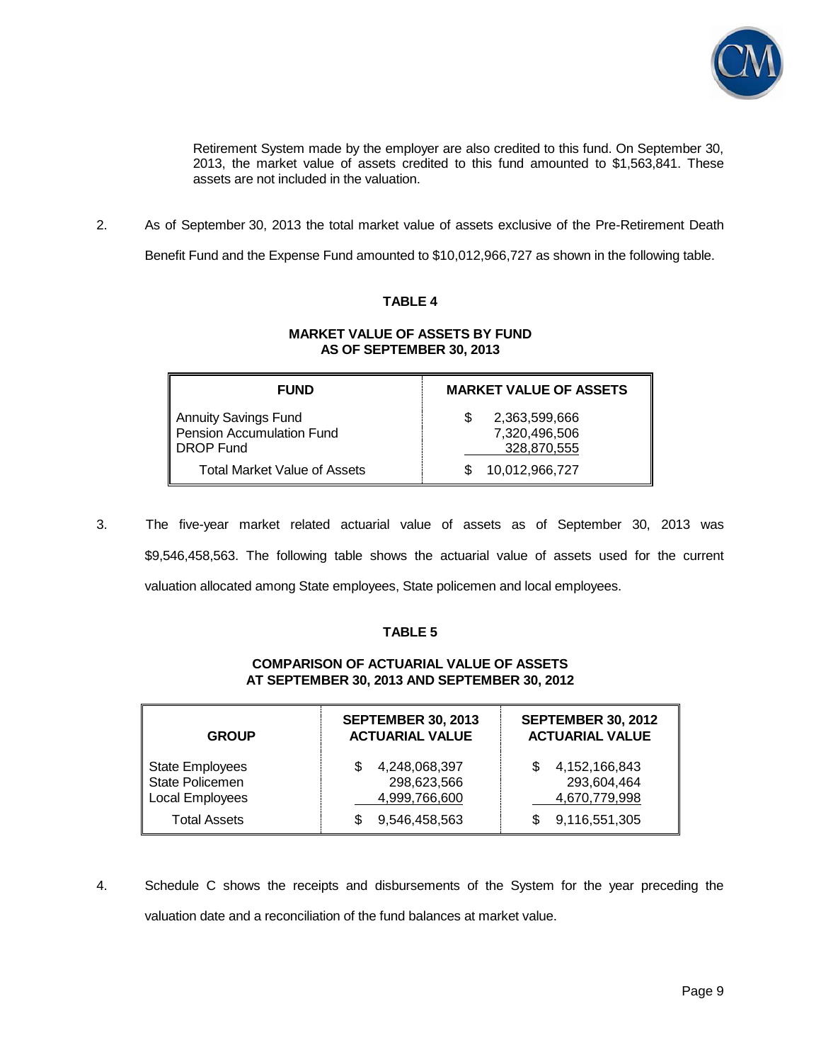Retirement System made by the employer are also credited to this fund. On September 30, 2013, the market value of assets credited to this fund amounted to $1,563,841. These assets are not included in the valuation.

2. As of September 30, 2013 the total market value of assets exclusive of the Pre-Retirement Death Benefit Fund and the Expense Fund amounted to $10,012,966,727 as shown in the following table.

**TABLE 4**

**MARKET VALUE OF ASSETS BY FUND AS OF SEPTEMBER 30, 2013**

| FUND | MARKET VALUE OF ASSETS |
|---|---|
| Annuity Savings Fund | $ 2,363,599,666 |
| Pension Accumulation Fund | 7,320,496,506 |
| DROP Fund | 328,870,555 |
| Total Market Value of Assets | $ 10,012,966,727 |

3. The five-year market related actuarial value of assets as of September 30, 2013 was $9,546,458,563. The following table shows the actuarial value of assets used for the current valuation allocated among State employees, State policemen and local employees.

**TABLE 5**

**COMPARISON OF ACTUARIAL VALUE OF ASSETS AT SEPTEMBER 30, 2013 AND SEPTEMBER 30, 2012**

| GROUP | SEPTEMBER 30, 2013 ACTUARIAL VALUE | SEPTEMBER 30, 2012 ACTUARIAL VALUE |
|---|---|---|
| State Employees | $ 4,248,068,397 | $ 4,152,166,843 |
| State Policemen | 298,623,566 | 293,604,464 |
| Local Employees | 4,999,766,600 | 4,670,779,998 |
| Total Assets | $ 9,546,458,563 | $ 9,116,551,305 |

4. Schedule C shows the receipts and disbursements of the System for the year preceding the valuation date and a reconciliation of the fund balances at market value.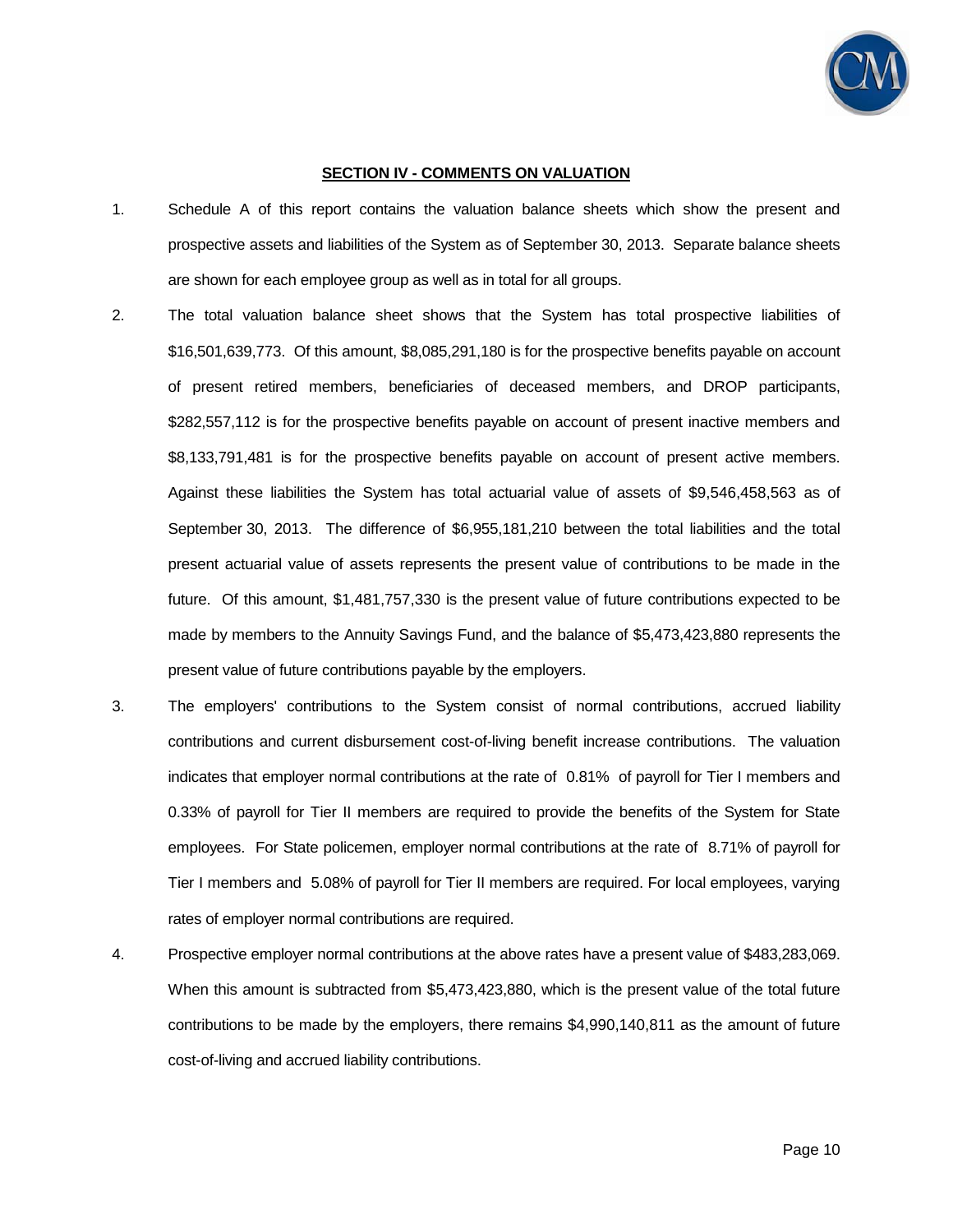## SECTION IV - COMMENTS ON VALUATION

1. Schedule A of this report contains the valuation balance sheets which show the present and prospective assets and liabilities of the System as of September 30, 2013. Separate balance sheets are shown for each employee group as well as in total for all groups.

2. The total valuation balance sheet shows that the System has total prospective liabilities of $16,501,639,773. Of this amount, $8,085,291,180 is for the prospective benefits payable on account of present retired members, beneficiaries of deceased members, and DROP participants, $282,557,112 is for the prospective benefits payable on account of present inactive members and $8,133,791,481 is for the prospective benefits payable on account of present active members. Against these liabilities the System has total actuarial value of assets of $9,546,458,563 as of September 30, 2013. The difference of $6,955,181,210 between the total liabilities and the total present actuarial value of assets represents the present value of contributions to be made in the future. Of this amount, $1,481,757,330 is the present value of future contributions expected to be made by members to the Annuity Savings Fund, and the balance of $5,473,423,880 represents the present value of future contributions payable by the employers.

3. The employers' contributions to the System consist of normal contributions, accrued liability contributions and current disbursement cost-of-living benefit increase contributions. The valuation indicates that employer normal contributions at the rate of 0.81% of payroll for Tier I members and 0.33% of payroll for Tier II members are required to provide the benefits of the System for State employees. For State policemen, employer normal contributions at the rate of 8.71% of payroll for Tier I members and 5.08% of payroll for Tier II members are required. For local employees, varying rates of employer normal contributions are required.

4. Prospective employer normal contributions at the above rates have a present value of $483,283,069. When this amount is subtracted from $5,473,423,880, which is the present value of the total future contributions to be made by the employers, there remains $4,990,140,811 as the amount of future cost-of-living and accrued liability contributions.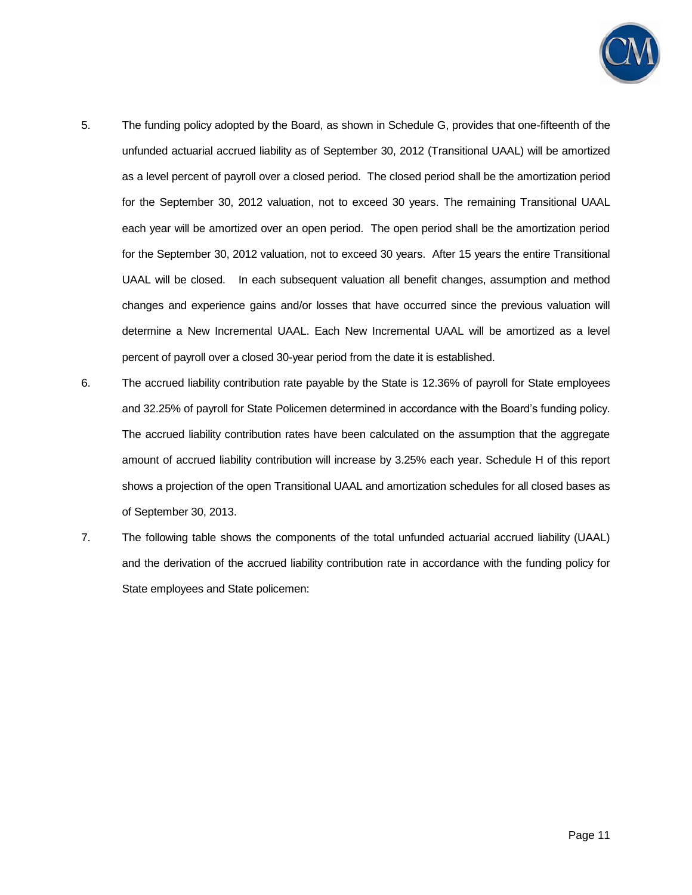5. The funding policy adopted by the Board, as shown in Schedule G, provides that one-fifteenth of the unfunded actuarial accrued liability as of September 30, 2012 (Transitional UAAL) will be amortized as a level percent of payroll over a closed period. The closed period shall be the amortization period for the September 30, 2012 valuation, not to exceed 30 years. The remaining Transitional UAAL each year will be amortized over an open period. The open period shall be the amortization period for the September 30, 2012 valuation, not to exceed 30 years. After 15 years the entire Transitional UAAL will be closed. In each subsequent valuation all benefit changes, assumption and method changes and experience gains and/or losses that have occurred since the previous valuation will determine a New Incremental UAAL. Each New Incremental UAAL will be amortized as a level percent of payroll over a closed 30-year period from the date it is established.

6. The accrued liability contribution rate payable by the State is 12.36% of payroll for State employees and 32.25% of payroll for State Policemen determined in accordance with the Board's funding policy. The accrued liability contribution rates have been calculated on the assumption that the aggregate amount of accrued liability contribution will increase by 3.25% each year. Schedule H of this report shows a projection of the open Transitional UAAL and amortization schedules for all closed bases as of September 30, 2013.

7. The following table shows the components of the total unfunded actuarial accrued liability (UAAL) and the derivation of the accrued liability contribution rate in accordance with the funding policy for State employees and State policemen: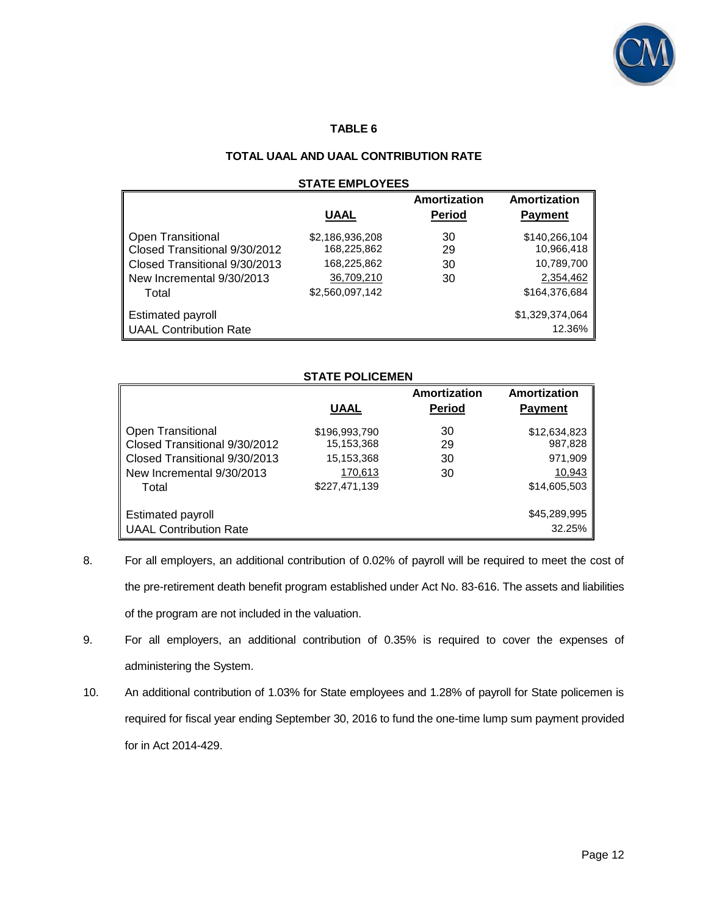**TABLE 6**

**TOTAL UAAL AND UAAL CONTRIBUTION RATE**

**STATE EMPLOYEES**

| | UAAL | Amortization Period | Amortization Payment |
|---|---|---|---|
| Open Transitional | $2,186,936,208 | 30 | $140,266,104 |
| Closed Transitional 9/30/2012 | 168,225,862 | 29 | 10,966,418 |
| Closed Transitional 9/30/2013 | 168,225,862 | 30 | 10,789,700 |
| New Incremental 9/30/2013 | 36,709,210 | 30 | 2,354,462 |
| Total | $2,560,097,142 | | $164,376,684 |
| Estimated payroll | | | $1,329,374,064 |
| UAAL Contribution Rate | | | 12.36% |

**STATE POLICEMEN**

| | UAAL | Amortization Period | Amortization Payment |
|---|---|---|---|
| Open Transitional | $196,993,790 | 30 | $12,634,823 |
| Closed Transitional 9/30/2012 | 15,153,368 | 29 | 987,828 |
| Closed Transitional 9/30/2013 | 15,153,368 | 30 | 971,909 |
| New Incremental 9/30/2013 | 170,613 | 30 | 10,943 |
| Total | $227,471,139 | | $14,605,503 |
| Estimated payroll | | | $45,289,995 |
| UAAL Contribution Rate | | | 32.25% |

8. For all employers, an additional contribution of 0.02% of payroll will be required to meet the cost of the pre-retirement death benefit program established under Act No. 83-616. The assets and liabilities of the program are not included in the valuation.

9. For all employers, an additional contribution of 0.35% is required to cover the expenses of administering the System.

10. An additional contribution of 1.03% for State employees and 1.28% of payroll for State policemen is required for fiscal year ending September 30, 2016 to fund the one-time lump sum payment provided for in Act 2014-429.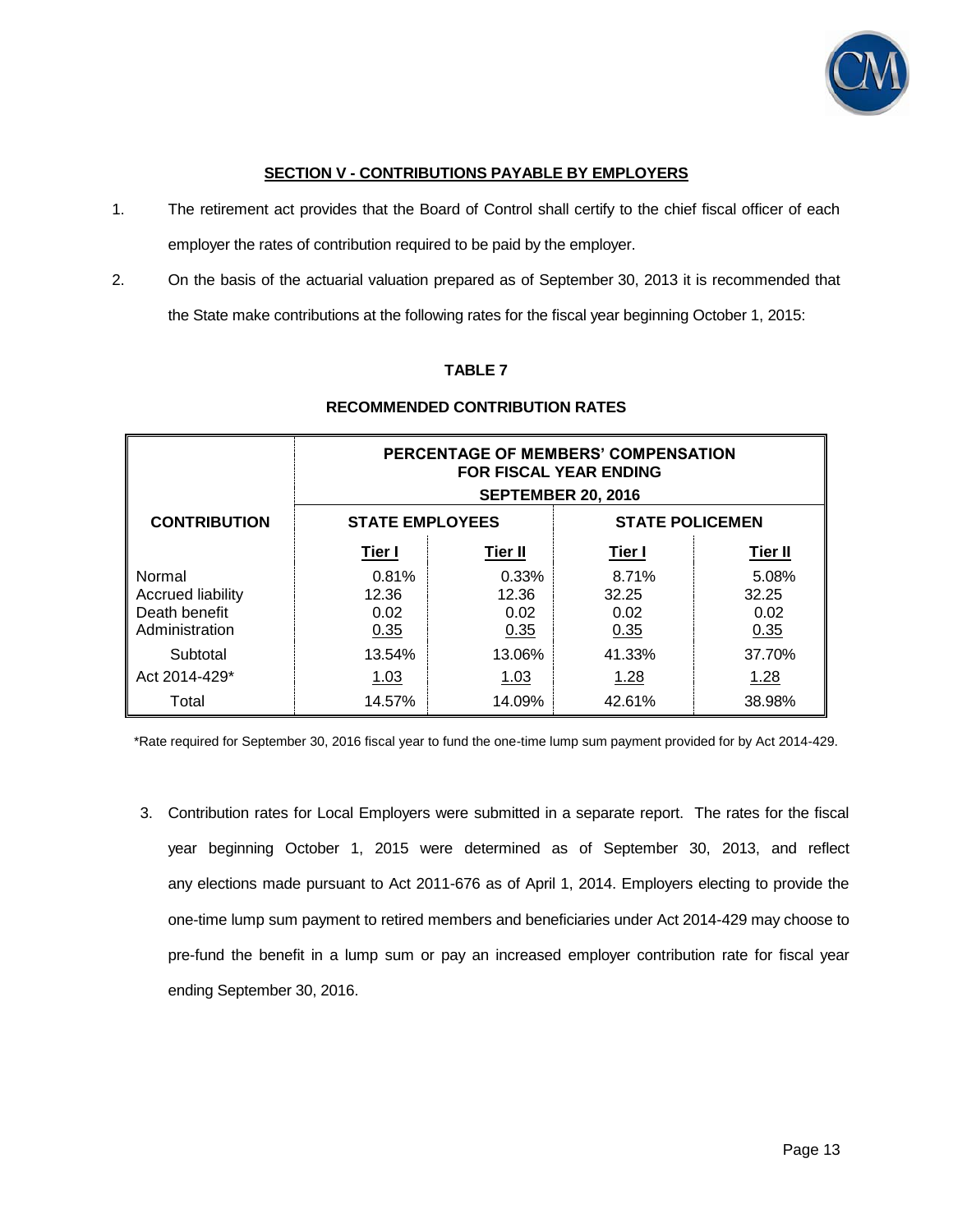## SECTION V - CONTRIBUTIONS PAYABLE BY EMPLOYERS

1. The retirement act provides that the Board of Control shall certify to the chief fiscal officer of each employer the rates of contribution required to be paid by the employer.

2. On the basis of the actuarial valuation prepared as of September 30, 2013 it is recommended that the State make contributions at the following rates for the fiscal year beginning October 1, 2015:

**TABLE 7**

**RECOMMENDED CONTRIBUTION RATES**

| CONTRIBUTION | PERCENTAGE OF MEMBERS' COMPENSATION FOR FISCAL YEAR ENDING SEPTEMBER 20, 2016 | | | |
|---|---|---|---|---|
| | STATE EMPLOYEES | | STATE POLICEMEN | |
| | Tier I | Tier II | Tier I | Tier II |
| Normal | 0.81% | 0.33% | 8.71% | 5.08% |
| Accrued liability | 12.36 | 12.36 | 32.25 | 32.25 |
| Death benefit | 0.02 | 0.02 | 0.02 | 0.02 |
| Administration | 0.35 | 0.35 | 0.35 | 0.35 |
| Subtotal | 13.54% | 13.06% | 41.33% | 37.70% |
| Act 2014-429* | 1.03 | 1.03 | 1.28 | 1.28 |
| Total | 14.57% | 14.09% | 42.61% | 38.98% |

*Rate required for September 30, 2016 fiscal year to fund the one-time lump sum payment provided for by Act 2014-429.

3. Contribution rates for Local Employers were submitted in a separate report. The rates for the fiscal year beginning October 1, 2015 were determined as of September 30, 2013, and reflect any elections made pursuant to Act 2011-676 as of April 1, 2014. Employers electing to provide the one-time lump sum payment to retired members and beneficiaries under Act 2014-429 may choose to pre-fund the benefit in a lump sum or pay an increased employer contribution rate for fiscal year ending September 30, 2016.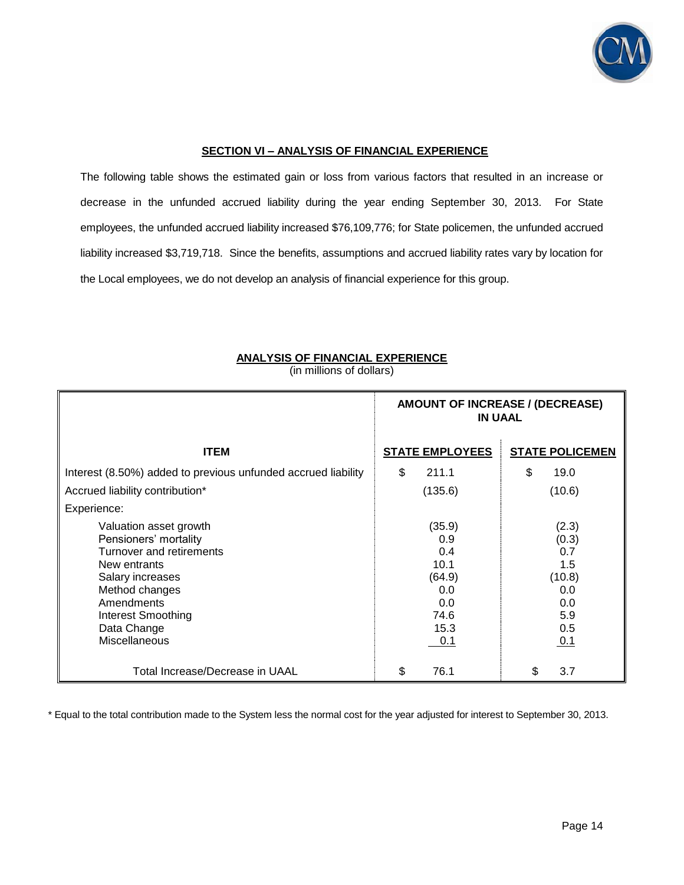## SECTION VI – ANALYSIS OF FINANCIAL EXPERIENCE

The following table shows the estimated gain or loss from various factors that resulted in an increase or decrease in the unfunded accrued liability during the year ending September 30, 2013. For State employees, the unfunded accrued liability increased $76,109,776; for State policemen, the unfunded accrued liability increased $3,719,718. Since the benefits, assumptions and accrued liability rates vary by location for the Local employees, we do not develop an analysis of financial experience for this group.

### ANALYSIS OF FINANCIAL EXPERIENCE

(in millions of dollars)

| ITEM | AMOUNT OF INCREASE / (DECREASE) IN UAAL | |
|---|---|---|
| | **STATE EMPLOYEES** | **STATE POLICEMEN** |
| Interest (8.50%) added to previous unfunded accrued liability | $ 211.1 | $ 19.0 |
| Accrued liability contribution* | (135.6) | (10.6) |
| Experience: | | |
| Valuation asset growth | (35.9) | (2.3) |
| Pensioners' mortality | 0.9 | (0.3) |
| Turnover and retirements | 0.4 | 0.7 |
| New entrants | 10.1 | 1.5 |
| Salary increases | (64.9) | (10.8) |
| Method changes | 0.0 | 0.0 |
| Amendments | 0.0 | 0.0 |
| Interest Smoothing | 74.6 | 5.9 |
| Data Change | 15.3 | 0.5 |
| Miscellaneous | 0.1 | 0.1 |
| Total Increase/Decrease in UAAL | $ 76.1 | $ 3.7 |

\* Equal to the total contribution made to the System less the normal cost for the year adjusted for interest to September 30, 2013.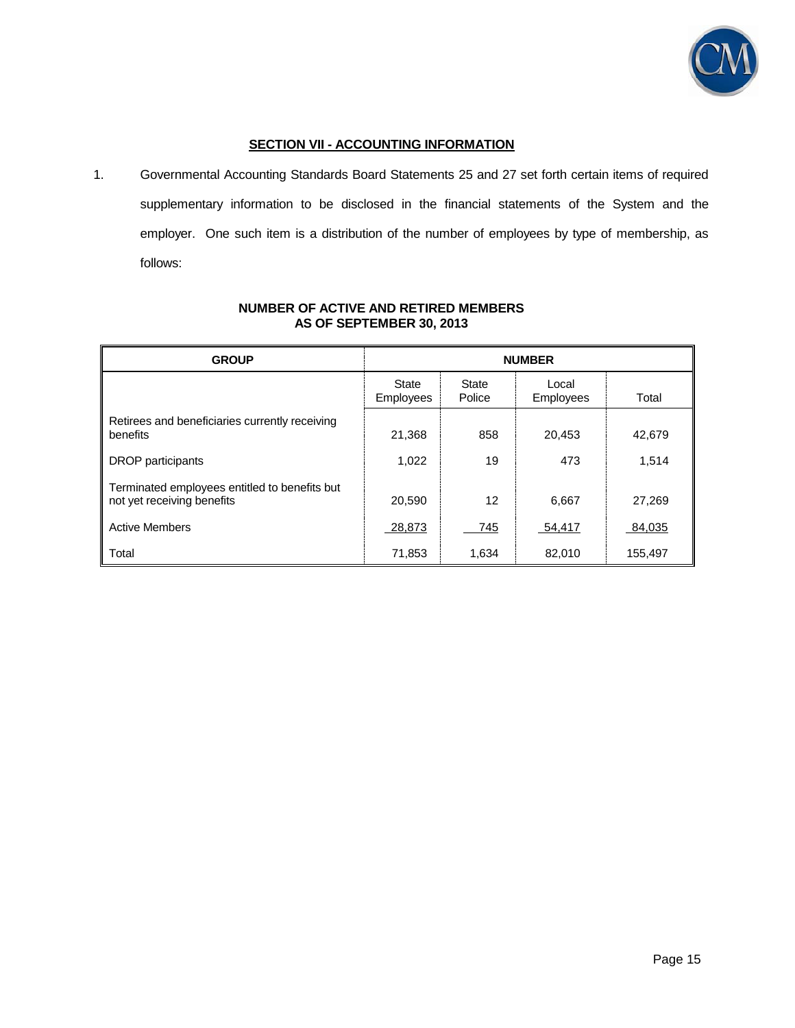## SECTION VII - ACCOUNTING INFORMATION

1. Governmental Accounting Standards Board Statements 25 and 27 set forth certain items of required supplementary information to be disclosed in the financial statements of the System and the employer. One such item is a distribution of the number of employees by type of membership, as follows:

**NUMBER OF ACTIVE AND RETIRED MEMBERS**
**AS OF SEPTEMBER 30, 2013**

| GROUP | NUMBER | | | |
|---|---|---|---|---|
| | State Employees | State Police | Local Employees | Total |
| Retirees and beneficiaries currently receiving benefits | 21,368 | 858 | 20,453 | 42,679 |
| DROP participants | 1,022 | 19 | 473 | 1,514 |
| Terminated employees entitled to benefits but not yet receiving benefits | 20,590 | 12 | 6,667 | 27,269 |
| Active Members | 28,873 | 745 | 54,417 | 84,035 |
| Total | 71,853 | 1,634 | 82,010 | 155,497 |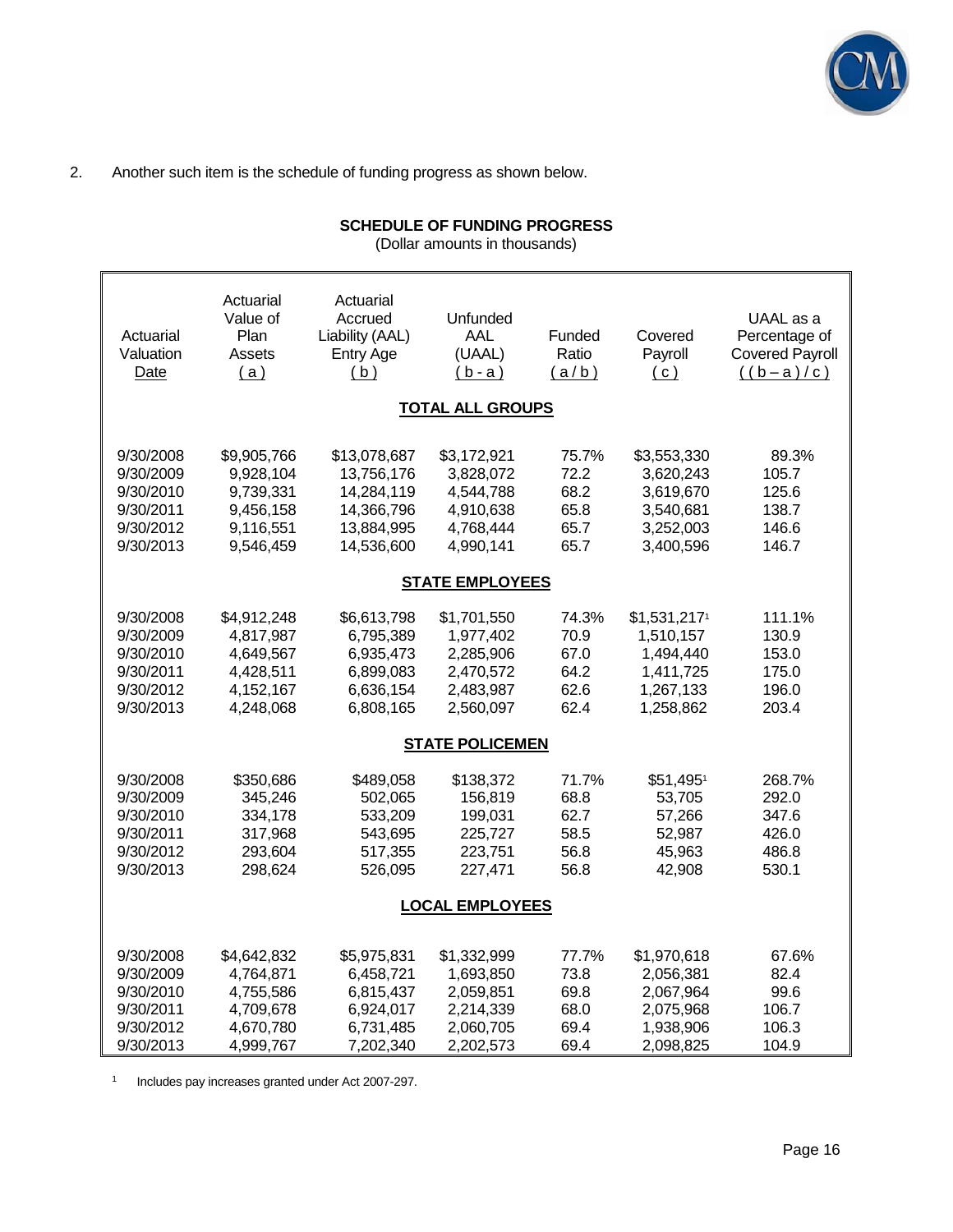2. Another such item is the schedule of funding progress as shown below.

**SCHEDULE OF FUNDING PROGRESS**
(Dollar amounts in thousands)

| Actuarial Valuation Date | Actuarial Value of Plan Assets ( a ) | Actuarial Accrued Liability (AAL) Entry Age ( b ) | Unfunded AAL (UAAL) ( b - a ) | Funded Ratio ( a / b ) | Covered Payroll ( c ) | UAAL as a Percentage of Covered Payroll ( ( b – a ) / c ) |
|---|---|---|---|---|---|---|
| **TOTAL ALL GROUPS** | | | | | | |
| 9/30/2008 | $9,905,766 | $13,078,687 | $3,172,921 | 75.7% | $3,553,330 | 89.3% |
| 9/30/2009 | 9,928,104 | 13,756,176 | 3,828,072 | 72.2 | 3,620,243 | 105.7 |
| 9/30/2010 | 9,739,331 | 14,284,119 | 4,544,788 | 68.2 | 3,619,670 | 125.6 |
| 9/30/2011 | 9,456,158 | 14,366,796 | 4,910,638 | 65.8 | 3,540,681 | 138.7 |
| 9/30/2012 | 9,116,551 | 13,884,995 | 4,768,444 | 65.7 | 3,252,003 | 146.6 |
| 9/30/2013 | 9,546,459 | 14,536,600 | 4,990,141 | 65.7 | 3,400,596 | 146.7 |
| **STATE EMPLOYEES** | | | | | | |
| 9/30/2008 | $4,912,248 | $6,613,798 | $1,701,550 | 74.3% | $1,531,217[1] | 111.1% |
| 9/30/2009 | 4,817,987 | 6,795,389 | 1,977,402 | 70.9 | 1,510,157 | 130.9 |
| 9/30/2010 | 4,649,567 | 6,935,473 | 2,285,906 | 67.0 | 1,494,440 | 153.0 |
| 9/30/2011 | 4,428,511 | 6,899,083 | 2,470,572 | 64.2 | 1,411,725 | 175.0 |
| 9/30/2012 | 4,152,167 | 6,636,154 | 2,483,987 | 62.6 | 1,267,133 | 196.0 |
| 9/30/2013 | 4,248,068 | 6,808,165 | 2,560,097 | 62.4 | 1,258,862 | 203.4 |
| **STATE POLICEMEN** | | | | | | |
| 9/30/2008 | $350,686 | $489,058 | $138,372 | 71.7% | $51,495[1] | 268.7% |
| 9/30/2009 | 345,246 | 502,065 | 156,819 | 68.8 | 53,705 | 292.0 |
| 9/30/2010 | 334,178 | 533,209 | 199,031 | 62.7 | 57,266 | 347.6 |
| 9/30/2011 | 317,968 | 543,695 | 225,727 | 58.5 | 52,987 | 426.0 |
| 9/30/2012 | 293,604 | 517,355 | 223,751 | 56.8 | 45,963 | 486.8 |
| 9/30/2013 | 298,624 | 526,095 | 227,471 | 56.8 | 42,908 | 530.1 |
| **LOCAL EMPLOYEES** | | | | | | |
| 9/30/2008 | $4,642,832 | $5,975,831 | $1,332,999 | 77.7% | $1,970,618 | 67.6% |
| 9/30/2009 | 4,764,871 | 6,458,721 | 1,693,850 | 73.8 | 2,056,381 | 82.4 |
| 9/30/2010 | 4,755,586 | 6,815,437 | 2,059,851 | 69.8 | 2,067,964 | 99.6 |
| 9/30/2011 | 4,709,678 | 6,924,017 | 2,214,339 | 68.0 | 2,075,968 | 106.7 |
| 9/30/2012 | 4,670,780 | 6,731,485 | 2,060,705 | 69.4 | 1,938,906 | 106.3 |
| 9/30/2013 | 4,999,767 | 7,202,340 | 2,202,573 | 69.4 | 2,098,825 | 104.9 |

[1] Includes pay increases granted under Act 2007-297.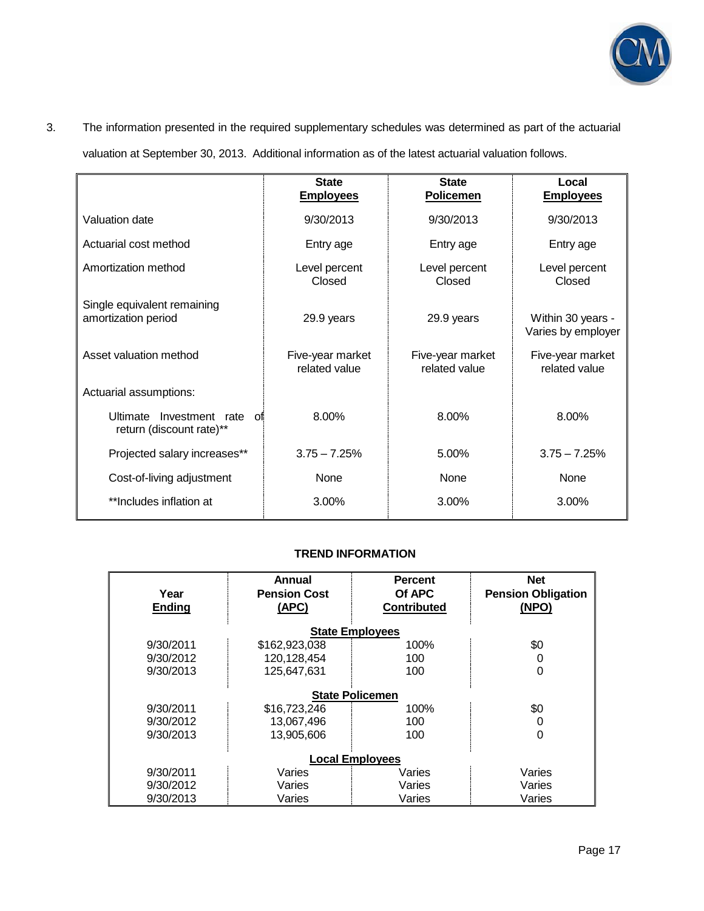3. The information presented in the required supplementary schedules was determined as part of the actuarial valuation at September 30, 2013. Additional information as of the latest actuarial valuation follows.

| | State Employees | State Policemen | Local Employees |
|---|---|---|---|
| Valuation date | 9/30/2013 | 9/30/2013 | 9/30/2013 |
| Actuarial cost method | Entry age | Entry age | Entry age |
| Amortization method | Level percent Closed | Level percent Closed | Level percent Closed |
| Single equivalent remaining amortization period | 29.9 years | 29.9 years | Within 30 years - Varies by employer |
| Asset valuation method | Five-year market related value | Five-year market related value | Five-year market related value |
| Actuarial assumptions: | | | |
| Ultimate Investment rate of return (discount rate)** | 8.00% | 8.00% | 8.00% |
| Projected salary increases** | 3.75 – 7.25% | 5.00% | 3.75 – 7.25% |
| Cost-of-living adjustment | None | None | None |
| **Includes inflation at | 3.00% | 3.00% | 3.00% |

**TREND INFORMATION**

| Year Ending | Annual Pension Cost (APC) | Percent Of APC Contributed | Net Pension Obligation (NPO) |
|---|---|---|---|
| | **State Employees** | | |
| 9/30/2011 | $162,923,038 | 100% | $0 |
| 9/30/2012 | 120,128,454 | 100 | 0 |
| 9/30/2013 | 125,647,631 | 100 | 0 |
| | **State Policemen** | | |
| 9/30/2011 | $16,723,246 | 100% | $0 |
| 9/30/2012 | 13,067,496 | 100 | 0 |
| 9/30/2013 | 13,905,606 | 100 | 0 |
| | **Local Employees** | | |
| 9/30/2011 | Varies | Varies | Varies |
| 9/30/2012 | Varies | Varies | Varies |
| 9/30/2013 | Varies | Varies | Varies |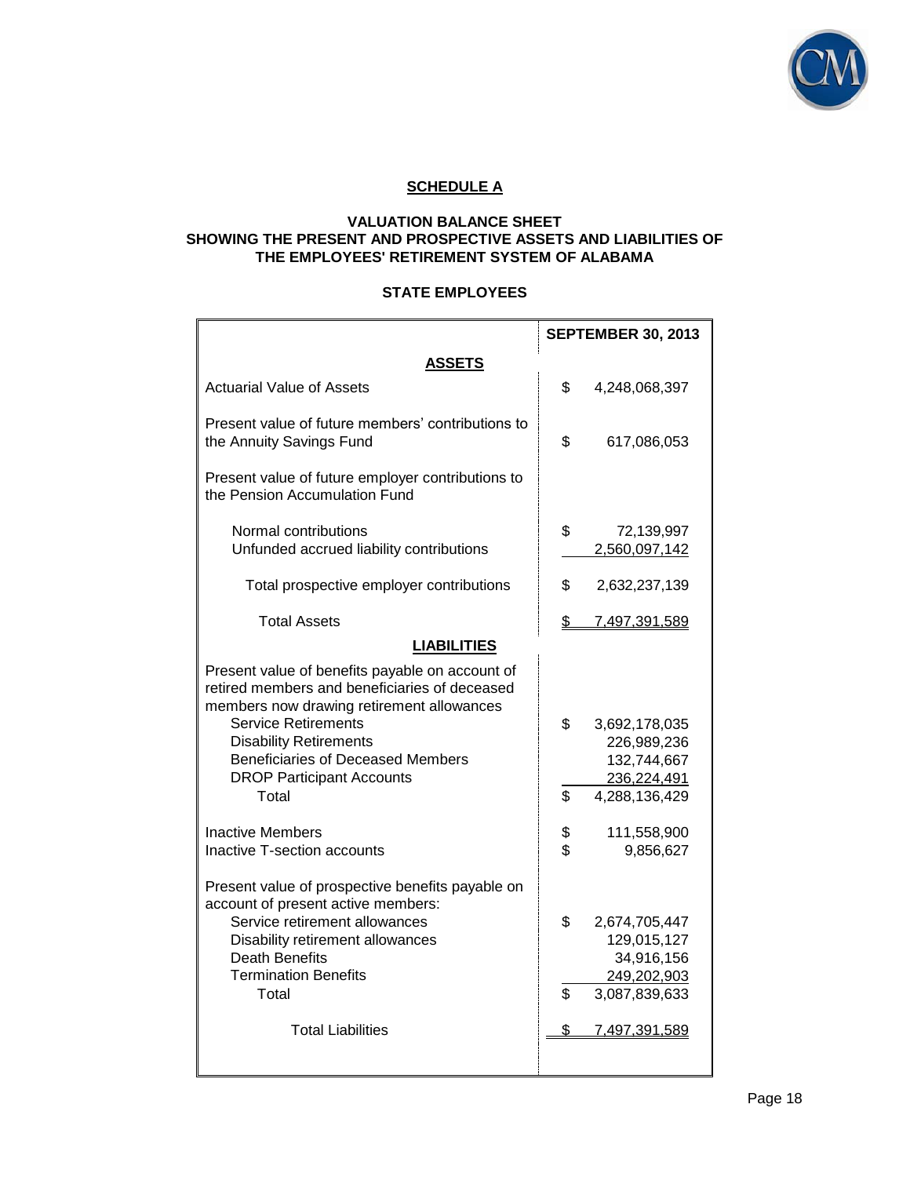## SCHEDULE A

### VALUATION BALANCE SHEET
### SHOWING THE PRESENT AND PROSPECTIVE ASSETS AND LIABILITIES OF THE EMPLOYEES' RETIREMENT SYSTEM OF ALABAMA

### STATE EMPLOYEES

| | SEPTEMBER 30, 2013 |
|---|---|
| **ASSETS** | |
| Actuarial Value of Assets | $ 4,248,068,397 |
| Present value of future members' contributions to the Annuity Savings Fund | $ 617,086,053 |
| Present value of future employer contributions to the Pension Accumulation Fund | |
| Normal contributions | $ 72,139,997 |
| Unfunded accrued liability contributions | 2,560,097,142 |
| Total prospective employer contributions | $ 2,632,237,139 |
| Total Assets | $ 7,497,391,589 |
| **LIABILITIES** | |
| Present value of benefits payable on account of retired members and beneficiaries of deceased members now drawing retirement allowances | |
| Service Retirements | $ 3,692,178,035 |
| Disability Retirements | 226,989,236 |
| Beneficiaries of Deceased Members | 132,744,667 |
| DROP Participant Accounts | 236,224,491 |
| Total | $ 4,288,136,429 |
| Inactive Members | $ 111,558,900 |
| Inactive T-section accounts | $ 9,856,627 |
| Present value of prospective benefits payable on account of present active members: | |
| Service retirement allowances | $ 2,674,705,447 |
| Disability retirement allowances | 129,015,127 |
| Death Benefits | 34,916,156 |
| Termination Benefits | 249,202,903 |
| Total | $ 3,087,839,633 |
| Total Liabilities | $ 7,497,391,589 |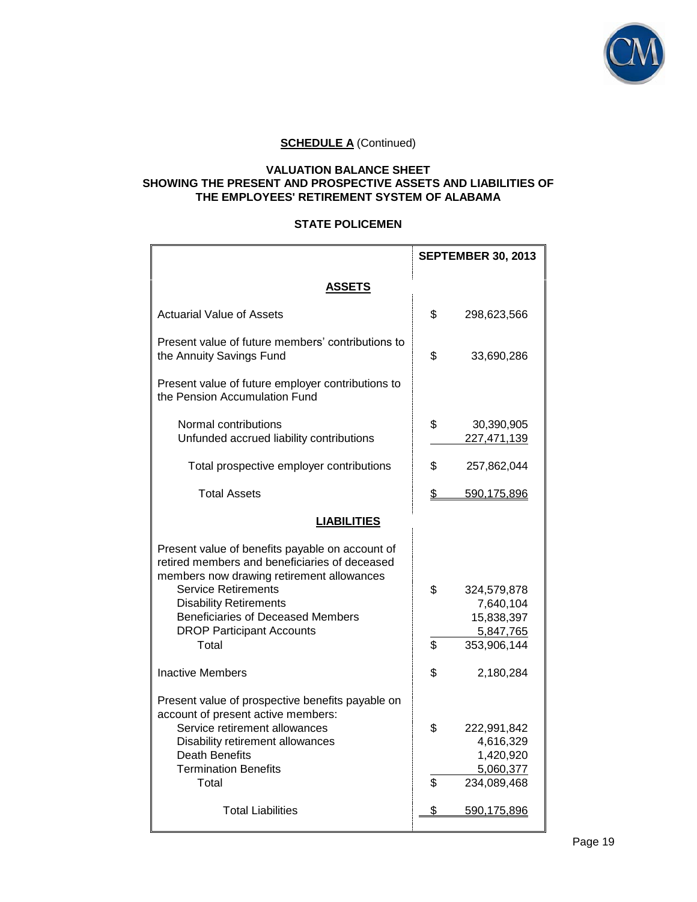**SCHEDULE A** (Continued)

### VALUATION BALANCE SHEET
### SHOWING THE PRESENT AND PROSPECTIVE ASSETS AND LIABILITIES OF THE EMPLOYEES' RETIREMENT SYSTEM OF ALABAMA

### STATE POLICEMEN

| | SEPTEMBER 30, 2013 |
|---|---|
| **ASSETS** | |
| Actuarial Value of Assets | $ 298,623,566 |
| Present value of future members' contributions to the Annuity Savings Fund | $ 33,690,286 |
| Present value of future employer contributions to the Pension Accumulation Fund | |
| Normal contributions | $ 30,390,905 |
| Unfunded accrued liability contributions | 227,471,139 |
| Total prospective employer contributions | $ 257,862,044 |
| Total Assets | $ 590,175,896 |
| **LIABILITIES** | |
| Present value of benefits payable on account of retired members and beneficiaries of deceased members now drawing retirement allowances | |
| Service Retirements | $ 324,579,878 |
| Disability Retirements | 7,640,104 |
| Beneficiaries of Deceased Members | 15,838,397 |
| DROP Participant Accounts | 5,847,765 |
| Total | $ 353,906,144 |
| Inactive Members | $ 2,180,284 |
| Present value of prospective benefits payable on account of present active members: | |
| Service retirement allowances | $ 222,991,842 |
| Disability retirement allowances | 4,616,329 |
| Death Benefits | 1,420,920 |
| Termination Benefits | 5,060,377 |
| Total | $ 234,089,468 |
| Total Liabilities | $ 590,175,896 |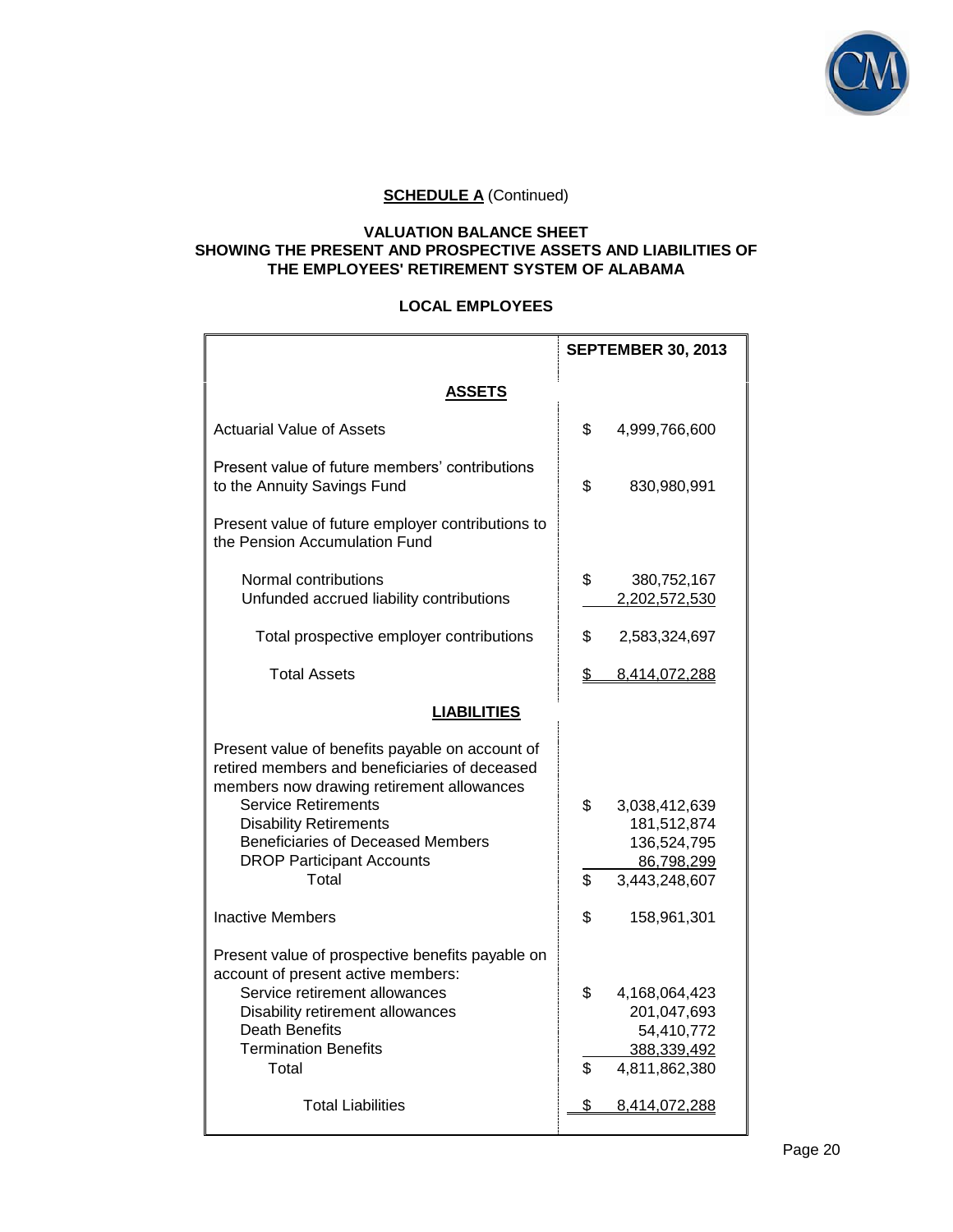**SCHEDULE A** (Continued)

**VALUATION BALANCE SHEET**
**SHOWING THE PRESENT AND PROSPECTIVE ASSETS AND LIABILITIES OF**
**THE EMPLOYEES' RETIREMENT SYSTEM OF ALABAMA**

**LOCAL EMPLOYEES**

| | SEPTEMBER 30, 2013 |
|---|---|
| **ASSETS** | |
| Actuarial Value of Assets | $ 4,999,766,600 |
| Present value of future members' contributions to the Annuity Savings Fund | $ 830,980,991 |
| Present value of future employer contributions to the Pension Accumulation Fund | |
| Normal contributions | $ 380,752,167 |
| Unfunded accrued liability contributions | 2,202,572,530 |
| Total prospective employer contributions | $ 2,583,324,697 |
| Total Assets | $ 8,414,072,288 |
| **LIABILITIES** | |
| Present value of benefits payable on account of retired members and beneficiaries of deceased members now drawing retirement allowances | |
| Service Retirements | $ 3,038,412,639 |
| Disability Retirements | 181,512,874 |
| Beneficiaries of Deceased Members | 136,524,795 |
| DROP Participant Accounts | 86,798,299 |
| Total | $ 3,443,248,607 |
| Inactive Members | $ 158,961,301 |
| Present value of prospective benefits payable on account of present active members: | |
| Service retirement allowances | $ 4,168,064,423 |
| Disability retirement allowances | 201,047,693 |
| Death Benefits | 54,410,772 |
| Termination Benefits | 388,339,492 |
| Total | $ 4,811,862,380 |
| Total Liabilities | $ 8,414,072,288 |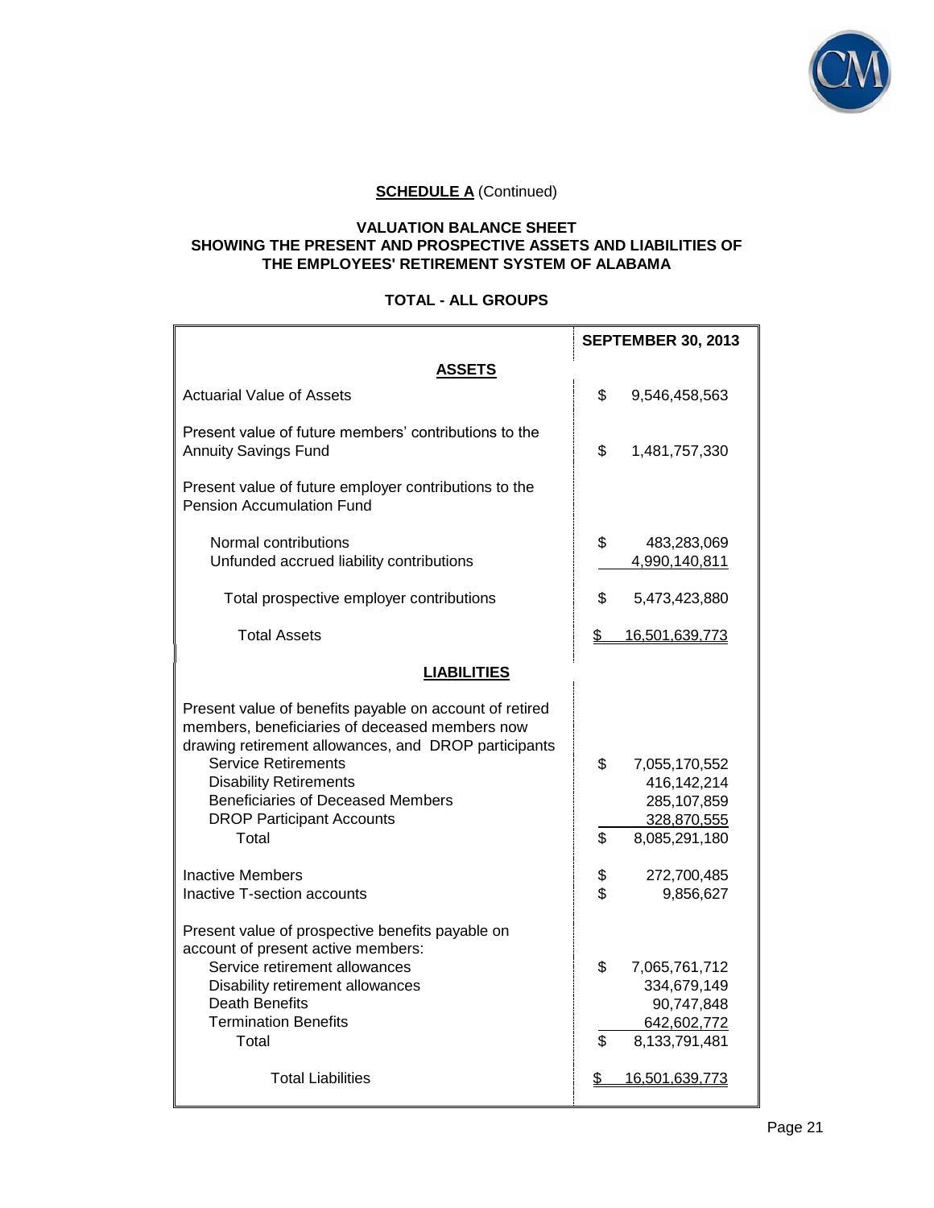**SCHEDULE A** (Continued)

**VALUATION BALANCE SHEET**
**SHOWING THE PRESENT AND PROSPECTIVE ASSETS AND LIABILITIES OF**
**THE EMPLOYEES' RETIREMENT SYSTEM OF ALABAMA**

**TOTAL - ALL GROUPS**

| | SEPTEMBER 30, 2013 |
|---|---|
| **ASSETS** | |
| Actuarial Value of Assets | $ 9,546,458,563 |
| Present value of future members' contributions to the Annuity Savings Fund | $ 1,481,757,330 |
| Present value of future employer contributions to the Pension Accumulation Fund | |
| Normal contributions | $ 483,283,069 |
| Unfunded accrued liability contributions | 4,990,140,811 |
| Total prospective employer contributions | $ 5,473,423,880 |
| Total Assets | $ 16,501,639,773 |
| **LIABILITIES** | |
| Present value of benefits payable on account of retired members, beneficiaries of deceased members now drawing retirement allowances, and DROP participants | |
| Service Retirements | $ 7,055,170,552 |
| Disability Retirements | 416,142,214 |
| Beneficiaries of Deceased Members | 285,107,859 |
| DROP Participant Accounts | 328,870,555 |
| Total | $ 8,085,291,180 |
| Inactive Members | $ 272,700,485 |
| Inactive T-section accounts | $ 9,856,627 |
| Present value of prospective benefits payable on account of present active members: | |
| Service retirement allowances | $ 7,065,761,712 |
| Disability retirement allowances | 334,679,149 |
| Death Benefits | 90,747,848 |
| Termination Benefits | 642,602,772 |
| Total | $ 8,133,791,481 |
| Total Liabilities | $ 16,501,639,773 |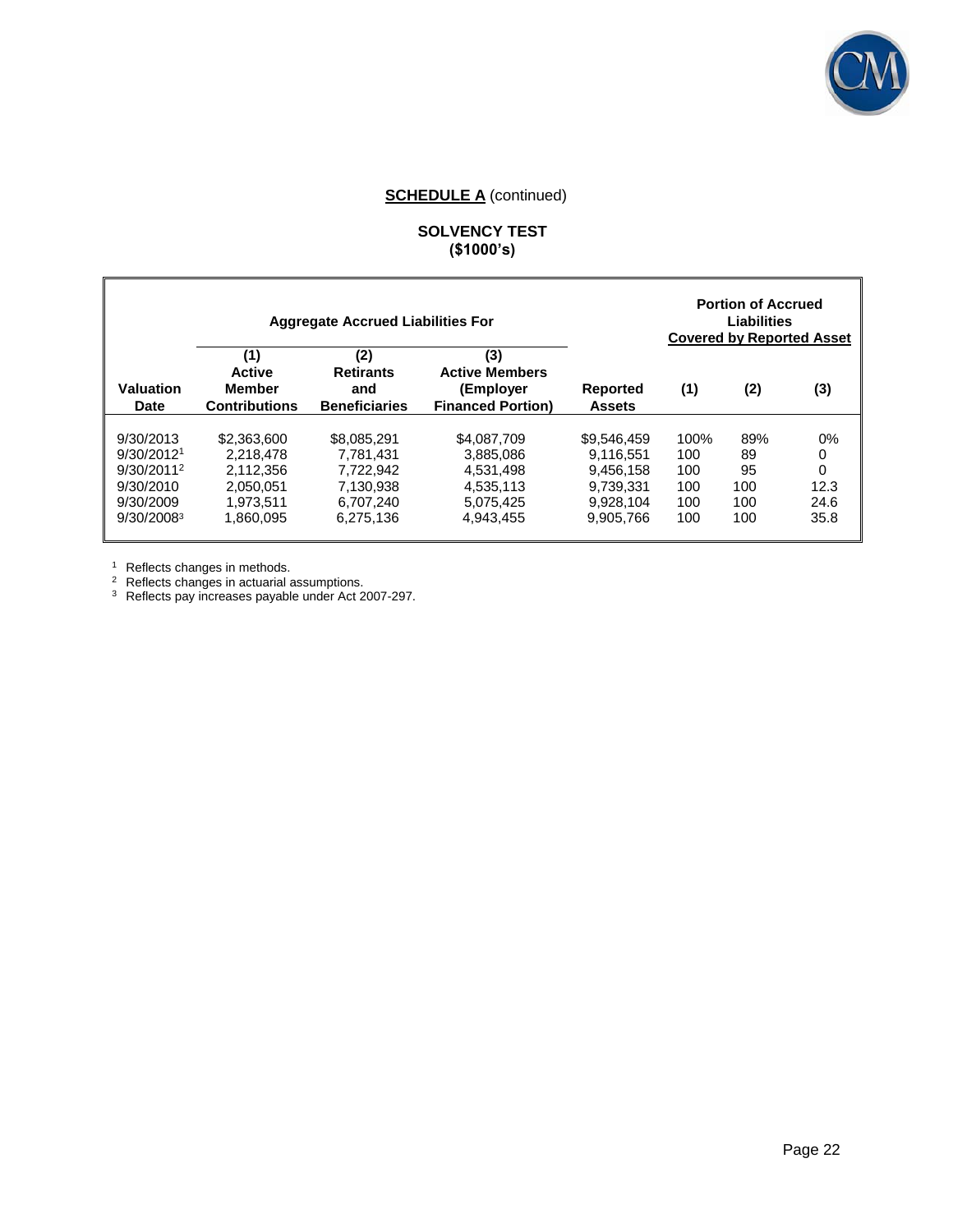**SCHEDULE A** (continued)

**SOLVENCY TEST**
**($1000's)**

| | Aggregate Accrued Liabilities For | | | | Portion of Accrued Liabilities Covered by Reported Asset | | |
|---|---|---|---|---|---|---|---|
| **Valuation Date** | **(1) Active Member Contributions** | **(2) Retirants and Beneficiaries** | **(3) Active Members (Employer Financed Portion)** | **Reported Assets** | **(1)** | **(2)** | **(3)** |
| 9/30/2013 | $2,363,600 | $8,085,291 | $4,087,709 | $9,546,459 | 100% | 89% | 0% |
| 9/30/2012[1] | 2,218,478 | 7,781,431 | 3,885,086 | 9,116,551 | 100 | 89 | 0 |
| 9/30/2011[2] | 2,112,356 | 7,722,942 | 4,531,498 | 9,456,158 | 100 | 95 | 0 |
| 9/30/2010 | 2,050,051 | 7,130,938 | 4,535,113 | 9,739,331 | 100 | 100 | 12.3 |
| 9/30/2009 | 1,973,511 | 6,707,240 | 5,075,425 | 9,928,104 | 100 | 100 | 24.6 |
| 9/30/2008[3] | 1,860,095 | 6,275,136 | 4,943,455 | 9,905,766 | 100 | 100 | 35.8 |

[1] Reflects changes in methods.
[2] Reflects changes in actuarial assumptions.
[3] Reflects pay increases payable under Act 2007-297.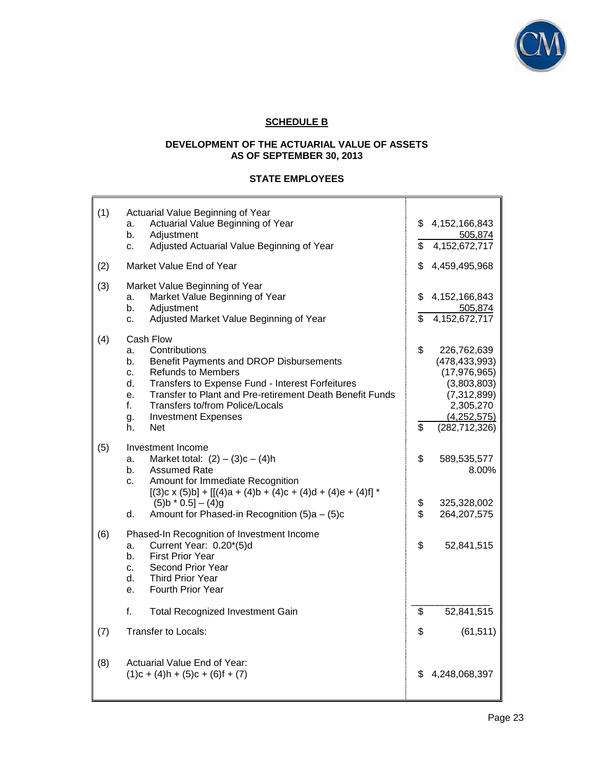## SCHEDULE B

### DEVELOPMENT OF THE ACTUARIAL VALUE OF ASSETS AS OF SEPTEMBER 30, 2013

### STATE EMPLOYEES

| | | |
|---|---|---|
| (1) | Actuarial Value Beginning of Year | |
| | a. Actuarial Value Beginning of Year | $ 4,152,166,843 |
| | b. Adjustment | 505,874 |
| | c. Adjusted Actuarial Value Beginning of Year | $ 4,152,672,717 |
| (2) | Market Value End of Year | $ 4,459,495,968 |
| (3) | Market Value Beginning of Year | |
| | a. Market Value Beginning of Year | $ 4,152,166,843 |
| | b. Adjustment | 505,874 |
| | c. Adjusted Market Value Beginning of Year | $ 4,152,672,717 |
| (4) | Cash Flow | |
| | a. Contributions | $ 226,762,639 |
| | b. Benefit Payments and DROP Disbursements | (478,433,993) |
| | c. Refunds to Members | (17,976,965) |
| | d. Transfers to Expense Fund - Interest Forfeitures | (3,803,803) |
| | e. Transfer to Plant and Pre-retirement Death Benefit Funds | (7,312,899) |
| | f. Transfers to/from Police/Locals | 2,305,270 |
| | g. Investment Expenses | (4,252,575) |
| | h. Net | $ (282,712,326) |
| (5) | Investment Income | |
| | a. Market total: (2) – (3)c – (4)h | $ 589,535,577 |
| | b. Assumed Rate | 8.00% |
| | c. Amount for Immediate Recognition [(3)c x (5)b] + [[(4)a + (4)b + (4)c + (4)d + (4)e + (4)f] * (5)b * 0.5] – (4)g | $ 325,328,002 |
| | d. Amount for Phased-in Recognition (5)a – (5)c | $ 264,207,575 |
| (6) | Phased-In Recognition of Investment Income | |
| | a. Current Year: 0.20*(5)d | $ 52,841,515 |
| | b. First Prior Year | |
| | c. Second Prior Year | |
| | d. Third Prior Year | |
| | e. Fourth Prior Year | |
| | f. Total Recognized Investment Gain | $ 52,841,515 |
| (7) | Transfer to Locals: | $ (61,511) |
| (8) | Actuarial Value End of Year: (1)c + (4)h + (5)c + (6)f + (7) | $ 4,248,068,397 |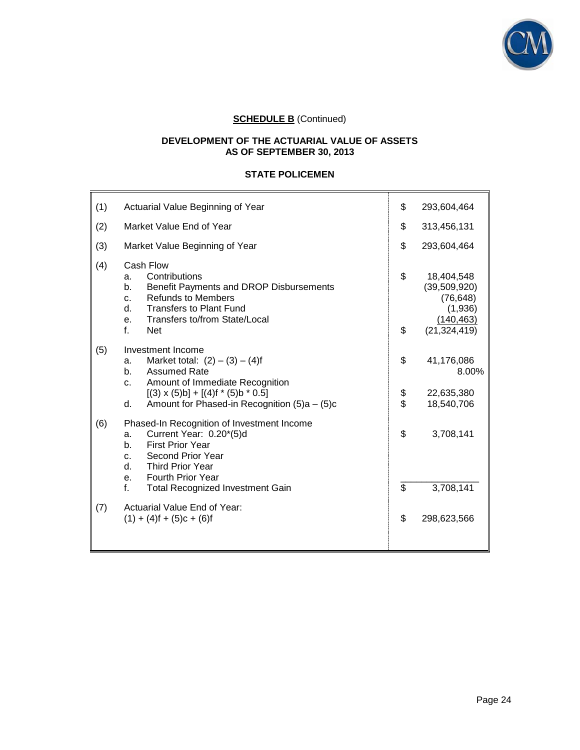**SCHEDULE B** (Continued)

**DEVELOPMENT OF THE ACTUARIAL VALUE OF ASSETS AS OF SEPTEMBER 30, 2013**

**STATE POLICEMEN**

| | | |
|---|---|---|
| (1) | Actuarial Value Beginning of Year | $ 293,604,464 |
| (2) | Market Value End of Year | $ 313,456,131 |
| (3) | Market Value Beginning of Year | $ 293,604,464 |
| (4) | Cash Flow | |
| | a. Contributions | $ 18,404,548 |
| | b. Benefit Payments and DROP Disbursements | (39,509,920) |
| | c. Refunds to Members | (76,648) |
| | d. Transfers to Plant Fund | (1,936) |
| | e. Transfers to/from State/Local | (140,463) |
| | f. Net | $ (21,324,419) |
| (5) | Investment Income | |
| | a. Market total: (2) – (3) – (4)f | $ 41,176,086 |
| | b. Assumed Rate | 8.00% |
| | c. Amount of Immediate Recognition [(3) x (5)b] + [(4)f * (5)b * 0.5] | $ 22,635,380 |
| | d. Amount for Phased-in Recognition (5)a – (5)c | $ 18,540,706 |
| (6) | Phased-In Recognition of Investment Income | |
| | a. Current Year: 0.20*(5)d | $ 3,708,141 |
| | b. First Prior Year | |
| | c. Second Prior Year | |
| | d. Third Prior Year | |
| | e. Fourth Prior Year | |
| | f. Total Recognized Investment Gain | $ 3,708,141 |
| (7) | Actuarial Value End of Year: (1) + (4)f + (5)c + (6)f | $ 298,623,566 |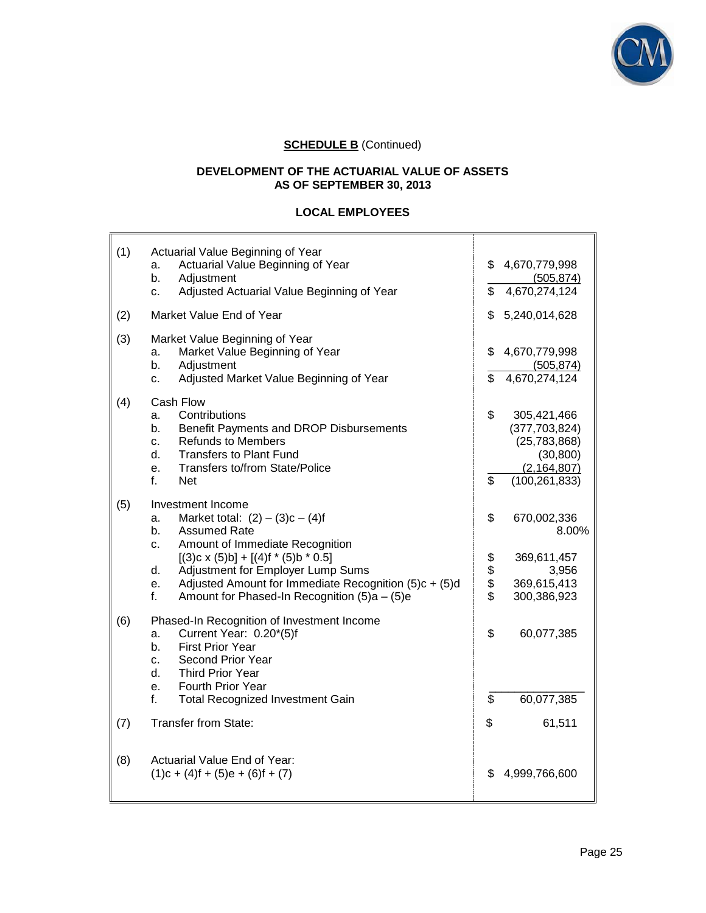**SCHEDULE B** (Continued)

**DEVELOPMENT OF THE ACTUARIAL VALUE OF ASSETS AS OF SEPTEMBER 30, 2013**

**LOCAL EMPLOYEES**

| | | |
|---|---|---|
| (1) | Actuarial Value Beginning of Year | |
| | a. Actuarial Value Beginning of Year | $ 4,670,779,998 |
| | b. Adjustment | (505,874) |
| | c. Adjusted Actuarial Value Beginning of Year | $ 4,670,274,124 |
| (2) | Market Value End of Year | $ 5,240,014,628 |
| (3) | Market Value Beginning of Year | |
| | a. Market Value Beginning of Year | $ 4,670,779,998 |
| | b. Adjustment | (505,874) |
| | c. Adjusted Market Value Beginning of Year | $ 4,670,274,124 |
| (4) | Cash Flow | |
| | a. Contributions | $ 305,421,466 |
| | b. Benefit Payments and DROP Disbursements | (377,703,824) |
| | c. Refunds to Members | (25,783,868) |
| | d. Transfers to Plant Fund | (30,800) |
| | e. Transfers to/from State/Police | (2,164,807) |
| | f. Net | $ (100,261,833) |
| (5) | Investment Income | |
| | a. Market total: (2) – (3)c – (4)f | $ 670,002,336 |
| | b. Assumed Rate | 8.00% |
| | c. Amount of Immediate Recognition [(3)c x (5)b] + [(4)f * (5)b * 0.5] | $ 369,611,457 |
| | d. Adjustment for Employer Lump Sums | $ 3,956 |
| | e. Adjusted Amount for Immediate Recognition (5)c + (5)d | $ 369,615,413 |
| | f. Amount for Phased-In Recognition (5)a – (5)e | $ 300,386,923 |
| (6) | Phased-In Recognition of Investment Income | |
| | a. Current Year: 0.20*(5)f | $ 60,077,385 |
| | b. First Prior Year | |
| | c. Second Prior Year | |
| | d. Third Prior Year | |
| | e. Fourth Prior Year | |
| | f. Total Recognized Investment Gain | $ 60,077,385 |
| (7) | Transfer from State: | $ 61,511 |
| (8) | Actuarial Value End of Year: (1)c + (4)f + (5)e + (6)f + (7) | $ 4,999,766,600 |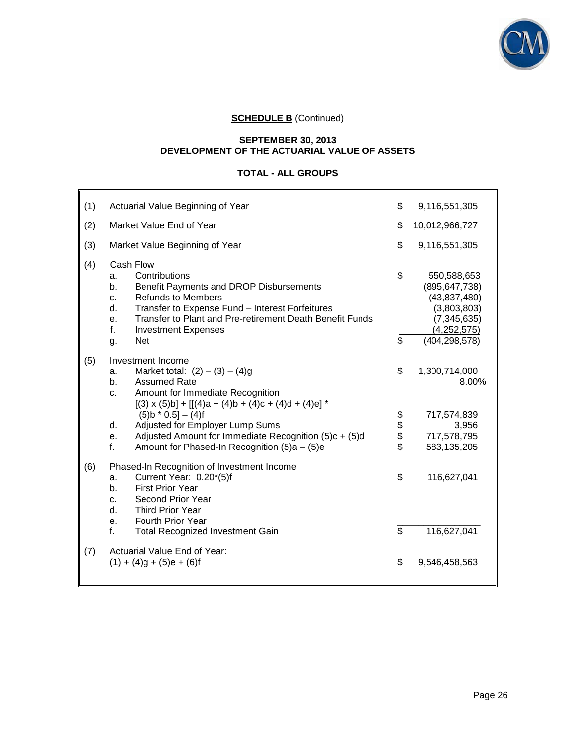**SCHEDULE B** (Continued)

**SEPTEMBER 30, 2013**
**DEVELOPMENT OF THE ACTUARIAL VALUE OF ASSETS**

**TOTAL - ALL GROUPS**

| | | | |
|---|---|---|---|
| (1) | Actuarial Value Beginning of Year | $ | 9,116,551,305 |
| (2) | Market Value End of Year | $ | 10,012,966,727 |
| (3) | Market Value Beginning of Year | $ | 9,116,551,305 |
| (4) | Cash Flow | | |
| | a. Contributions | $ | 550,588,653 |
| | b. Benefit Payments and DROP Disbursements | | (895,647,738) |
| | c. Refunds to Members | | (43,837,480) |
| | d. Transfer to Expense Fund – Interest Forfeitures | | (3,803,803) |
| | e. Transfer to Plant and Pre-retirement Death Benefit Funds | | (7,345,635) |
| | f. Investment Expenses | | (4,252,575) |
| | g. Net | $ | (404,298,578) |
| (5) | Investment Income | | |
| | a. Market total: (2) – (3) – (4)g | $ | 1,300,714,000 |
| | b. Assumed Rate | | 8.00% |
| | c. Amount for Immediate Recognition [(3) x (5)b] + [[(4)a + (4)b + (4)c + (4)d + (4)e] * (5)b * 0.5] – (4)f | $ | 717,574,839 |
| | d. Adjusted for Employer Lump Sums | $ | 3,956 |
| | e. Adjusted Amount for Immediate Recognition (5)c + (5)d | $ | 717,578,795 |
| | f. Amount for Phased-In Recognition (5)a – (5)e | $ | 583,135,205 |
| (6) | Phased-In Recognition of Investment Income | | |
| | a. Current Year: 0.20*(5)f | $ | 116,627,041 |
| | b. First Prior Year | | |
| | c. Second Prior Year | | |
| | d. Third Prior Year | | |
| | e. Fourth Prior Year | | |
| | f. Total Recognized Investment Gain | $ | 116,627,041 |
| (7) | Actuarial Value End of Year: (1) + (4)g + (5)e + (6)f | $ | 9,546,458,563 |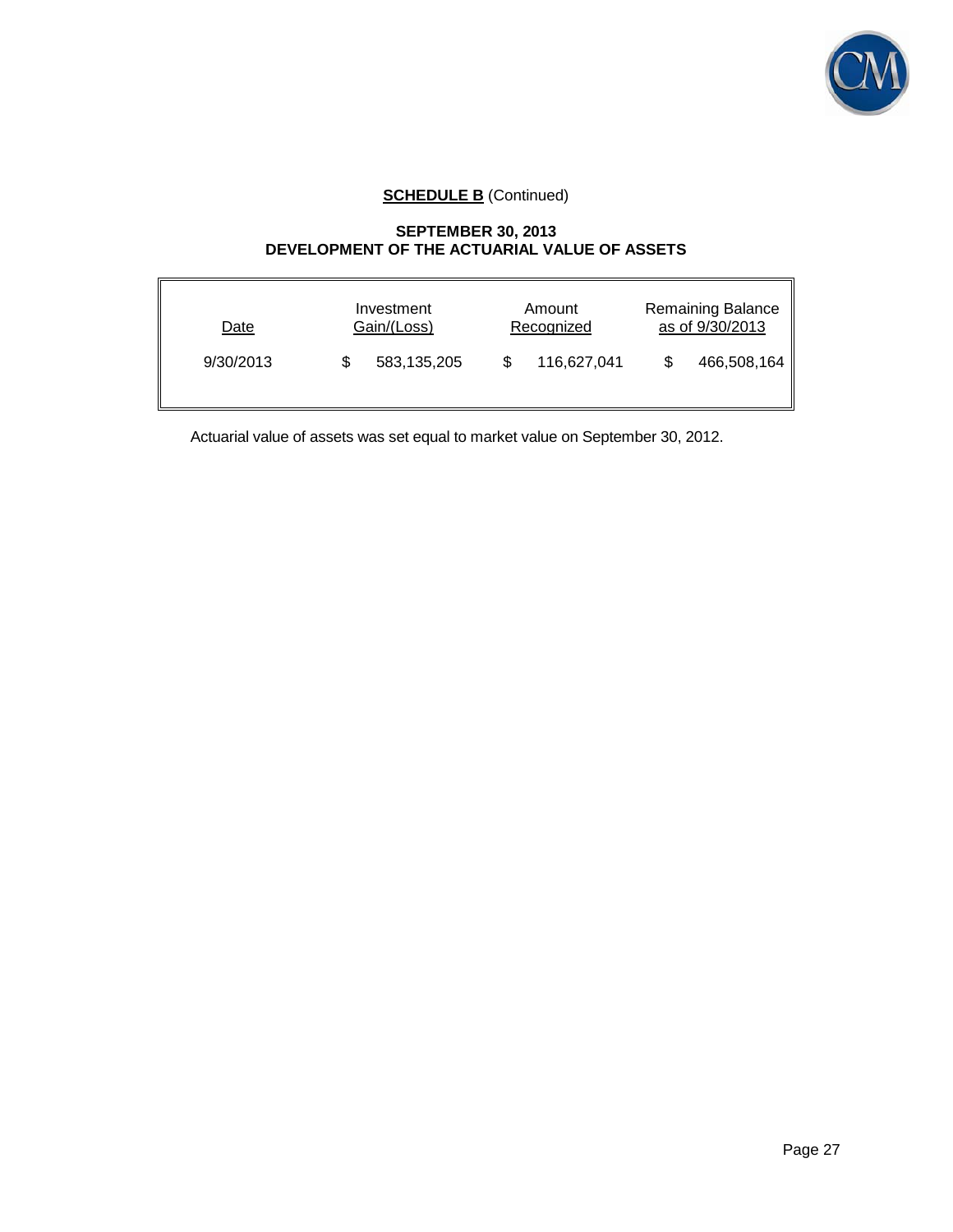**SCHEDULE B** (Continued)

**SEPTEMBER 30, 2013**
**DEVELOPMENT OF THE ACTUARIAL VALUE OF ASSETS**

| Date | Investment Gain/(Loss) | Amount Recognized | Remaining Balance as of 9/30/2013 |
|---|---|---|---|
| 9/30/2013 | $ 583,135,205 | $ 116,627,041 | $ 466,508,164 |

Actuarial value of assets was set equal to market value on September 30, 2012.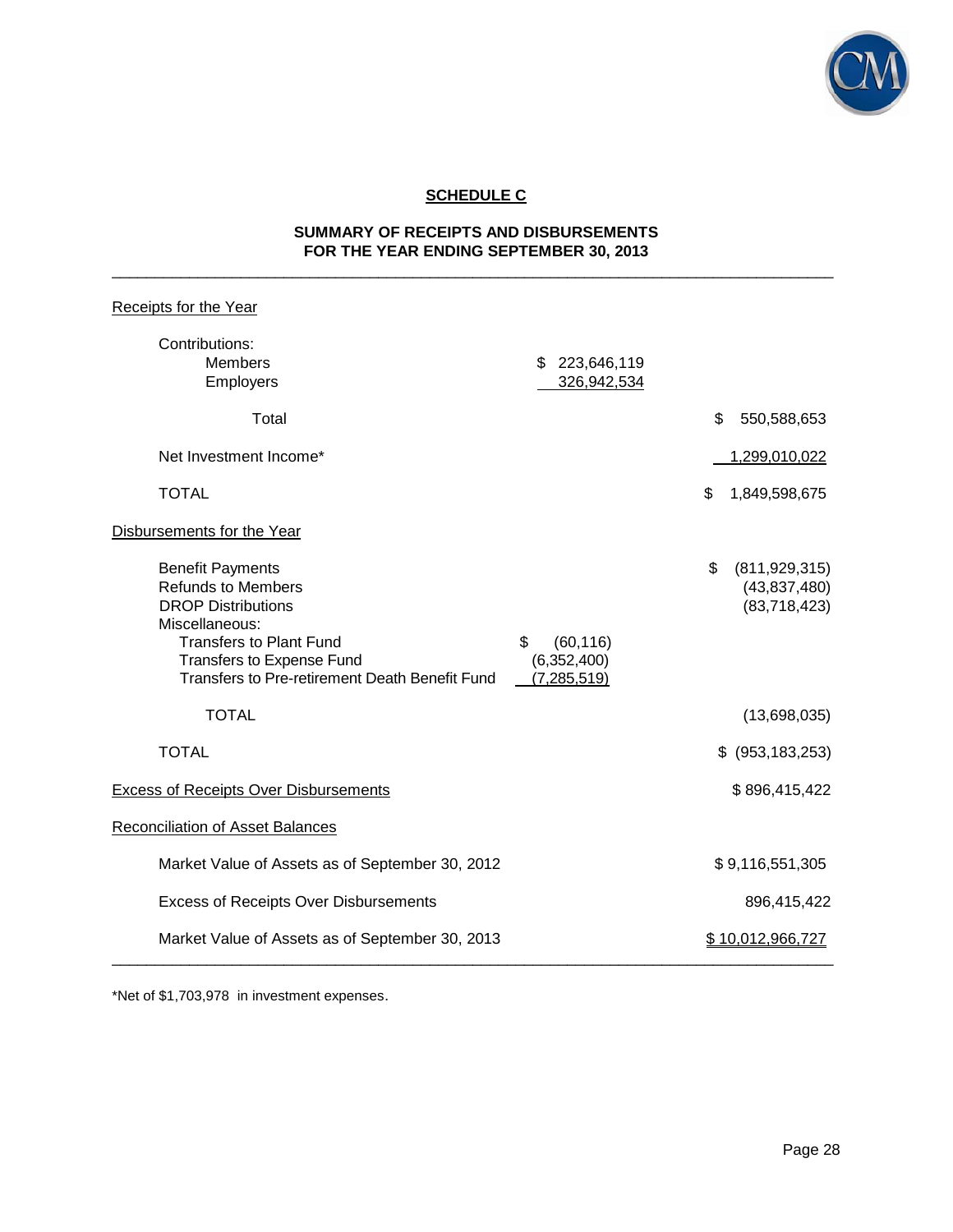## SCHEDULE C

### SUMMARY OF RECEIPTS AND DISBURSEMENTS FOR THE YEAR ENDING SEPTEMBER 30, 2013

| | | |
|---|---|---|
| Receipts for the Year | | |
| Contributions: | | |
| Members | $ 223,646,119 | |
| Employers | 326,942,534 | |
| Total | | $ 550,588,653 |
| Net Investment Income* | | 1,299,010,022 |
| TOTAL | | $ 1,849,598,675 |
| Disbursements for the Year | | |
| Benefit Payments | | $ (811,929,315) |
| Refunds to Members | | (43,837,480) |
| DROP Distributions | | (83,718,423) |
| Miscellaneous: | | |
| Transfers to Plant Fund | $ (60,116) | |
| Transfers to Expense Fund | (6,352,400) | |
| Transfers to Pre-retirement Death Benefit Fund | (7,285,519) | |
| TOTAL | | (13,698,035) |
| TOTAL | | $ (953,183,253) |
| Excess of Receipts Over Disbursements | | $ 896,415,422 |
| Reconciliation of Asset Balances | | |
| Market Value of Assets as of September 30, 2012 | | $ 9,116,551,305 |
| Excess of Receipts Over Disbursements | | 896,415,422 |
| Market Value of Assets as of September 30, 2013 | | $ 10,012,966,727 |

*Net of $1,703,978 in investment expenses.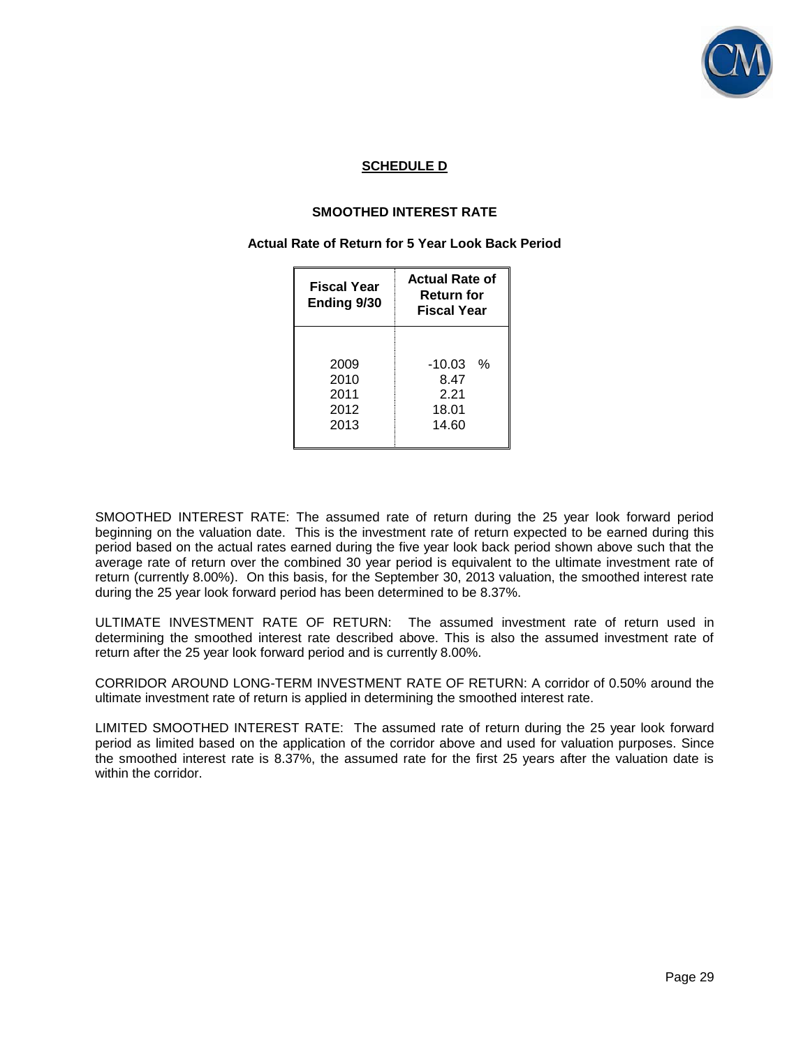# SCHEDULE D

## SMOOTHED INTEREST RATE

### Actual Rate of Return for 5 Year Look Back Period

| Fiscal Year Ending 9/30 | Actual Rate of Return for Fiscal Year |
|---|---|
| 2009 | -10.03 % |
| 2010 | 8.47 |
| 2011 | 2.21 |
| 2012 | 18.01 |
| 2013 | 14.60 |

SMOOTHED INTEREST RATE: The assumed rate of return during the 25 year look forward period beginning on the valuation date. This is the investment rate of return expected to be earned during this period based on the actual rates earned during the five year look back period shown above such that the average rate of return over the combined 30 year period is equivalent to the ultimate investment rate of return (currently 8.00%). On this basis, for the September 30, 2013 valuation, the smoothed interest rate during the 25 year look forward period has been determined to be 8.37%.

ULTIMATE INVESTMENT RATE OF RETURN: The assumed investment rate of return used in determining the smoothed interest rate described above. This is also the assumed investment rate of return after the 25 year look forward period and is currently 8.00%.

CORRIDOR AROUND LONG-TERM INVESTMENT RATE OF RETURN: A corridor of 0.50% around the ultimate investment rate of return is applied in determining the smoothed interest rate.

LIMITED SMOOTHED INTEREST RATE: The assumed rate of return during the 25 year look forward period as limited based on the application of the corridor above and used for valuation purposes. Since the smoothed interest rate is 8.37%, the assumed rate for the first 25 years after the valuation date is within the corridor.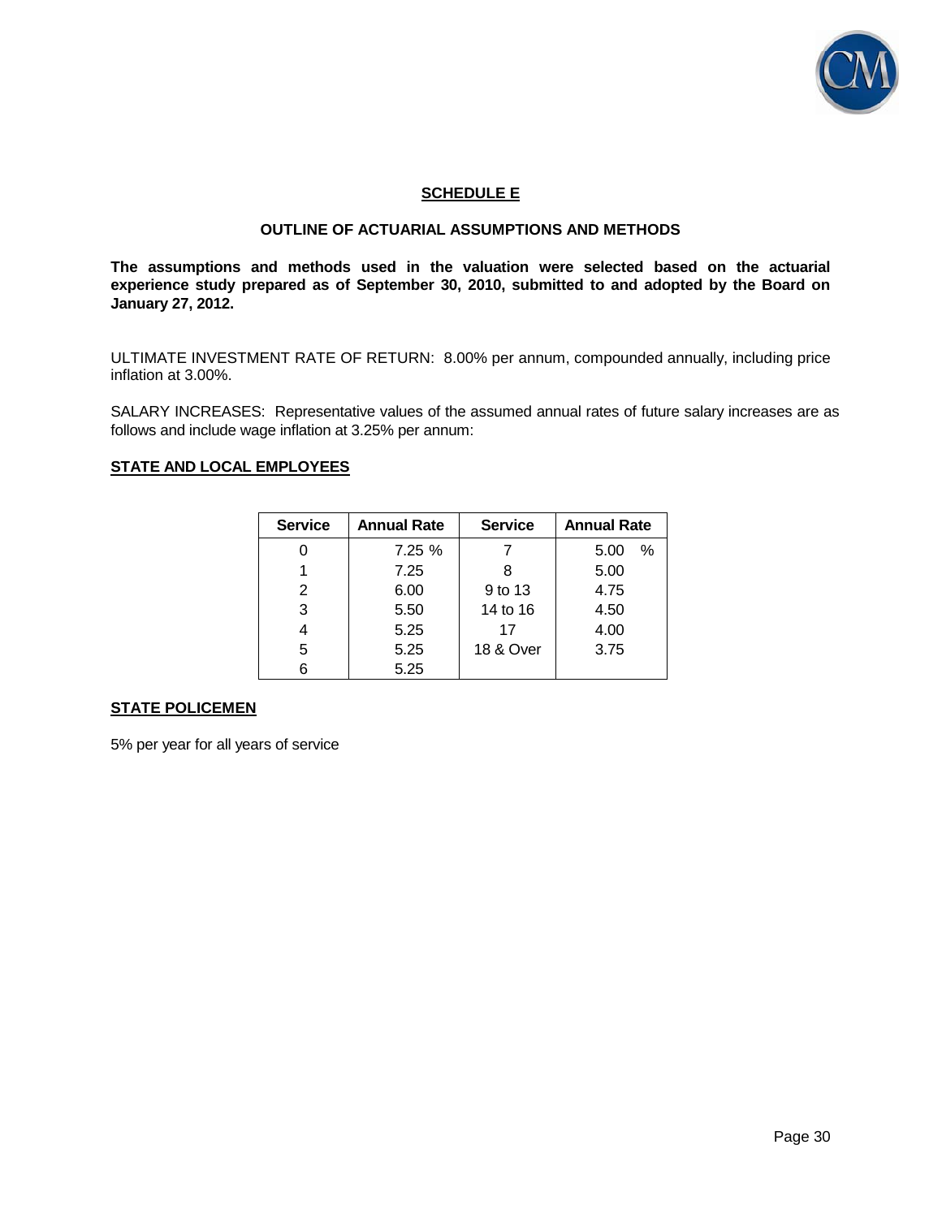## SCHEDULE E

### OUTLINE OF ACTUARIAL ASSUMPTIONS AND METHODS

**The assumptions and methods used in the valuation were selected based on the actuarial experience study prepared as of September 30, 2010, submitted to and adopted by the Board on January 27, 2012.**

ULTIMATE INVESTMENT RATE OF RETURN: 8.00% per annum, compounded annually, including price inflation at 3.00%.

SALARY INCREASES: Representative values of the assumed annual rates of future salary increases are as follows and include wage inflation at 3.25% per annum:

**STATE AND LOCAL EMPLOYEES**

| Service | Annual Rate | Service | Annual Rate |
|---|---|---|---|
| 0 | 7.25 % | 7 | 5.00 % |
| 1 | 7.25 | 8 | 5.00 |
| 2 | 6.00 | 9 to 13 | 4.75 |
| 3 | 5.50 | 14 to 16 | 4.50 |
| 4 | 5.25 | 17 | 4.00 |
| 5 | 5.25 | 18 & Over | 3.75 |
| 6 | 5.25 | | |

**STATE POLICEMEN**

5% per year for all years of service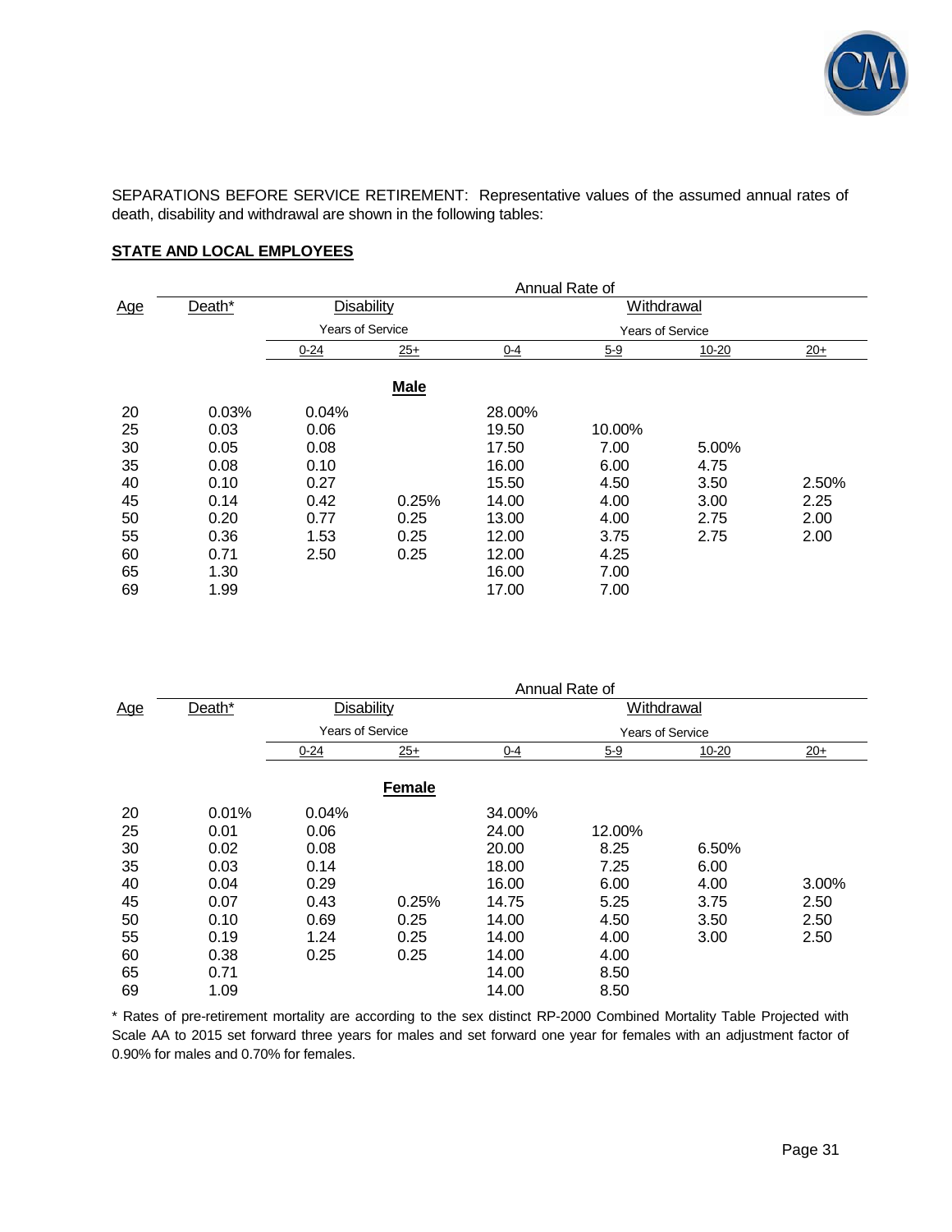SEPARATIONS BEFORE SERVICE RETIREMENT: Representative values of the assumed annual rates of death, disability and withdrawal are shown in the following tables:

**STATE AND LOCAL EMPLOYEES**

| | Annual Rate of | | | | | | |
|---|---|---|---|---|---|---|---|
| Age | Death* | Disability | | Withdrawal | | | |
| | | Years of Service | | Years of Service | | | |
| | | 0-24 | 25+ | 0-4 | 5-9 | 10-20 | 20+ |
| | | | **Male** | | | | |
| 20 | 0.03% | 0.04% | | 28.00% | | | |
| 25 | 0.03 | 0.06 | | 19.50 | 10.00% | | |
| 30 | 0.05 | 0.08 | | 17.50 | 7.00 | 5.00% | |
| 35 | 0.08 | 0.10 | | 16.00 | 6.00 | 4.75 | |
| 40 | 0.10 | 0.27 | | 15.50 | 4.50 | 3.50 | 2.50% |
| 45 | 0.14 | 0.42 | 0.25% | 14.00 | 4.00 | 3.00 | 2.25 |
| 50 | 0.20 | 0.77 | 0.25 | 13.00 | 4.00 | 2.75 | 2.00 |
| 55 | 0.36 | 1.53 | 0.25 | 12.00 | 3.75 | 2.75 | 2.00 |
| 60 | 0.71 | 2.50 | 0.25 | 12.00 | 4.25 | | |
| 65 | 1.30 | | | 16.00 | 7.00 | | |
| 69 | 1.99 | | | 17.00 | 7.00 | | |

| | Annual Rate of | | | | | | |
|---|---|---|---|---|---|---|---|
| Age | Death* | Disability | | Withdrawal | | | |
| | | Years of Service | | Years of Service | | | |
| | | 0-24 | 25+ | 0-4 | 5-9 | 10-20 | 20+ |
| | | | **Female** | | | | |
| 20 | 0.01% | 0.04% | | 34.00% | | | |
| 25 | 0.01 | 0.06 | | 24.00 | 12.00% | | |
| 30 | 0.02 | 0.08 | | 20.00 | 8.25 | 6.50% | |
| 35 | 0.03 | 0.14 | | 18.00 | 7.25 | 6.00 | |
| 40 | 0.04 | 0.29 | | 16.00 | 6.00 | 4.00 | 3.00% |
| 45 | 0.07 | 0.43 | 0.25% | 14.75 | 5.25 | 3.75 | 2.50 |
| 50 | 0.10 | 0.69 | 0.25 | 14.00 | 4.50 | 3.50 | 2.50 |
| 55 | 0.19 | 1.24 | 0.25 | 14.00 | 4.00 | 3.00 | 2.50 |
| 60 | 0.38 | 0.25 | 0.25 | 14.00 | 4.00 | | |
| 65 | 0.71 | | | 14.00 | 8.50 | | |
| 69 | 1.09 | | | 14.00 | 8.50 | | |

* Rates of pre-retirement mortality are according to the sex distinct RP-2000 Combined Mortality Table Projected with Scale AA to 2015 set forward three years for males and set forward one year for females with an adjustment factor of 0.90% for males and 0.70% for females.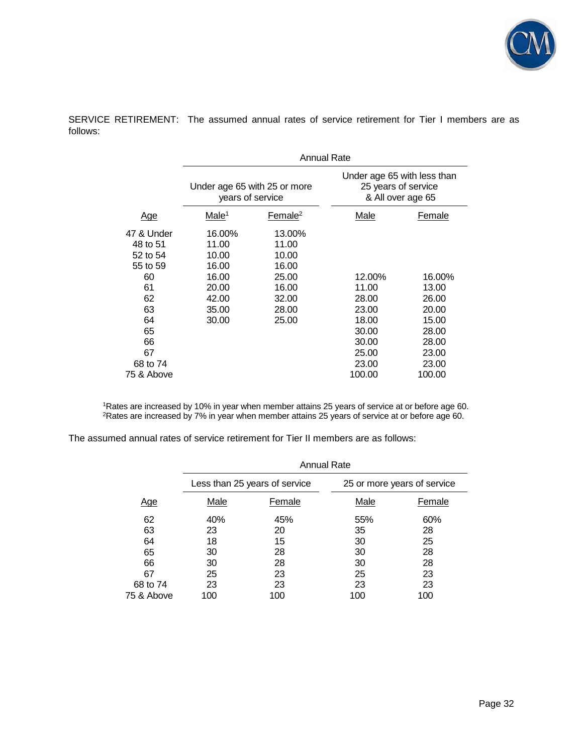SERVICE RETIREMENT: The assumed annual rates of service retirement for Tier I members are as follows:

| | Annual Rate | | | |
|---|---|---|---|---|
| | Under age 65 with 25 or more years of service | | Under age 65 with less than 25 years of service & All over age 65 | |
| Age | Male[1] | Female[2] | Male | Female |
| 47 & Under | 16.00% | 13.00% | | |
| 48 to 51 | 11.00 | 11.00 | | |
| 52 to 54 | 10.00 | 10.00 | | |
| 55 to 59 | 16.00 | 16.00 | | |
| 60 | 16.00 | 25.00 | 12.00% | 16.00% |
| 61 | 20.00 | 16.00 | 11.00 | 13.00 |
| 62 | 42.00 | 32.00 | 28.00 | 26.00 |
| 63 | 35.00 | 28.00 | 23.00 | 20.00 |
| 64 | 30.00 | 25.00 | 18.00 | 15.00 |
| 65 | | | 30.00 | 28.00 |
| 66 | | | 30.00 | 28.00 |
| 67 | | | 25.00 | 23.00 |
| 68 to 74 | | | 23.00 | 23.00 |
| 75 & Above | | | 100.00 | 100.00 |

[1]Rates are increased by 10% in year when member attains 25 years of service at or before age 60.
[2]Rates are increased by 7% in year when member attains 25 years of service at or before age 60.

The assumed annual rates of service retirement for Tier II members are as follows:

| | Annual Rate | | | |
|---|---|---|---|---|
| | Less than 25 years of service | | 25 or more years of service | |
| Age | Male | Female | Male | Female |
| 62 | 40% | 45% | 55% | 60% |
| 63 | 23 | 20 | 35 | 28 |
| 64 | 18 | 15 | 30 | 25 |
| 65 | 30 | 28 | 30 | 28 |
| 66 | 30 | 28 | 30 | 28 |
| 67 | 25 | 23 | 25 | 23 |
| 68 to 74 | 23 | 23 | 23 | 23 |
| 75 & Above | 100 | 100 | 100 | 100 |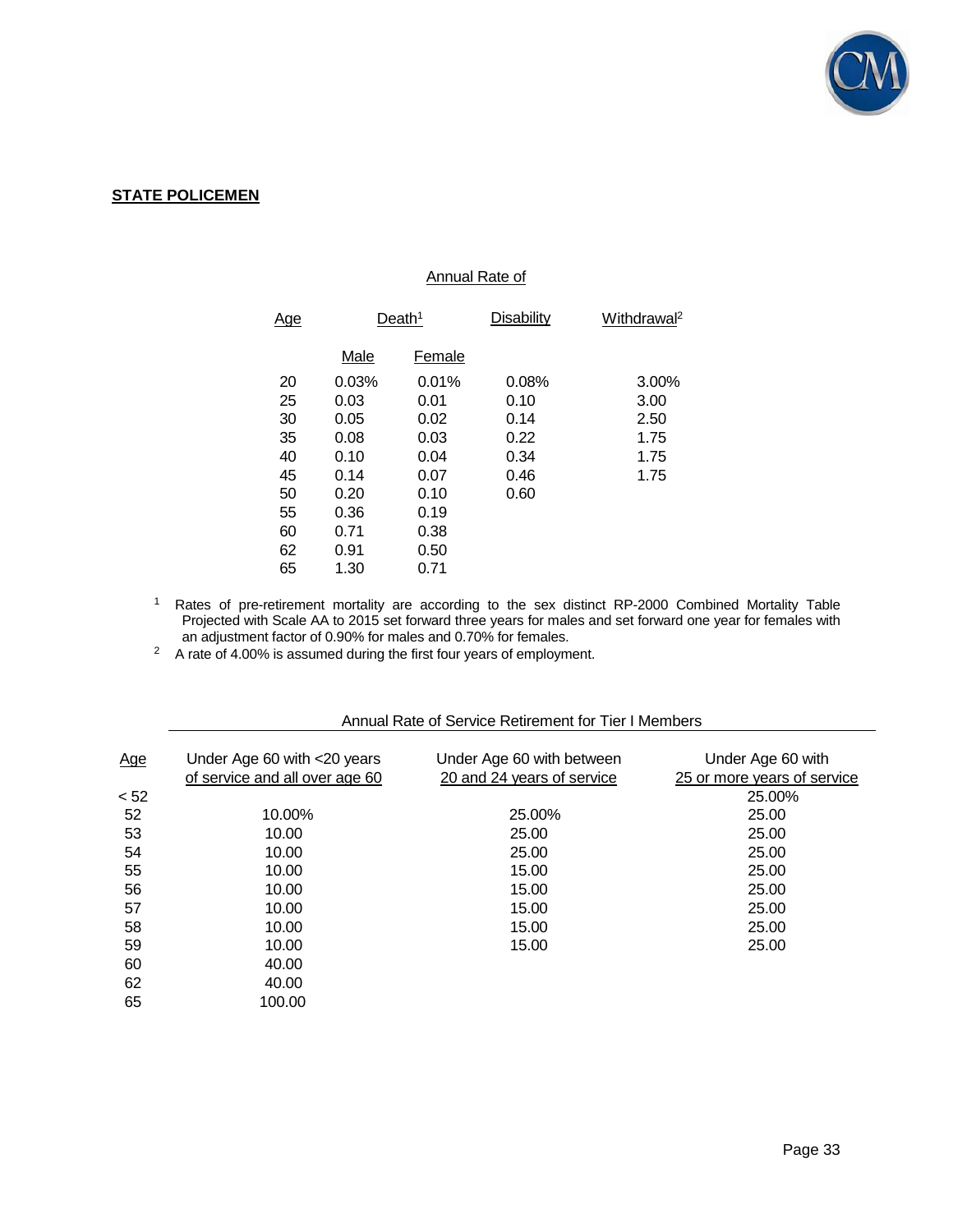**STATE POLICEMEN**

| Age | Annual Rate of Death[1] | | Disability | Withdrawal[2] |
|---|---|---|---|---|
| | Male | Female | | |
| 20 | 0.03% | 0.01% | 0.08% | 3.00% |
| 25 | 0.03 | 0.01 | 0.10 | 3.00 |
| 30 | 0.05 | 0.02 | 0.14 | 2.50 |
| 35 | 0.08 | 0.03 | 0.22 | 1.75 |
| 40 | 0.10 | 0.04 | 0.34 | 1.75 |
| 45 | 0.14 | 0.07 | 0.46 | 1.75 |
| 50 | 0.20 | 0.10 | 0.60 | |
| 55 | 0.36 | 0.19 | | |
| 60 | 0.71 | 0.38 | | |
| 62 | 0.91 | 0.50 | | |
| 65 | 1.30 | 0.71 | | |

[1] Rates of pre-retirement mortality are according to the sex distinct RP-2000 Combined Mortality Table Projected with Scale AA to 2015 set forward three years for males and set forward one year for females with an adjustment factor of 0.90% for males and 0.70% for females.

[2] A rate of 4.00% is assumed during the first four years of employment.

Annual Rate of Service Retirement for Tier I Members

| Age | Under Age 60 with <20 years of service and all over age 60 | Under Age 60 with between 20 and 24 years of service | Under Age 60 with 25 or more years of service |
|---|---|---|---|
| < 52 | | | 25.00% |
| 52 | 10.00% | 25.00% | 25.00 |
| 53 | 10.00 | 25.00 | 25.00 |
| 54 | 10.00 | 25.00 | 25.00 |
| 55 | 10.00 | 15.00 | 25.00 |
| 56 | 10.00 | 15.00 | 25.00 |
| 57 | 10.00 | 15.00 | 25.00 |
| 58 | 10.00 | 15.00 | 25.00 |
| 59 | 10.00 | 15.00 | 25.00 |
| 60 | 40.00 | | |
| 62 | 40.00 | | |
| 65 | 100.00 | | |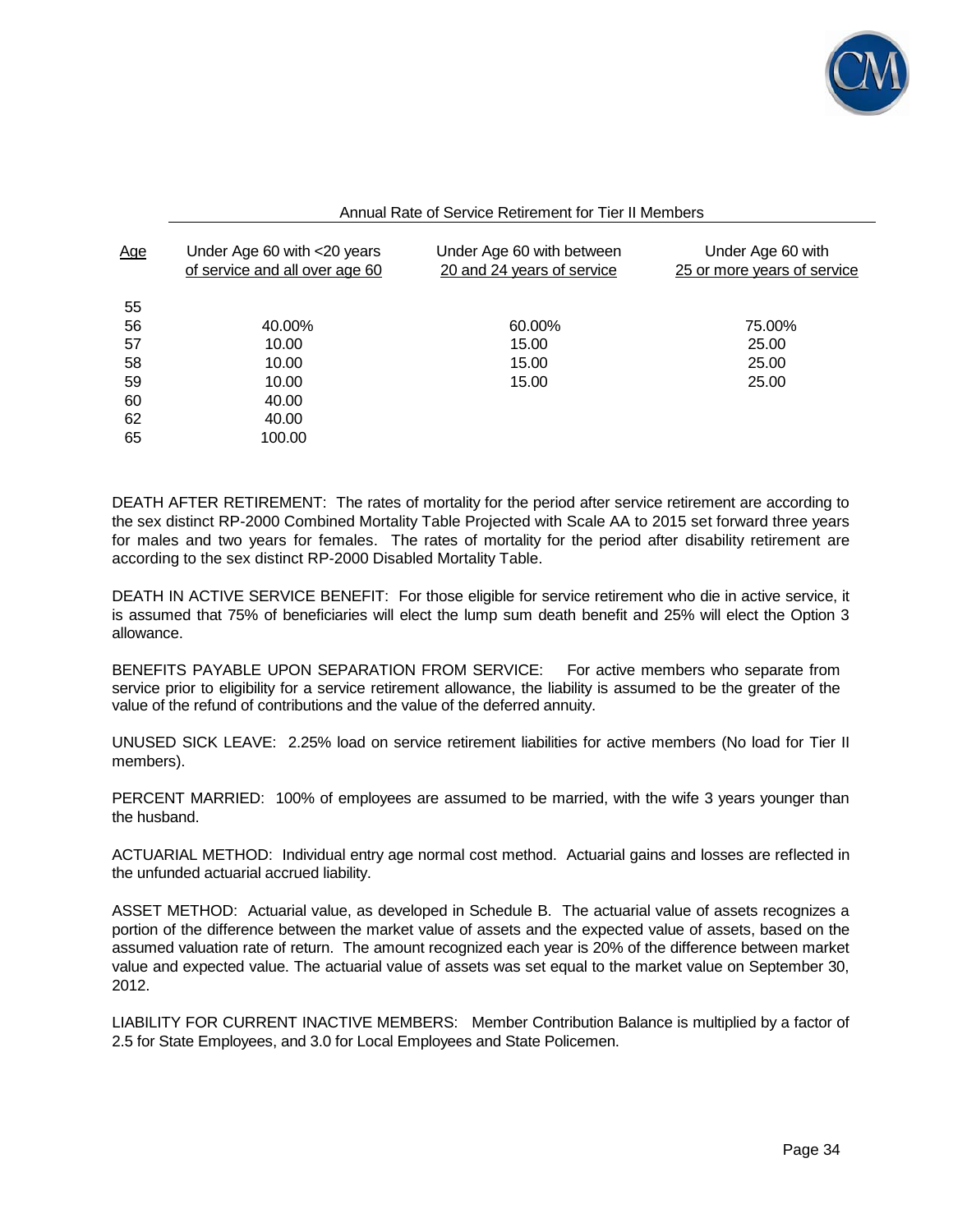Annual Rate of Service Retirement for Tier II Members

| Age | Under Age 60 with <20 years of service and all over age 60 | Under Age 60 with between 20 and 24 years of service | Under Age 60 with 25 or more years of service |
|---|---|---|---|
| 55 | | | |
| 56 | 40.00% | 60.00% | 75.00% |
| 57 | 10.00 | 15.00 | 25.00 |
| 58 | 10.00 | 15.00 | 25.00 |
| 59 | 10.00 | 15.00 | 25.00 |
| 60 | 40.00 | | |
| 62 | 40.00 | | |
| 65 | 100.00 | | |

DEATH AFTER RETIREMENT: The rates of mortality for the period after service retirement are according to the sex distinct RP-2000 Combined Mortality Table Projected with Scale AA to 2015 set forward three years for males and two years for females. The rates of mortality for the period after disability retirement are according to the sex distinct RP-2000 Disabled Mortality Table.

DEATH IN ACTIVE SERVICE BENEFIT: For those eligible for service retirement who die in active service, it is assumed that 75% of beneficiaries will elect the lump sum death benefit and 25% will elect the Option 3 allowance.

BENEFITS PAYABLE UPON SEPARATION FROM SERVICE: For active members who separate from service prior to eligibility for a service retirement allowance, the liability is assumed to be the greater of the value of the refund of contributions and the value of the deferred annuity.

UNUSED SICK LEAVE: 2.25% load on service retirement liabilities for active members (No load for Tier II members).

PERCENT MARRIED: 100% of employees are assumed to be married, with the wife 3 years younger than the husband.

ACTUARIAL METHOD: Individual entry age normal cost method. Actuarial gains and losses are reflected in the unfunded actuarial accrued liability.

ASSET METHOD: Actuarial value, as developed in Schedule B. The actuarial value of assets recognizes a portion of the difference between the market value of assets and the expected value of assets, based on the assumed valuation rate of return. The amount recognized each year is 20% of the difference between market value and expected value. The actuarial value of assets was set equal to the market value on September 30, 2012.

LIABILITY FOR CURRENT INACTIVE MEMBERS: Member Contribution Balance is multiplied by a factor of 2.5 for State Employees, and 3.0 for Local Employees and State Policemen.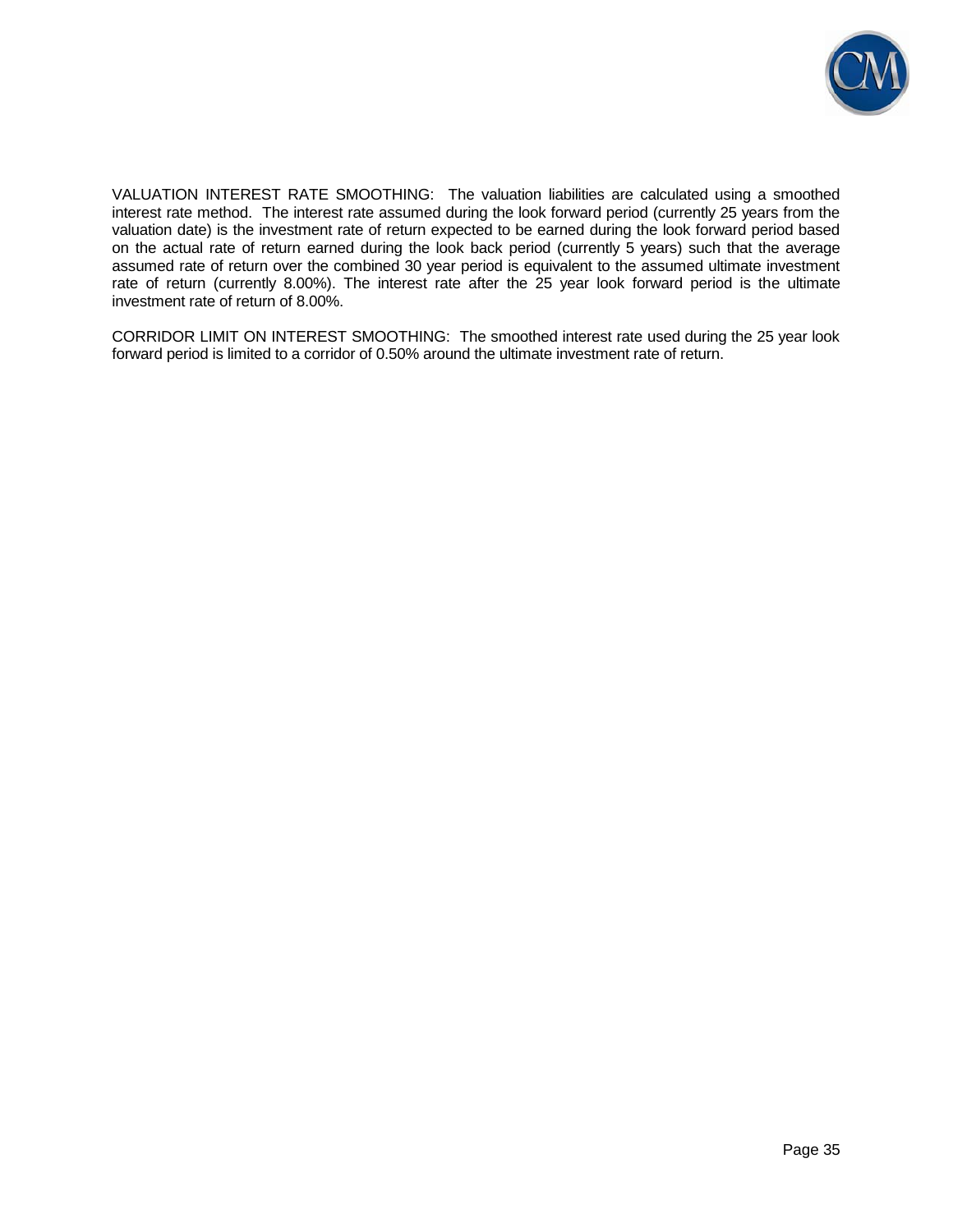VALUATION INTEREST RATE SMOOTHING: The valuation liabilities are calculated using a smoothed interest rate method. The interest rate assumed during the look forward period (currently 25 years from the valuation date) is the investment rate of return expected to be earned during the look forward period based on the actual rate of return earned during the look back period (currently 5 years) such that the average assumed rate of return over the combined 30 year period is equivalent to the assumed ultimate investment rate of return (currently 8.00%). The interest rate after the 25 year look forward period is the ultimate investment rate of return of 8.00%.

CORRIDOR LIMIT ON INTEREST SMOOTHING: The smoothed interest rate used during the 25 year look forward period is limited to a corridor of 0.50% around the ultimate investment rate of return.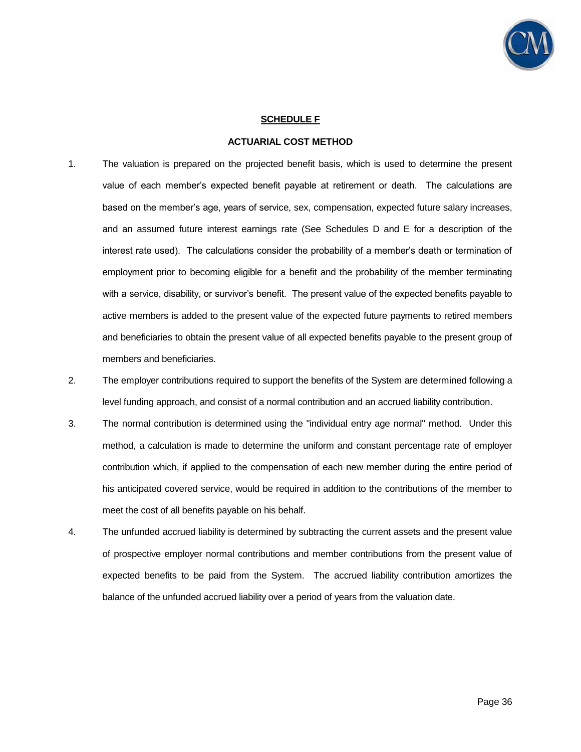## SCHEDULE F

### ACTUARIAL COST METHOD

1. The valuation is prepared on the projected benefit basis, which is used to determine the present value of each member's expected benefit payable at retirement or death. The calculations are based on the member's age, years of service, sex, compensation, expected future salary increases, and an assumed future interest earnings rate (See Schedules D and E for a description of the interest rate used). The calculations consider the probability of a member's death or termination of employment prior to becoming eligible for a benefit and the probability of the member terminating with a service, disability, or survivor's benefit. The present value of the expected benefits payable to active members is added to the present value of the expected future payments to retired members and beneficiaries to obtain the present value of all expected benefits payable to the present group of members and beneficiaries.

2. The employer contributions required to support the benefits of the System are determined following a level funding approach, and consist of a normal contribution and an accrued liability contribution.

3. The normal contribution is determined using the "individual entry age normal" method. Under this method, a calculation is made to determine the uniform and constant percentage rate of employer contribution which, if applied to the compensation of each new member during the entire period of his anticipated covered service, would be required in addition to the contributions of the member to meet the cost of all benefits payable on his behalf.

4. The unfunded accrued liability is determined by subtracting the current assets and the present value of prospective employer normal contributions and member contributions from the present value of expected benefits to be paid from the System. The accrued liability contribution amortizes the balance of the unfunded accrued liability over a period of years from the valuation date.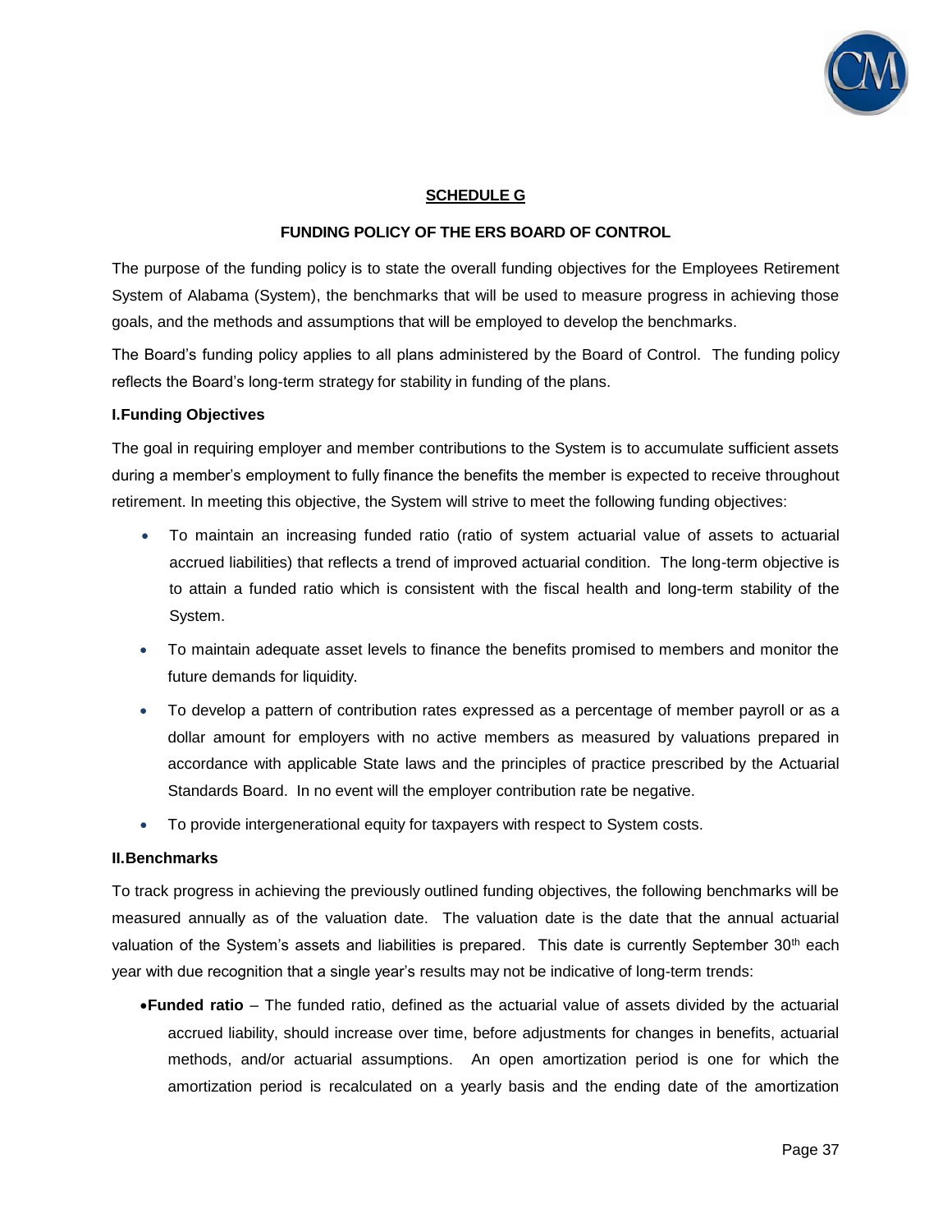## SCHEDULE G

### FUNDING POLICY OF THE ERS BOARD OF CONTROL

The purpose of the funding policy is to state the overall funding objectives for the Employees Retirement System of Alabama (System), the benchmarks that will be used to measure progress in achieving those goals, and the methods and assumptions that will be employed to develop the benchmarks.

The Board's funding policy applies to all plans administered by the Board of Control. The funding policy reflects the Board's long-term strategy for stability in funding of the plans.

**I.Funding Objectives**

The goal in requiring employer and member contributions to the System is to accumulate sufficient assets during a member's employment to fully finance the benefits the member is expected to receive throughout retirement. In meeting this objective, the System will strive to meet the following funding objectives:

- To maintain an increasing funded ratio (ratio of system actuarial value of assets to actuarial accrued liabilities) that reflects a trend of improved actuarial condition. The long-term objective is to attain a funded ratio which is consistent with the fiscal health and long-term stability of the System.
- To maintain adequate asset levels to finance the benefits promised to members and monitor the future demands for liquidity.
- To develop a pattern of contribution rates expressed as a percentage of member payroll or as a dollar amount for employers with no active members as measured by valuations prepared in accordance with applicable State laws and the principles of practice prescribed by the Actuarial Standards Board. In no event will the employer contribution rate be negative.
- To provide intergenerational equity for taxpayers with respect to System costs.

**II.Benchmarks**

To track progress in achieving the previously outlined funding objectives, the following benchmarks will be measured annually as of the valuation date. The valuation date is the date that the annual actuarial valuation of the System's assets and liabilities is prepared. This date is currently September 30th each year with due recognition that a single year's results may not be indicative of long-term trends:

- **Funded ratio** – The funded ratio, defined as the actuarial value of assets divided by the actuarial accrued liability, should increase over time, before adjustments for changes in benefits, actuarial methods, and/or actuarial assumptions. An open amortization period is one for which the amortization period is recalculated on a yearly basis and the ending date of the amortization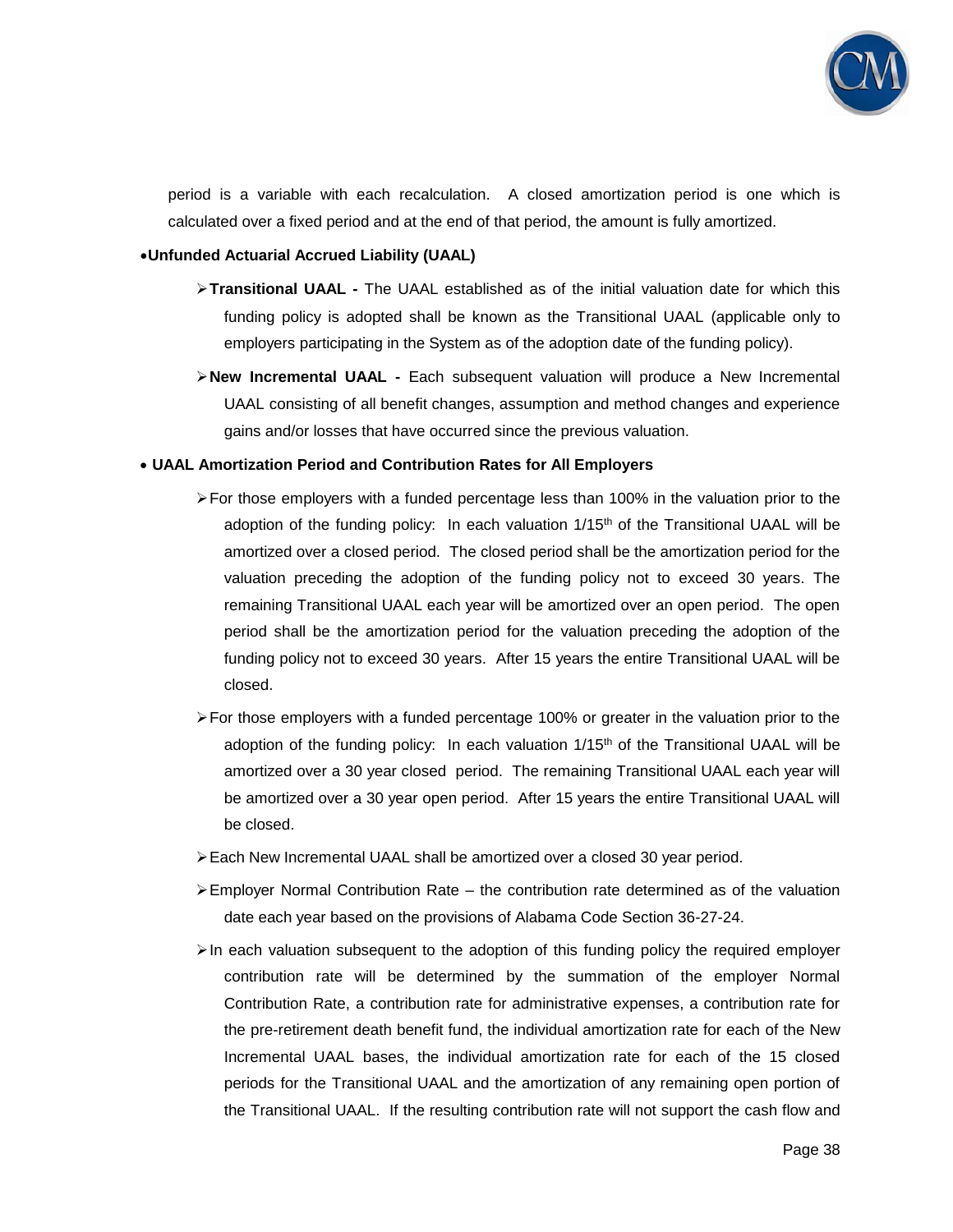period is a variable with each recalculation. A closed amortization period is one which is calculated over a fixed period and at the end of that period, the amount is fully amortized.

- **Unfunded Actuarial Accrued Liability (UAAL)**
  - **Transitional UAAL -** The UAAL established as of the initial valuation date for which this funding policy is adopted shall be known as the Transitional UAAL (applicable only to employers participating in the System as of the adoption date of the funding policy).
  - **New Incremental UAAL -** Each subsequent valuation will produce a New Incremental UAAL consisting of all benefit changes, assumption and method changes and experience gains and/or losses that have occurred since the previous valuation.

- **UAAL Amortization Period and Contribution Rates for All Employers**
  - For those employers with a funded percentage less than 100% in the valuation prior to the adoption of the funding policy: In each valuation 1/15th of the Transitional UAAL will be amortized over a closed period. The closed period shall be the amortization period for the valuation preceding the adoption of the funding policy not to exceed 30 years. The remaining Transitional UAAL each year will be amortized over an open period. The open period shall be the amortization period for the valuation preceding the adoption of the funding policy not to exceed 30 years. After 15 years the entire Transitional UAAL will be closed.
  - For those employers with a funded percentage 100% or greater in the valuation prior to the adoption of the funding policy: In each valuation 1/15th of the Transitional UAAL will be amortized over a 30 year closed period. The remaining Transitional UAAL each year will be amortized over a 30 year open period. After 15 years the entire Transitional UAAL will be closed.
  - Each New Incremental UAAL shall be amortized over a closed 30 year period.
  - Employer Normal Contribution Rate – the contribution rate determined as of the valuation date each year based on the provisions of Alabama Code Section 36-27-24.
  - In each valuation subsequent to the adoption of this funding policy the required employer contribution rate will be determined by the summation of the employer Normal Contribution Rate, a contribution rate for administrative expenses, a contribution rate for the pre-retirement death benefit fund, the individual amortization rate for each of the New Incremental UAAL bases, the individual amortization rate for each of the 15 closed periods for the Transitional UAAL and the amortization of any remaining open portion of the Transitional UAAL. If the resulting contribution rate will not support the cash flow and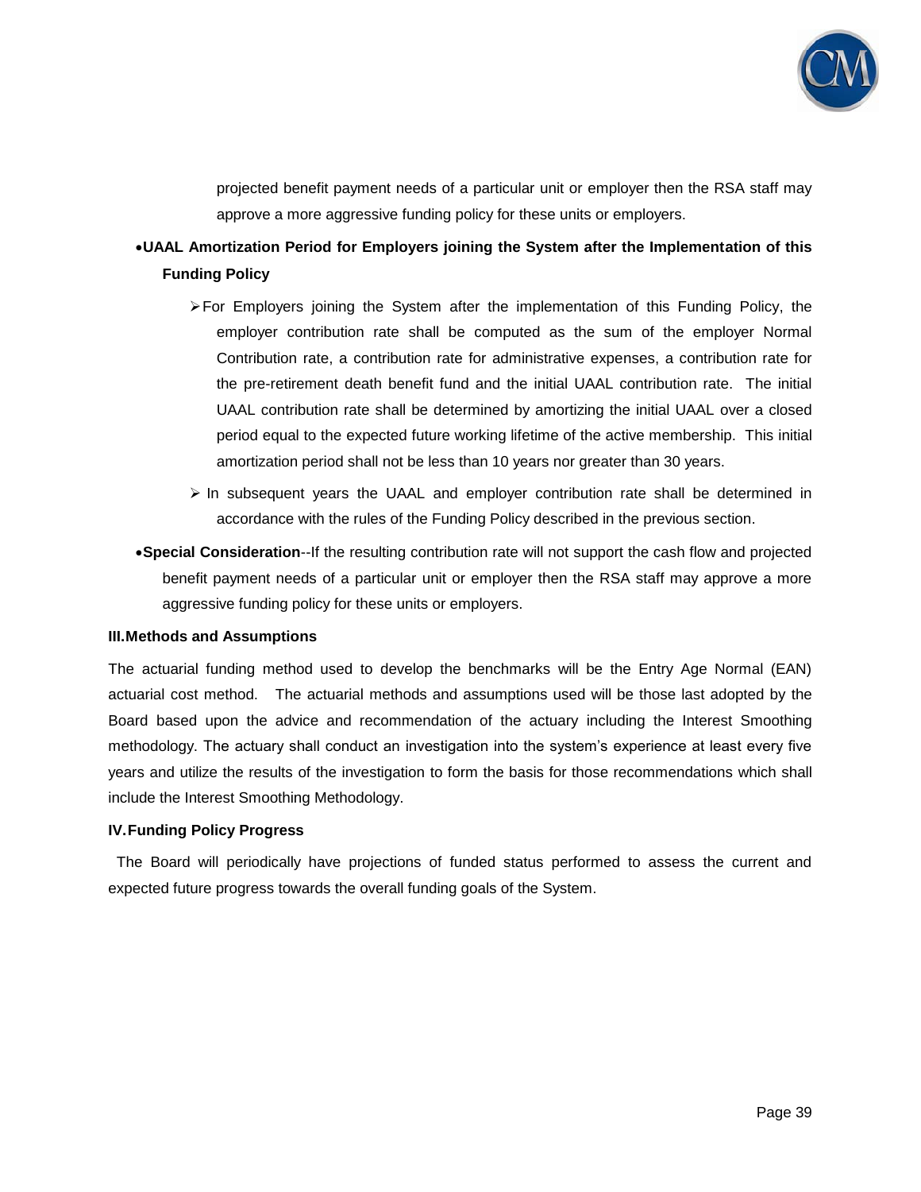projected benefit payment needs of a particular unit or employer then the RSA staff may approve a more aggressive funding policy for these units or employers.

- **UAAL Amortization Period for Employers joining the System after the Implementation of this Funding Policy**
  - For Employers joining the System after the implementation of this Funding Policy, the employer contribution rate shall be computed as the sum of the employer Normal Contribution rate, a contribution rate for administrative expenses, a contribution rate for the pre-retirement death benefit fund and the initial UAAL contribution rate. The initial UAAL contribution rate shall be determined by amortizing the initial UAAL over a closed period equal to the expected future working lifetime of the active membership. This initial amortization period shall not be less than 10 years nor greater than 30 years.
  - In subsequent years the UAAL and employer contribution rate shall be determined in accordance with the rules of the Funding Policy described in the previous section.
- **Special Consideration**--If the resulting contribution rate will not support the cash flow and projected benefit payment needs of a particular unit or employer then the RSA staff may approve a more aggressive funding policy for these units or employers.

**III. Methods and Assumptions**

The actuarial funding method used to develop the benchmarks will be the Entry Age Normal (EAN) actuarial cost method. The actuarial methods and assumptions used will be those last adopted by the Board based upon the advice and recommendation of the actuary including the Interest Smoothing methodology. The actuary shall conduct an investigation into the system's experience at least every five years and utilize the results of the investigation to form the basis for those recommendations which shall include the Interest Smoothing Methodology.

**IV. Funding Policy Progress**

The Board will periodically have projections of funded status performed to assess the current and expected future progress towards the overall funding goals of the System.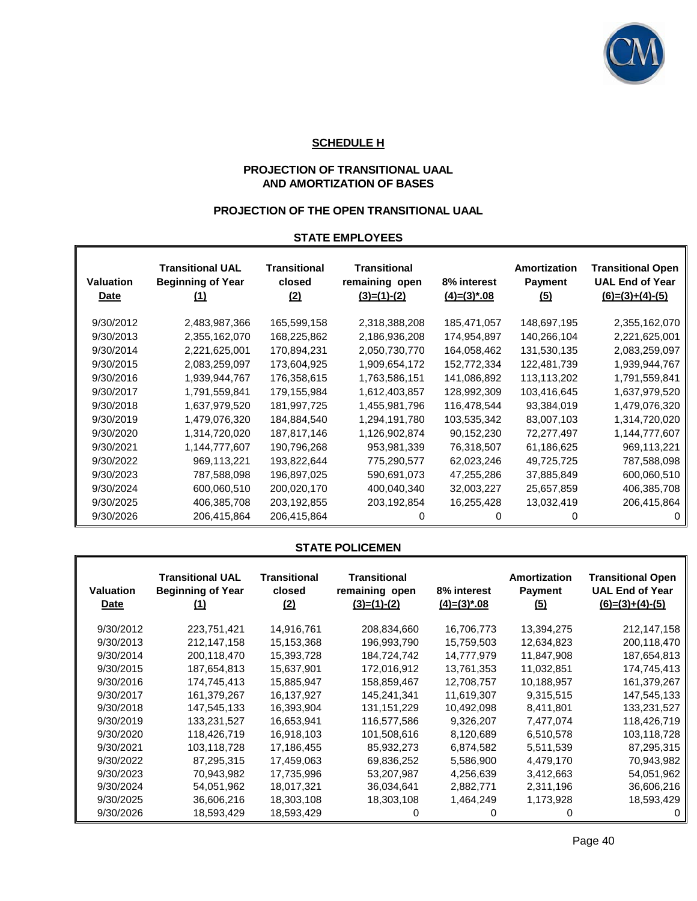## SCHEDULE H

### PROJECTION OF TRANSITIONAL UAAL AND AMORTIZATION OF BASES

### PROJECTION OF THE OPEN TRANSITIONAL UAAL

#### STATE EMPLOYEES

| Valuation Date | Transitional UAL Beginning of Year (1) | Transitional closed (2) | Transitional remaining open (3)=(1)-(2) | 8% interest (4)=(3)*.08 | Amortization Payment (5) | Transitional Open UAL End of Year (6)=(3)+(4)-(5) |
|---|---|---|---|---|---|---|
| 9/30/2012 | 2,483,987,366 | 165,599,158 | 2,318,388,208 | 185,471,057 | 148,697,195 | 2,355,162,070 |
| 9/30/2013 | 2,355,162,070 | 168,225,862 | 2,186,936,208 | 174,954,897 | 140,266,104 | 2,221,625,001 |
| 9/30/2014 | 2,221,625,001 | 170,894,231 | 2,050,730,770 | 164,058,462 | 131,530,135 | 2,083,259,097 |
| 9/30/2015 | 2,083,259,097 | 173,604,925 | 1,909,654,172 | 152,772,334 | 122,481,739 | 1,939,944,767 |
| 9/30/2016 | 1,939,944,767 | 176,358,615 | 1,763,586,151 | 141,086,892 | 113,113,202 | 1,791,559,841 |
| 9/30/2017 | 1,791,559,841 | 179,155,984 | 1,612,403,857 | 128,992,309 | 103,416,645 | 1,637,979,520 |
| 9/30/2018 | 1,637,979,520 | 181,997,725 | 1,455,981,796 | 116,478,544 | 93,384,019 | 1,479,076,320 |
| 9/30/2019 | 1,479,076,320 | 184,884,540 | 1,294,191,780 | 103,535,342 | 83,007,103 | 1,314,720,020 |
| 9/30/2020 | 1,314,720,020 | 187,817,146 | 1,126,902,874 | 90,152,230 | 72,277,497 | 1,144,777,607 |
| 9/30/2021 | 1,144,777,607 | 190,796,268 | 953,981,339 | 76,318,507 | 61,186,625 | 969,113,221 |
| 9/30/2022 | 969,113,221 | 193,822,644 | 775,290,577 | 62,023,246 | 49,725,725 | 787,588,098 |
| 9/30/2023 | 787,588,098 | 196,897,025 | 590,691,073 | 47,255,286 | 37,885,849 | 600,060,510 |
| 9/30/2024 | 600,060,510 | 200,020,170 | 400,040,340 | 32,003,227 | 25,657,859 | 406,385,708 |
| 9/30/2025 | 406,385,708 | 203,192,855 | 203,192,854 | 16,255,428 | 13,032,419 | 206,415,864 |
| 9/30/2026 | 206,415,864 | 206,415,864 | 0 | 0 | 0 | 0 |

#### STATE POLICEMEN

| Valuation Date | Transitional UAL Beginning of Year (1) | Transitional closed (2) | Transitional remaining open (3)=(1)-(2) | 8% interest (4)=(3)*.08 | Amortization Payment (5) | Transitional Open UAL End of Year (6)=(3)+(4)-(5) |
|---|---|---|---|---|---|---|
| 9/30/2012 | 223,751,421 | 14,916,761 | 208,834,660 | 16,706,773 | 13,394,275 | 212,147,158 |
| 9/30/2013 | 212,147,158 | 15,153,368 | 196,993,790 | 15,759,503 | 12,634,823 | 200,118,470 |
| 9/30/2014 | 200,118,470 | 15,393,728 | 184,724,742 | 14,777,979 | 11,847,908 | 187,654,813 |
| 9/30/2015 | 187,654,813 | 15,637,901 | 172,016,912 | 13,761,353 | 11,032,851 | 174,745,413 |
| 9/30/2016 | 174,745,413 | 15,885,947 | 158,859,467 | 12,708,757 | 10,188,957 | 161,379,267 |
| 9/30/2017 | 161,379,267 | 16,137,927 | 145,241,341 | 11,619,307 | 9,315,515 | 147,545,133 |
| 9/30/2018 | 147,545,133 | 16,393,904 | 131,151,229 | 10,492,098 | 8,411,801 | 133,231,527 |
| 9/30/2019 | 133,231,527 | 16,653,941 | 116,577,586 | 9,326,207 | 7,477,074 | 118,426,719 |
| 9/30/2020 | 118,426,719 | 16,918,103 | 101,508,616 | 8,120,689 | 6,510,578 | 103,118,728 |
| 9/30/2021 | 103,118,728 | 17,186,455 | 85,932,273 | 6,874,582 | 5,511,539 | 87,295,315 |
| 9/30/2022 | 87,295,315 | 17,459,063 | 69,836,252 | 5,586,900 | 4,479,170 | 70,943,982 |
| 9/30/2023 | 70,943,982 | 17,735,996 | 53,207,987 | 4,256,639 | 3,412,663 | 54,051,962 |
| 9/30/2024 | 54,051,962 | 18,017,321 | 36,034,641 | 2,882,771 | 2,311,196 | 36,606,216 |
| 9/30/2025 | 36,606,216 | 18,303,108 | 18,303,108 | 1,464,249 | 1,173,928 | 18,593,429 |
| 9/30/2026 | 18,593,429 | 18,593,429 | 0 | 0 | 0 | 0 |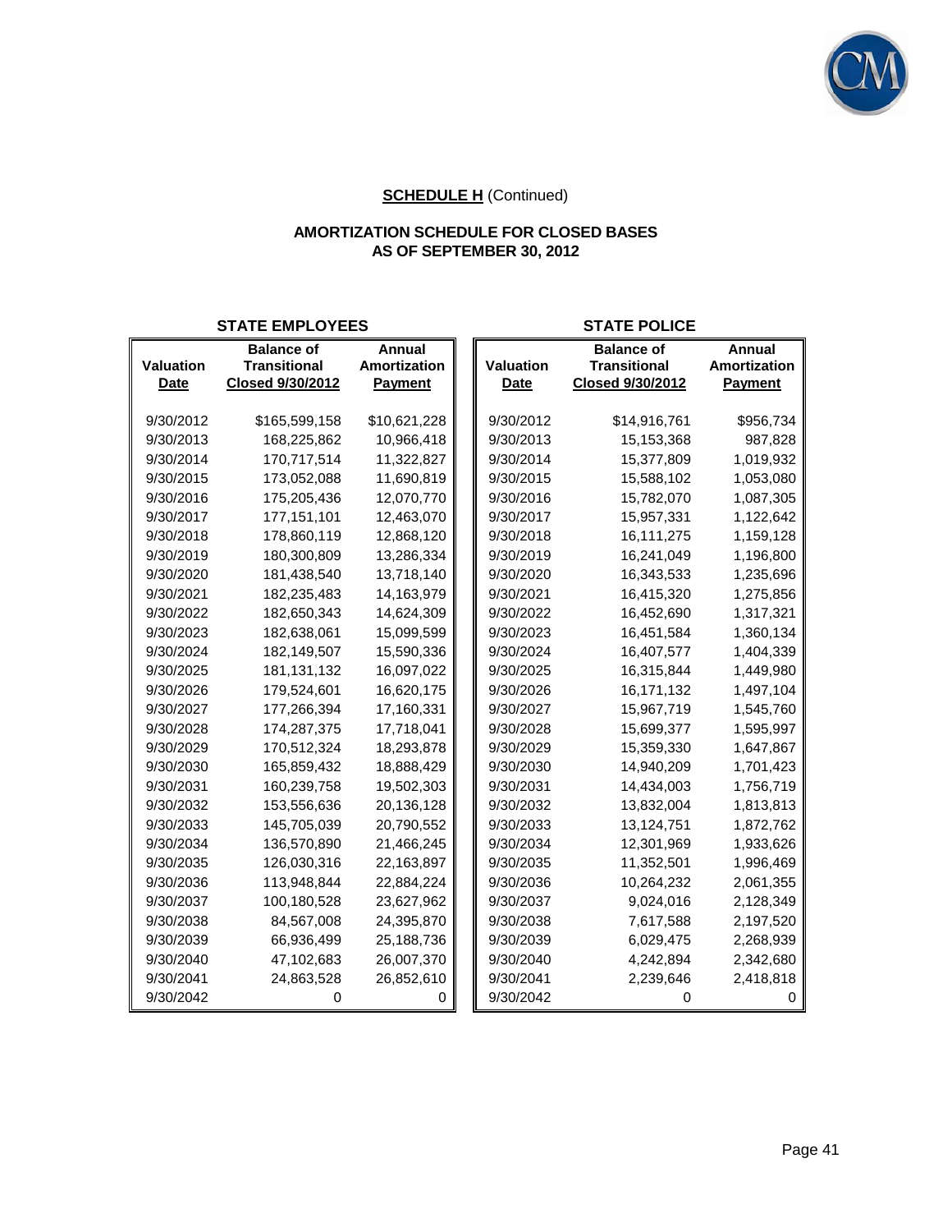**SCHEDULE H** (Continued)

**AMORTIZATION SCHEDULE FOR CLOSED BASES**
**AS OF SEPTEMBER 30, 2012**

**STATE EMPLOYEES**

| Valuation Date | Balance of Transitional Closed 9/30/2012 | Annual Amortization Payment |
|---|---|---|
| 9/30/2012 | $165,599,158 | $10,621,228 |
| 9/30/2013 | 168,225,862 | 10,966,418 |
| 9/30/2014 | 170,717,514 | 11,322,827 |
| 9/30/2015 | 173,052,088 | 11,690,819 |
| 9/30/2016 | 175,205,436 | 12,070,770 |
| 9/30/2017 | 177,151,101 | 12,463,070 |
| 9/30/2018 | 178,860,119 | 12,868,120 |
| 9/30/2019 | 180,300,809 | 13,286,334 |
| 9/30/2020 | 181,438,540 | 13,718,140 |
| 9/30/2021 | 182,235,483 | 14,163,979 |
| 9/30/2022 | 182,650,343 | 14,624,309 |
| 9/30/2023 | 182,638,061 | 15,099,599 |
| 9/30/2024 | 182,149,507 | 15,590,336 |
| 9/30/2025 | 181,131,132 | 16,097,022 |
| 9/30/2026 | 179,524,601 | 16,620,175 |
| 9/30/2027 | 177,266,394 | 17,160,331 |
| 9/30/2028 | 174,287,375 | 17,718,041 |
| 9/30/2029 | 170,512,324 | 18,293,878 |
| 9/30/2030 | 165,859,432 | 18,888,429 |
| 9/30/2031 | 160,239,758 | 19,502,303 |
| 9/30/2032 | 153,556,636 | 20,136,128 |
| 9/30/2033 | 145,705,039 | 20,790,552 |
| 9/30/2034 | 136,570,890 | 21,466,245 |
| 9/30/2035 | 126,030,316 | 22,163,897 |
| 9/30/2036 | 113,948,844 | 22,884,224 |
| 9/30/2037 | 100,180,528 | 23,627,962 |
| 9/30/2038 | 84,567,008 | 24,395,870 |
| 9/30/2039 | 66,936,499 | 25,188,736 |
| 9/30/2040 | 47,102,683 | 26,007,370 |
| 9/30/2041 | 24,863,528 | 26,852,610 |
| 9/30/2042 | 0 | 0 |

**STATE POLICE**

| Valuation Date | Balance of Transitional Closed 9/30/2012 | Annual Amortization Payment |
|---|---|---|
| 9/30/2012 | $14,916,761 | $956,734 |
| 9/30/2013 | 15,153,368 | 987,828 |
| 9/30/2014 | 15,377,809 | 1,019,932 |
| 9/30/2015 | 15,588,102 | 1,053,080 |
| 9/30/2016 | 15,782,070 | 1,087,305 |
| 9/30/2017 | 15,957,331 | 1,122,642 |
| 9/30/2018 | 16,111,275 | 1,159,128 |
| 9/30/2019 | 16,241,049 | 1,196,800 |
| 9/30/2020 | 16,343,533 | 1,235,696 |
| 9/30/2021 | 16,415,320 | 1,275,856 |
| 9/30/2022 | 16,452,690 | 1,317,321 |
| 9/30/2023 | 16,451,584 | 1,360,134 |
| 9/30/2024 | 16,407,577 | 1,404,339 |
| 9/30/2025 | 16,315,844 | 1,449,980 |
| 9/30/2026 | 16,171,132 | 1,497,104 |
| 9/30/2027 | 15,967,719 | 1,545,760 |
| 9/30/2028 | 15,699,377 | 1,595,997 |
| 9/30/2029 | 15,359,330 | 1,647,867 |
| 9/30/2030 | 14,940,209 | 1,701,423 |
| 9/30/2031 | 14,434,003 | 1,756,719 |
| 9/30/2032 | 13,832,004 | 1,813,813 |
| 9/30/2033 | 13,124,751 | 1,872,762 |
| 9/30/2034 | 12,301,969 | 1,933,626 |
| 9/30/2035 | 11,352,501 | 1,996,469 |
| 9/30/2036 | 10,264,232 | 2,061,355 |
| 9/30/2037 | 9,024,016 | 2,128,349 |
| 9/30/2038 | 7,617,588 | 2,197,520 |
| 9/30/2039 | 6,029,475 | 2,268,939 |
| 9/30/2040 | 4,242,894 | 2,342,680 |
| 9/30/2041 | 2,239,646 | 2,418,818 |
| 9/30/2042 | 0 | 0 |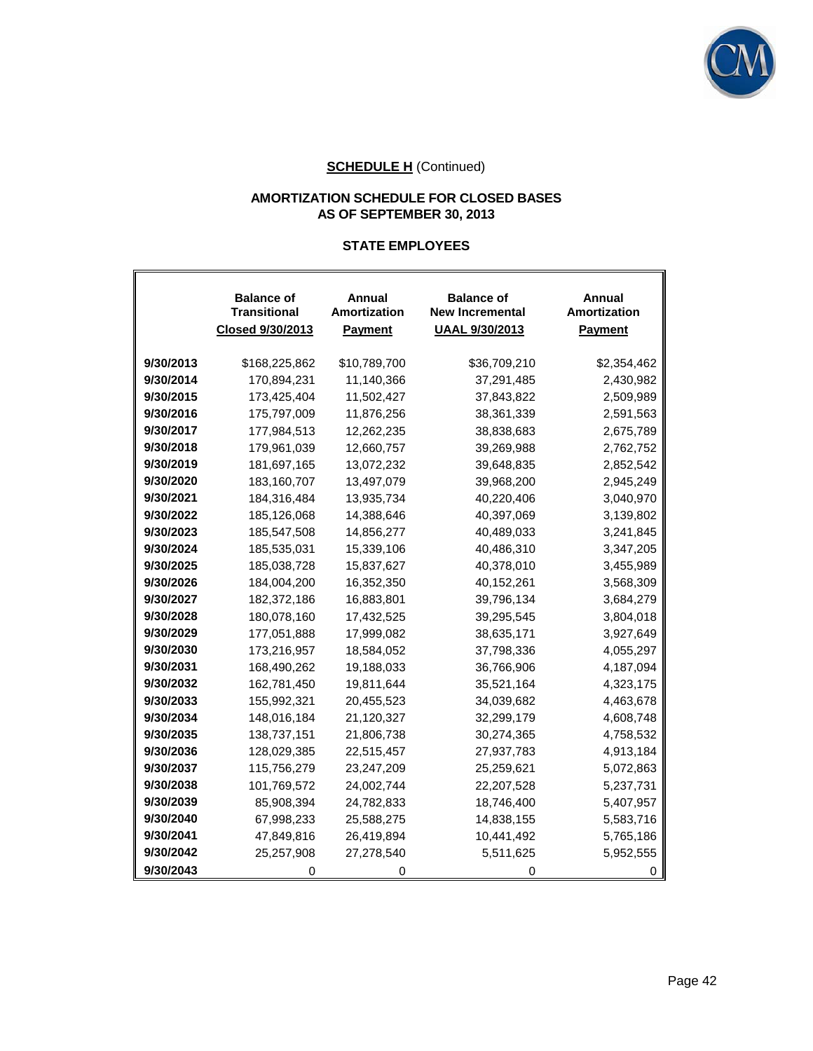**SCHEDULE H** (Continued)

**AMORTIZATION SCHEDULE FOR CLOSED BASES**
**AS OF SEPTEMBER 30, 2013**

**STATE EMPLOYEES**

| | Balance of Transitional Closed 9/30/2013 | Annual Amortization Payment | Balance of New Incremental UAAL 9/30/2013 | Annual Amortization Payment |
|---|---|---|---|---|
| **9/30/2013** | $168,225,862 | $10,789,700 | $36,709,210 | $2,354,462 |
| **9/30/2014** | 170,894,231 | 11,140,366 | 37,291,485 | 2,430,982 |
| **9/30/2015** | 173,425,404 | 11,502,427 | 37,843,822 | 2,509,989 |
| **9/30/2016** | 175,797,009 | 11,876,256 | 38,361,339 | 2,591,563 |
| **9/30/2017** | 177,984,513 | 12,262,235 | 38,838,683 | 2,675,789 |
| **9/30/2018** | 179,961,039 | 12,660,757 | 39,269,988 | 2,762,752 |
| **9/30/2019** | 181,697,165 | 13,072,232 | 39,648,835 | 2,852,542 |
| **9/30/2020** | 183,160,707 | 13,497,079 | 39,968,200 | 2,945,249 |
| **9/30/2021** | 184,316,484 | 13,935,734 | 40,220,406 | 3,040,970 |
| **9/30/2022** | 185,126,068 | 14,388,646 | 40,397,069 | 3,139,802 |
| **9/30/2023** | 185,547,508 | 14,856,277 | 40,489,033 | 3,241,845 |
| **9/30/2024** | 185,535,031 | 15,339,106 | 40,486,310 | 3,347,205 |
| **9/30/2025** | 185,038,728 | 15,837,627 | 40,378,010 | 3,455,989 |
| **9/30/2026** | 184,004,200 | 16,352,350 | 40,152,261 | 3,568,309 |
| **9/30/2027** | 182,372,186 | 16,883,801 | 39,796,134 | 3,684,279 |
| **9/30/2028** | 180,078,160 | 17,432,525 | 39,295,545 | 3,804,018 |
| **9/30/2029** | 177,051,888 | 17,999,082 | 38,635,171 | 3,927,649 |
| **9/30/2030** | 173,216,957 | 18,584,052 | 37,798,336 | 4,055,297 |
| **9/30/2031** | 168,490,262 | 19,188,033 | 36,766,906 | 4,187,094 |
| **9/30/2032** | 162,781,450 | 19,811,644 | 35,521,164 | 4,323,175 |
| **9/30/2033** | 155,992,321 | 20,455,523 | 34,039,682 | 4,463,678 |
| **9/30/2034** | 148,016,184 | 21,120,327 | 32,299,179 | 4,608,748 |
| **9/30/2035** | 138,737,151 | 21,806,738 | 30,274,365 | 4,758,532 |
| **9/30/2036** | 128,029,385 | 22,515,457 | 27,937,783 | 4,913,184 |
| **9/30/2037** | 115,756,279 | 23,247,209 | 25,259,621 | 5,072,863 |
| **9/30/2038** | 101,769,572 | 24,002,744 | 22,207,528 | 5,237,731 |
| **9/30/2039** | 85,908,394 | 24,782,833 | 18,746,400 | 5,407,957 |
| **9/30/2040** | 67,998,233 | 25,588,275 | 14,838,155 | 5,583,716 |
| **9/30/2041** | 47,849,816 | 26,419,894 | 10,441,492 | 5,765,186 |
| **9/30/2042** | 25,257,908 | 27,278,540 | 5,511,625 | 5,952,555 |
| **9/30/2043** | 0 | 0 | 0 | 0 |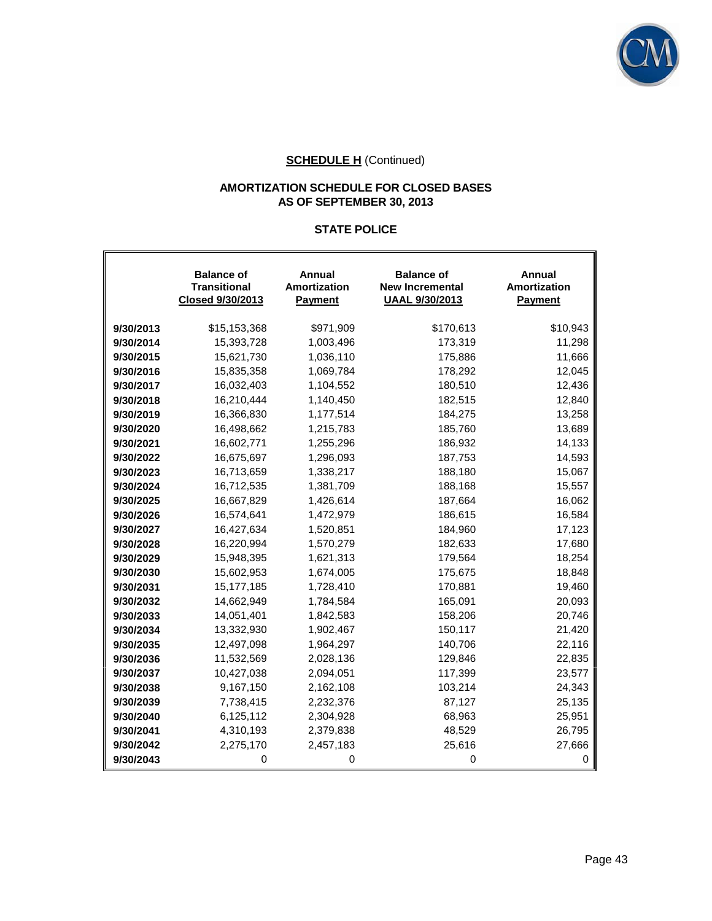**SCHEDULE H** (Continued)

**AMORTIZATION SCHEDULE FOR CLOSED BASES**
**AS OF SEPTEMBER 30, 2013**

**STATE POLICE**

| | Balance of Transitional Closed 9/30/2013 | Annual Amortization Payment | Balance of New Incremental UAAL 9/30/2013 | Annual Amortization Payment |
|---|---|---|---|---|
| 9/30/2013 | $15,153,368 | $971,909 | $170,613 | $10,943 |
| 9/30/2014 | 15,393,728 | 1,003,496 | 173,319 | 11,298 |
| 9/30/2015 | 15,621,730 | 1,036,110 | 175,886 | 11,666 |
| 9/30/2016 | 15,835,358 | 1,069,784 | 178,292 | 12,045 |
| 9/30/2017 | 16,032,403 | 1,104,552 | 180,510 | 12,436 |
| 9/30/2018 | 16,210,444 | 1,140,450 | 182,515 | 12,840 |
| 9/30/2019 | 16,366,830 | 1,177,514 | 184,275 | 13,258 |
| 9/30/2020 | 16,498,662 | 1,215,783 | 185,760 | 13,689 |
| 9/30/2021 | 16,602,771 | 1,255,296 | 186,932 | 14,133 |
| 9/30/2022 | 16,675,697 | 1,296,093 | 187,753 | 14,593 |
| 9/30/2023 | 16,713,659 | 1,338,217 | 188,180 | 15,067 |
| 9/30/2024 | 16,712,535 | 1,381,709 | 188,168 | 15,557 |
| 9/30/2025 | 16,667,829 | 1,426,614 | 187,664 | 16,062 |
| 9/30/2026 | 16,574,641 | 1,472,979 | 186,615 | 16,584 |
| 9/30/2027 | 16,427,634 | 1,520,851 | 184,960 | 17,123 |
| 9/30/2028 | 16,220,994 | 1,570,279 | 182,633 | 17,680 |
| 9/30/2029 | 15,948,395 | 1,621,313 | 179,564 | 18,254 |
| 9/30/2030 | 15,602,953 | 1,674,005 | 175,675 | 18,848 |
| 9/30/2031 | 15,177,185 | 1,728,410 | 170,881 | 19,460 |
| 9/30/2032 | 14,662,949 | 1,784,584 | 165,091 | 20,093 |
| 9/30/2033 | 14,051,401 | 1,842,583 | 158,206 | 20,746 |
| 9/30/2034 | 13,332,930 | 1,902,467 | 150,117 | 21,420 |
| 9/30/2035 | 12,497,098 | 1,964,297 | 140,706 | 22,116 |
| 9/30/2036 | 11,532,569 | 2,028,136 | 129,846 | 22,835 |
| 9/30/2037 | 10,427,038 | 2,094,051 | 117,399 | 23,577 |
| 9/30/2038 | 9,167,150 | 2,162,108 | 103,214 | 24,343 |
| 9/30/2039 | 7,738,415 | 2,232,376 | 87,127 | 25,135 |
| 9/30/2040 | 6,125,112 | 2,304,928 | 68,963 | 25,951 |
| 9/30/2041 | 4,310,193 | 2,379,838 | 48,529 | 26,795 |
| 9/30/2042 | 2,275,170 | 2,457,183 | 25,616 | 27,666 |
| 9/30/2043 | 0 | 0 | 0 | 0 |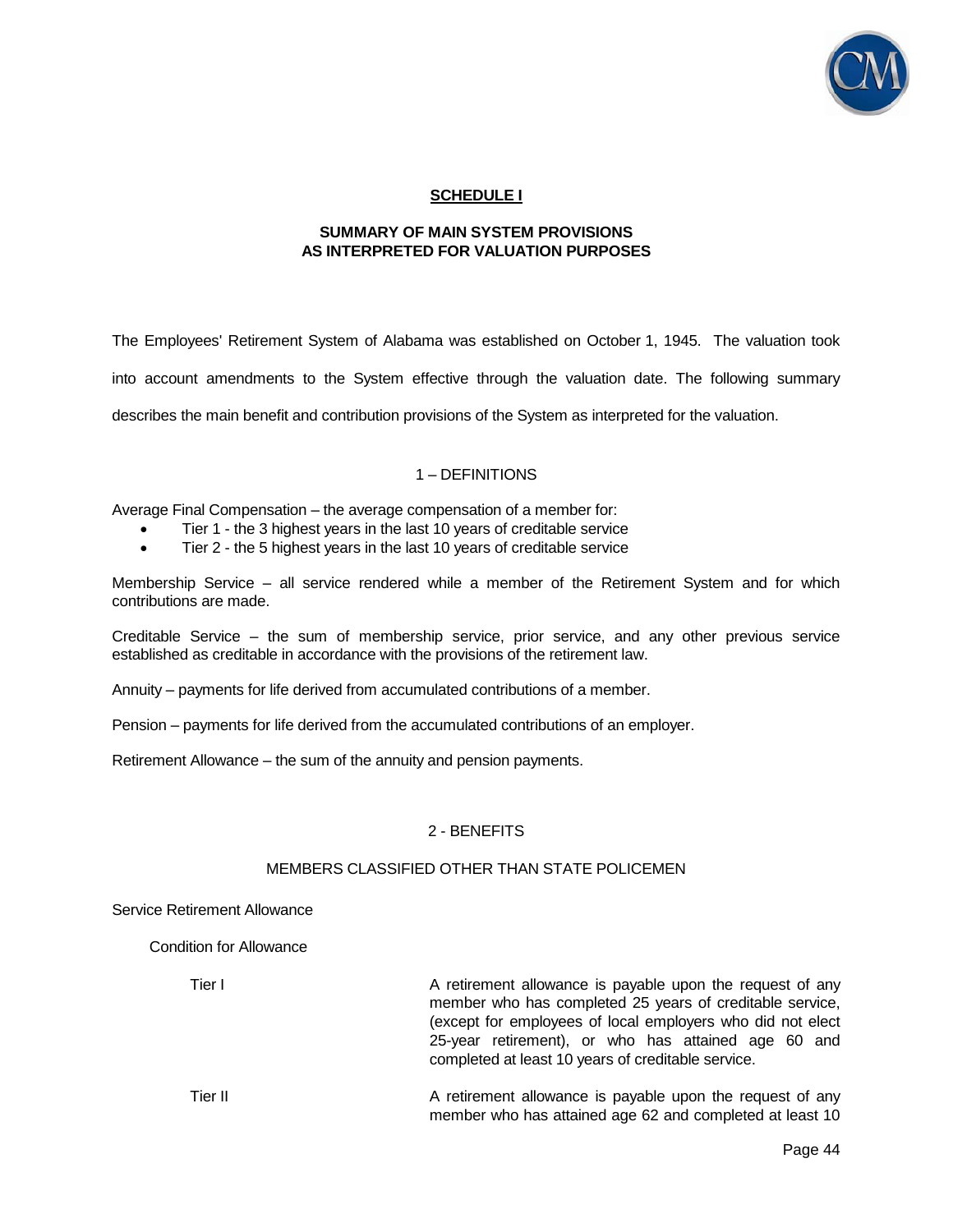## SCHEDULE I

### SUMMARY OF MAIN SYSTEM PROVISIONS AS INTERPRETED FOR VALUATION PURPOSES

The Employees' Retirement System of Alabama was established on October 1, 1945. The valuation took into account amendments to the System effective through the valuation date. The following summary describes the main benefit and contribution provisions of the System as interpreted for the valuation.

#### 1 – DEFINITIONS

Average Final Compensation – the average compensation of a member for:

- Tier 1 - the 3 highest years in the last 10 years of creditable service
- Tier 2 - the 5 highest years in the last 10 years of creditable service

Membership Service – all service rendered while a member of the Retirement System and for which contributions are made.

Creditable Service – the sum of membership service, prior service, and any other previous service established as creditable in accordance with the provisions of the retirement law.

Annuity – payments for life derived from accumulated contributions of a member.

Pension – payments for life derived from the accumulated contributions of an employer.

Retirement Allowance – the sum of the annuity and pension payments.

#### 2 - BENEFITS

##### MEMBERS CLASSIFIED OTHER THAN STATE POLICEMEN

Service Retirement Allowance

Condition for Allowance

| | |
|---|---|
| Tier I | A retirement allowance is payable upon the request of any member who has completed 25 years of creditable service, (except for employees of local employers who did not elect 25-year retirement), or who has attained age 60 and completed at least 10 years of creditable service. |
| Tier II | A retirement allowance is payable upon the request of any member who has attained age 62 and completed at least 10 |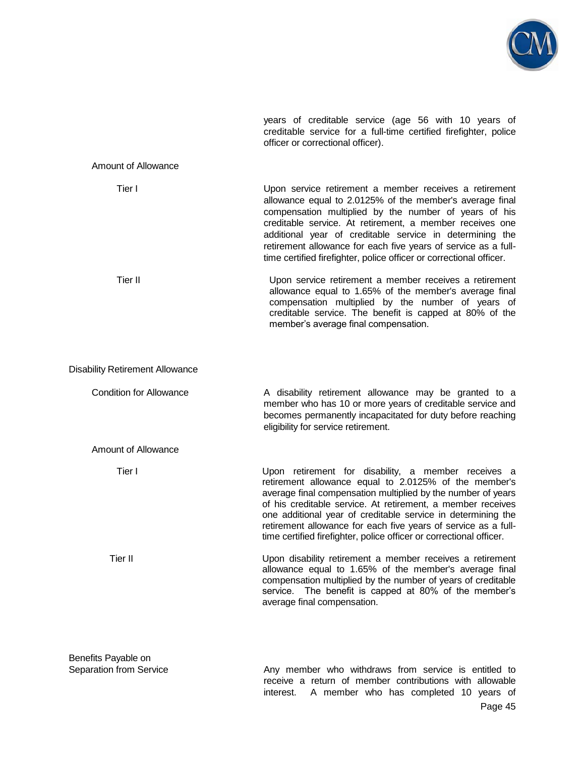years of creditable service (age 56 with 10 years of creditable service for a full-time certified firefighter, police officer or correctional officer).

Amount of Allowance

Tier I

Upon service retirement a member receives a retirement allowance equal to 2.0125% of the member's average final compensation multiplied by the number of years of his creditable service. At retirement, a member receives one additional year of creditable service in determining the retirement allowance for each five years of service as a full-time certified firefighter, police officer or correctional officer.

Tier II

Upon service retirement a member receives a retirement allowance equal to 1.65% of the member's average final compensation multiplied by the number of years of creditable service. The benefit is capped at 80% of the member's average final compensation.

Disability Retirement Allowance

Condition for Allowance

A disability retirement allowance may be granted to a member who has 10 or more years of creditable service and becomes permanently incapacitated for duty before reaching eligibility for service retirement.

Amount of Allowance

Tier I

Upon retirement for disability, a member receives a retirement allowance equal to 2.0125% of the member's average final compensation multiplied by the number of years of his creditable service. At retirement, a member receives one additional year of creditable service in determining the retirement allowance for each five years of service as a full-time certified firefighter, police officer or correctional officer.

Tier II

Upon disability retirement a member receives a retirement allowance equal to 1.65% of the member's average final compensation multiplied by the number of years of creditable service. The benefit is capped at 80% of the member's average final compensation.

Benefits Payable on Separation from Service

Any member who withdraws from service is entitled to receive a return of member contributions with allowable interest. A member who has completed 10 years of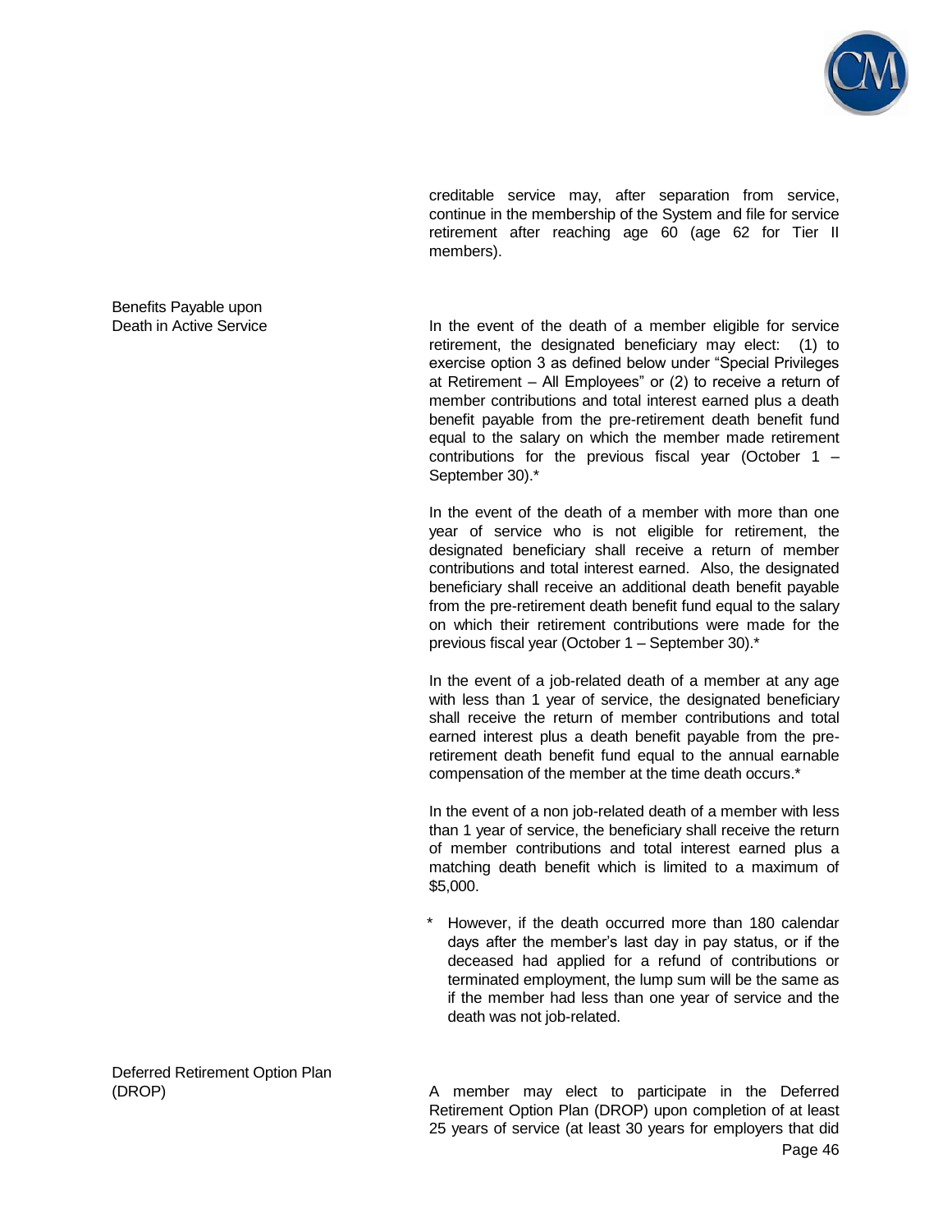creditable service may, after separation from service, continue in the membership of the System and file for service retirement after reaching age 60 (age 62 for Tier II members).

### Benefits Payable upon Death in Active Service

In the event of the death of a member eligible for service retirement, the designated beneficiary may elect: (1) to exercise option 3 as defined below under "Special Privileges at Retirement – All Employees" or (2) to receive a return of member contributions and total interest earned plus a death benefit payable from the pre-retirement death benefit fund equal to the salary on which the member made retirement contributions for the previous fiscal year (October 1 – September 30).*

In the event of the death of a member with more than one year of service who is not eligible for retirement, the designated beneficiary shall receive a return of member contributions and total interest earned. Also, the designated beneficiary shall receive an additional death benefit payable from the pre-retirement death benefit fund equal to the salary on which their retirement contributions were made for the previous fiscal year (October 1 – September 30).*

In the event of a job-related death of a member at any age with less than 1 year of service, the designated beneficiary shall receive the return of member contributions and total earned interest plus a death benefit payable from the pre-retirement death benefit fund equal to the annual earnable compensation of the member at the time death occurs.*

In the event of a non job-related death of a member with less than 1 year of service, the beneficiary shall receive the return of member contributions and total interest earned plus a matching death benefit which is limited to a maximum of $5,000.

\* However, if the death occurred more than 180 calendar days after the member's last day in pay status, or if the deceased had applied for a refund of contributions or terminated employment, the lump sum will be the same as if the member had less than one year of service and the death was not job-related.

### Deferred Retirement Option Plan (DROP)

A member may elect to participate in the Deferred Retirement Option Plan (DROP) upon completion of at least 25 years of service (at least 30 years for employers that did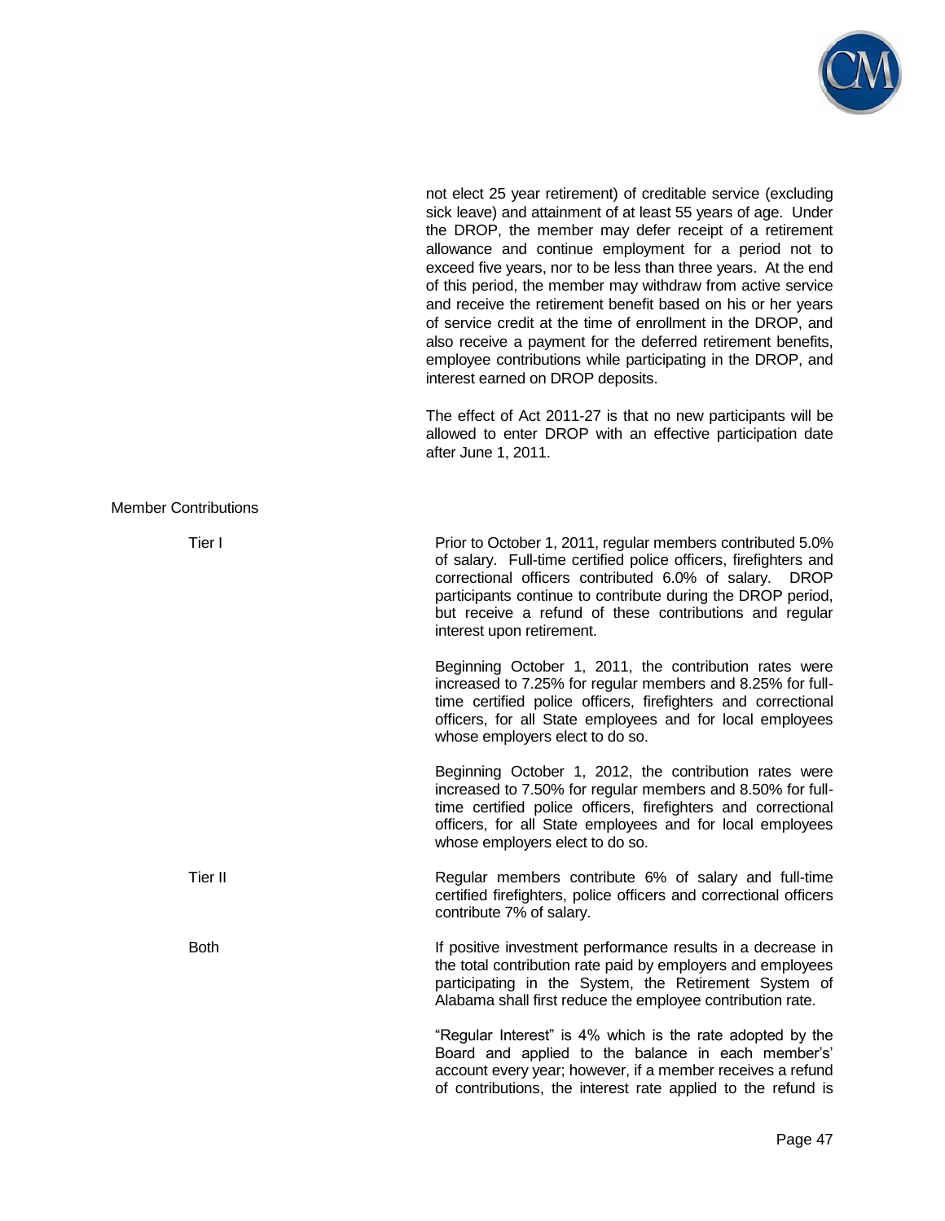not elect 25 year retirement) of creditable service (excluding sick leave) and attainment of at least 55 years of age. Under the DROP, the member may defer receipt of a retirement allowance and continue employment for a period not to exceed five years, nor to be less than three years. At the end of this period, the member may withdraw from active service and receive the retirement benefit based on his or her years of service credit at the time of enrollment in the DROP, and also receive a payment for the deferred retirement benefits, employee contributions while participating in the DROP, and interest earned on DROP deposits.

The effect of Act 2011-27 is that no new participants will be allowed to enter DROP with an effective participation date after June 1, 2011.

Member Contributions

Tier I

Prior to October 1, 2011, regular members contributed 5.0% of salary. Full-time certified police officers, firefighters and correctional officers contributed 6.0% of salary. DROP participants continue to contribute during the DROP period, but receive a refund of these contributions and regular interest upon retirement.

Beginning October 1, 2011, the contribution rates were increased to 7.25% for regular members and 8.25% for full-time certified police officers, firefighters and correctional officers, for all State employees and for local employees whose employers elect to do so.

Beginning October 1, 2012, the contribution rates were increased to 7.50% for regular members and 8.50% for full-time certified police officers, firefighters and correctional officers, for all State employees and for local employees whose employers elect to do so.

Tier II

Regular members contribute 6% of salary and full-time certified firefighters, police officers and correctional officers contribute 7% of salary.

Both

If positive investment performance results in a decrease in the total contribution rate paid by employers and employees participating in the System, the Retirement System of Alabama shall first reduce the employee contribution rate.

"Regular Interest" is 4% which is the rate adopted by the Board and applied to the balance in each member's' account every year; however, if a member receives a refund of contributions, the interest rate applied to the refund is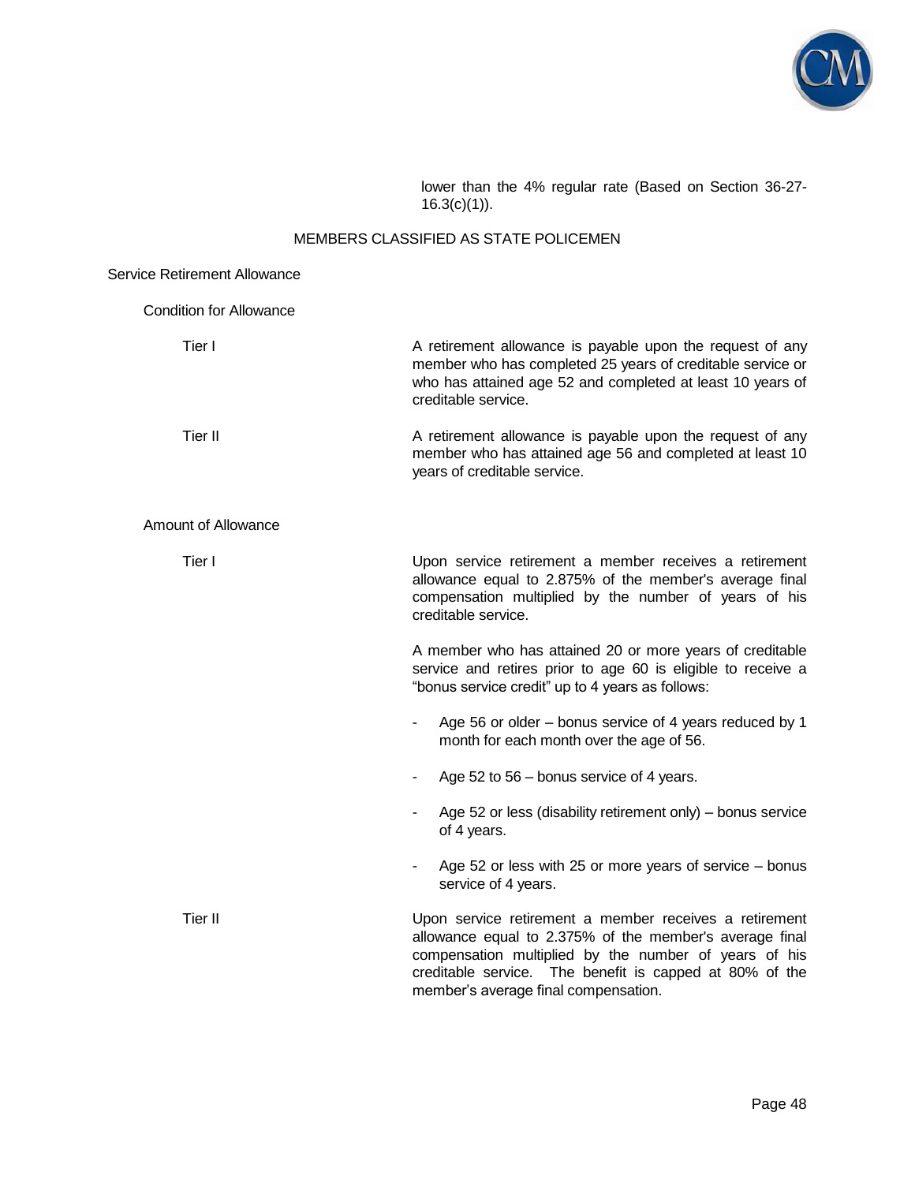lower than the 4% regular rate (Based on Section 36-27-16.3(c)(1)).

## MEMBERS CLASSIFIED AS STATE POLICEMEN

### Service Retirement Allowance

#### Condition for Allowance

**Tier I**

A retirement allowance is payable upon the request of any member who has completed 25 years of creditable service or who has attained age 52 and completed at least 10 years of creditable service.

**Tier II**

A retirement allowance is payable upon the request of any member who has attained age 56 and completed at least 10 years of creditable service.

#### Amount of Allowance

**Tier I**

Upon service retirement a member receives a retirement allowance equal to 2.875% of the member's average final compensation multiplied by the number of years of his creditable service.

A member who has attained 20 or more years of creditable service and retires prior to age 60 is eligible to receive a "bonus service credit" up to 4 years as follows:

- Age 56 or older – bonus service of 4 years reduced by 1 month for each month over the age of 56.
- Age 52 to 56 – bonus service of 4 years.
- Age 52 or less (disability retirement only) – bonus service of 4 years.
- Age 52 or less with 25 or more years of service – bonus service of 4 years.

**Tier II**

Upon service retirement a member receives a retirement allowance equal to 2.375% of the member's average final compensation multiplied by the number of years of his creditable service. The benefit is capped at 80% of the member's average final compensation.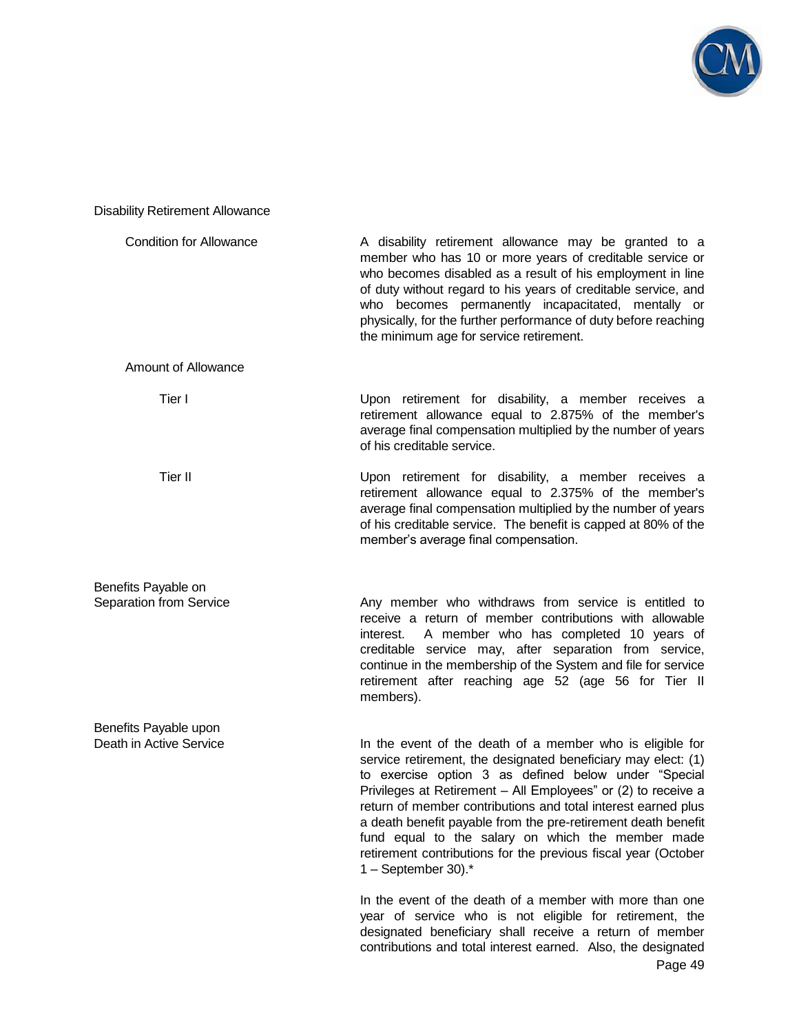## Disability Retirement Allowance

### Condition for Allowance

A disability retirement allowance may be granted to a member who has 10 or more years of creditable service or who becomes disabled as a result of his employment in line of duty without regard to his years of creditable service, and who becomes permanently incapacitated, mentally or physically, for the further performance of duty before reaching the minimum age for service retirement.

### Amount of Allowance

**Tier I**

Upon retirement for disability, a member receives a retirement allowance equal to 2.875% of the member's average final compensation multiplied by the number of years of his creditable service.

**Tier II**

Upon retirement for disability, a member receives a retirement allowance equal to 2.375% of the member's average final compensation multiplied by the number of years of his creditable service. The benefit is capped at 80% of the member's average final compensation.

## Benefits Payable on Separation from Service

Any member who withdraws from service is entitled to receive a return of member contributions with allowable interest. A member who has completed 10 years of creditable service may, after separation from service, continue in the membership of the System and file for service retirement after reaching age 52 (age 56 for Tier II members).

## Benefits Payable upon Death in Active Service

In the event of the death of a member who is eligible for service retirement, the designated beneficiary may elect: (1) to exercise option 3 as defined below under "Special Privileges at Retirement – All Employees" or (2) to receive a return of member contributions and total interest earned plus a death benefit payable from the pre-retirement death benefit fund equal to the salary on which the member made retirement contributions for the previous fiscal year (October 1 – September 30).*

In the event of the death of a member with more than one year of service who is not eligible for retirement, the designated beneficiary shall receive a return of member contributions and total interest earned. Also, the designated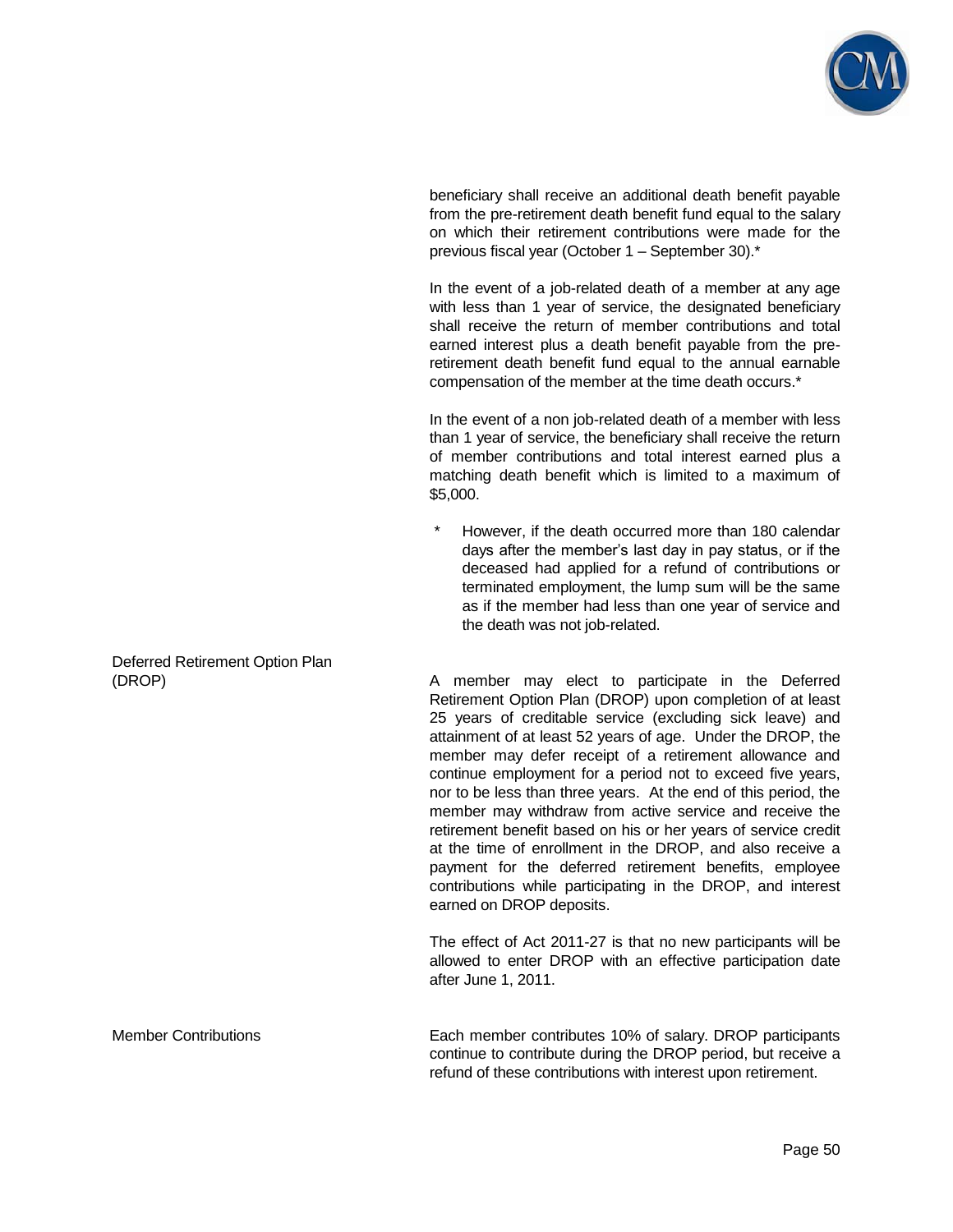beneficiary shall receive an additional death benefit payable from the pre-retirement death benefit fund equal to the salary on which their retirement contributions were made for the previous fiscal year (October 1 – September 30).*

In the event of a job-related death of a member at any age with less than 1 year of service, the designated beneficiary shall receive the return of member contributions and total earned interest plus a death benefit payable from the pre-retirement death benefit fund equal to the annual earnable compensation of the member at the time death occurs.*

In the event of a non job-related death of a member with less than 1 year of service, the beneficiary shall receive the return of member contributions and total interest earned plus a matching death benefit which is limited to a maximum of $5,000.

\* However, if the death occurred more than 180 calendar days after the member's last day in pay status, or if the deceased had applied for a refund of contributions or terminated employment, the lump sum will be the same as if the member had less than one year of service and the death was not job-related.

**Deferred Retirement Option Plan (DROP)**

A member may elect to participate in the Deferred Retirement Option Plan (DROP) upon completion of at least 25 years of creditable service (excluding sick leave) and attainment of at least 52 years of age. Under the DROP, the member may defer receipt of a retirement allowance and continue employment for a period not to exceed five years, nor to be less than three years. At the end of this period, the member may withdraw from active service and receive the retirement benefit based on his or her years of service credit at the time of enrollment in the DROP, and also receive a payment for the deferred retirement benefits, employee contributions while participating in the DROP, and interest earned on DROP deposits.

The effect of Act 2011-27 is that no new participants will be allowed to enter DROP with an effective participation date after June 1, 2011.

**Member Contributions**

Each member contributes 10% of salary. DROP participants continue to contribute during the DROP period, but receive a refund of these contributions with interest upon retirement.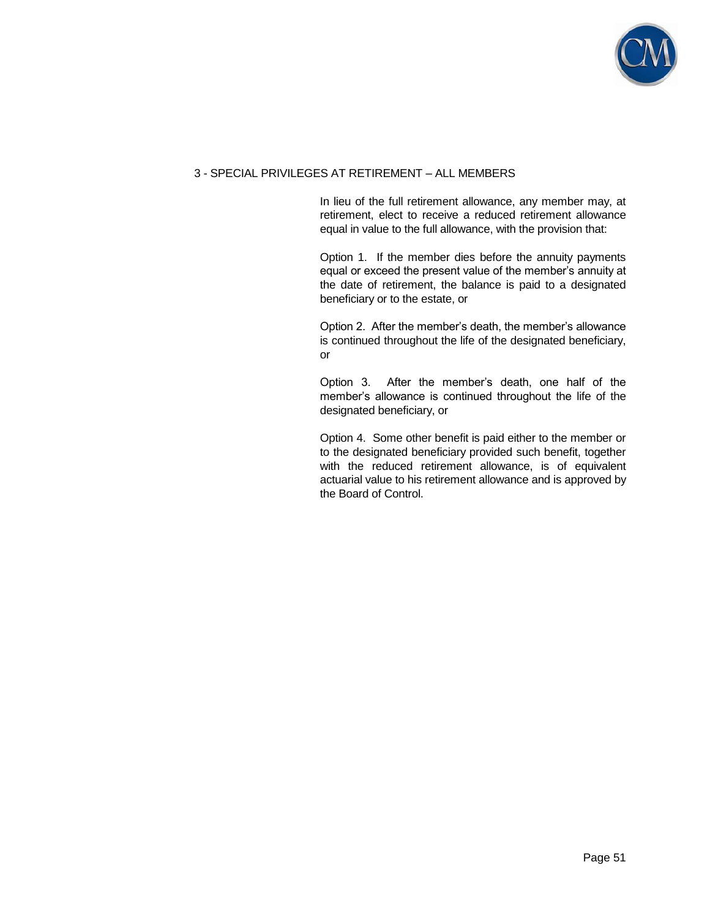### 3 - SPECIAL PRIVILEGES AT RETIREMENT – ALL MEMBERS

In lieu of the full retirement allowance, any member may, at retirement, elect to receive a reduced retirement allowance equal in value to the full allowance, with the provision that:

Option 1. If the member dies before the annuity payments equal or exceed the present value of the member's annuity at the date of retirement, the balance is paid to a designated beneficiary or to the estate, or

Option 2. After the member's death, the member's allowance is continued throughout the life of the designated beneficiary, or

Option 3. After the member's death, one half of the member's allowance is continued throughout the life of the designated beneficiary, or

Option 4. Some other benefit is paid either to the member or to the designated beneficiary provided such benefit, together with the reduced retirement allowance, is of equivalent actuarial value to his retirement allowance and is approved by the Board of Control.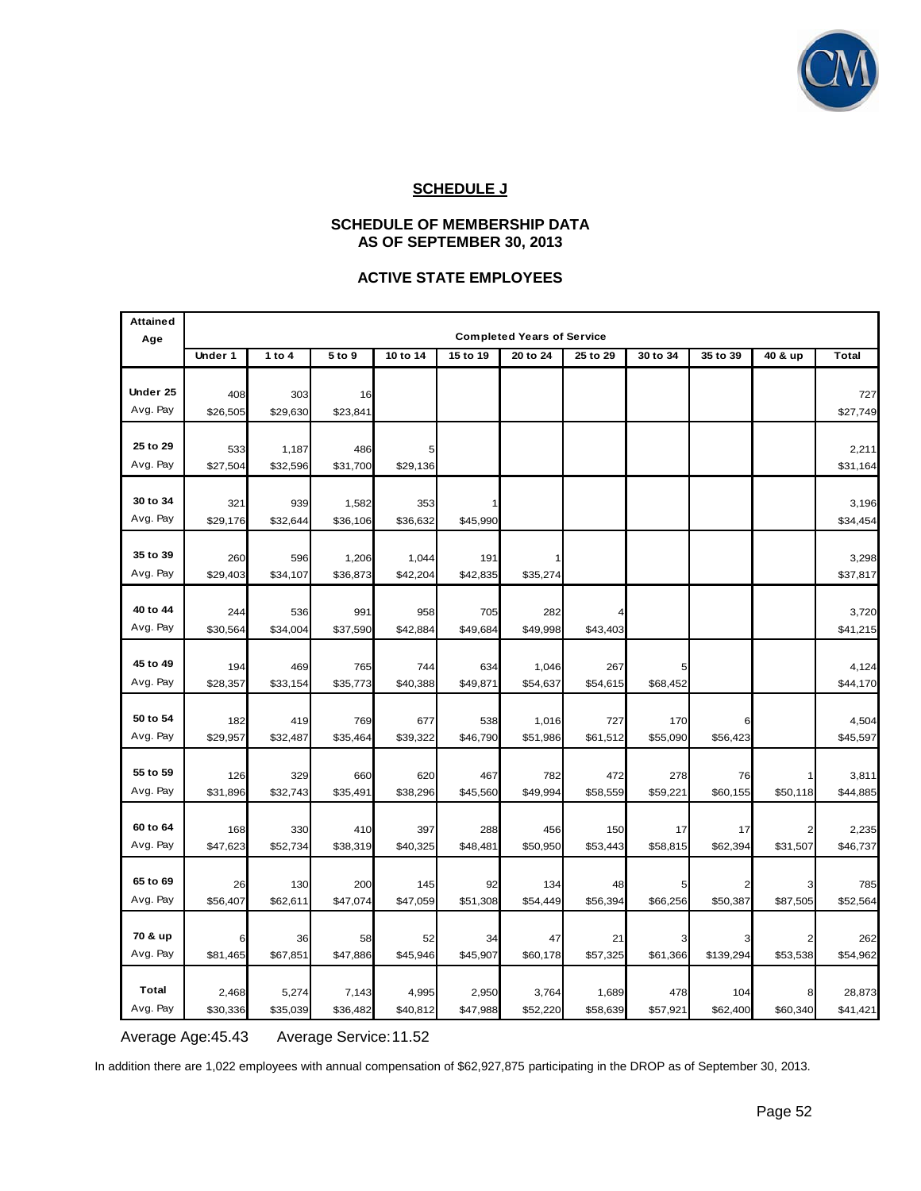## SCHEDULE J

### SCHEDULE OF MEMBERSHIP DATA AS OF SEPTEMBER 30, 2013

### ACTIVE STATE EMPLOYEES

| Attained Age | Completed Years of Service | | | | | | | | | | |
|---|---|---|---|---|---|---|---|---|---|---|---|
| | Under 1 | 1 to 4 | 5 to 9 | 10 to 14 | 15 to 19 | 20 to 24 | 25 to 29 | 30 to 34 | 35 to 39 | 40 & up | Total |
| Under 25 | 408 | 303 | 16 | | | | | | | | 727 |
| Avg. Pay | $26,505 | $29,630 | $23,841 | | | | | | | | $27,749 |
| 25 to 29 | 533 | 1,187 | 486 | 5 | | | | | | | 2,211 |
| Avg. Pay | $27,504 | $32,596 | $31,700 | $29,136 | | | | | | | $31,164 |
| 30 to 34 | 321 | 939 | 1,582 | 353 | 1 | | | | | | 3,196 |
| Avg. Pay | $29,176 | $32,644 | $36,106 | $36,632 | $45,990 | | | | | | $34,454 |
| 35 to 39 | 260 | 596 | 1,206 | 1,044 | 191 | 1 | | | | | 3,298 |
| Avg. Pay | $29,403 | $34,107 | $36,873 | $42,204 | $42,835 | $35,274 | | | | | $37,817 |
| 40 to 44 | 244 | 536 | 991 | 958 | 705 | 282 | 4 | | | | 3,720 |
| Avg. Pay | $30,564 | $34,004 | $37,590 | $42,884 | $49,684 | $49,998 | $43,403 | | | | $41,215 |
| 45 to 49 | 194 | 469 | 765 | 744 | 634 | 1,046 | 267 | 5 | | | 4,124 |
| Avg. Pay | $28,357 | $33,154 | $35,773 | $40,388 | $49,871 | $54,637 | $54,615 | $68,452 | | | $44,170 |
| 50 to 54 | 182 | 419 | 769 | 677 | 538 | 1,016 | 727 | 170 | 6 | | 4,504 |
| Avg. Pay | $29,957 | $32,487 | $35,464 | $39,322 | $46,790 | $51,986 | $61,512 | $55,090 | $56,423 | | $45,597 |
| 55 to 59 | 126 | 329 | 660 | 620 | 467 | 782 | 472 | 278 | 76 | 1 | 3,811 |
| Avg. Pay | $31,896 | $32,743 | $35,491 | $38,296 | $45,560 | $49,994 | $58,559 | $59,221 | $60,155 | $50,118 | $44,885 |
| 60 to 64 | 168 | 330 | 410 | 397 | 288 | 456 | 150 | 17 | 17 | 2 | 2,235 |
| Avg. Pay | $47,623 | $52,734 | $38,319 | $40,325 | $48,481 | $50,950 | $53,443 | $58,815 | $62,394 | $31,507 | $46,737 |
| 65 to 69 | 26 | 130 | 200 | 145 | 92 | 134 | 48 | 5 | 2 | 3 | 785 |
| Avg. Pay | $56,407 | $62,611 | $47,074 | $47,059 | $51,308 | $54,449 | $56,394 | $66,256 | $50,387 | $87,505 | $52,564 |
| 70 & up | 6 | 36 | 58 | 52 | 34 | 47 | 21 | 3 | 3 | 2 | 262 |
| Avg. Pay | $81,465 | $67,851 | $47,886 | $45,946 | $45,907 | $60,178 | $57,325 | $61,366 | $139,294 | $53,538 | $54,962 |
| Total | 2,468 | 5,274 | 7,143 | 4,995 | 2,950 | 3,764 | 1,689 | 478 | 104 | 8 | 28,873 |
| Avg. Pay | $30,336 | $35,039 | $36,482 | $40,812 | $47,988 | $52,220 | $58,639 | $57,921 | $62,400 | $60,340 | $41,421 |

Average Age: 45.43 Average Service: 11.52

In addition there are 1,022 employees with annual compensation of $62,927,875 participating in the DROP as of September 30, 2013.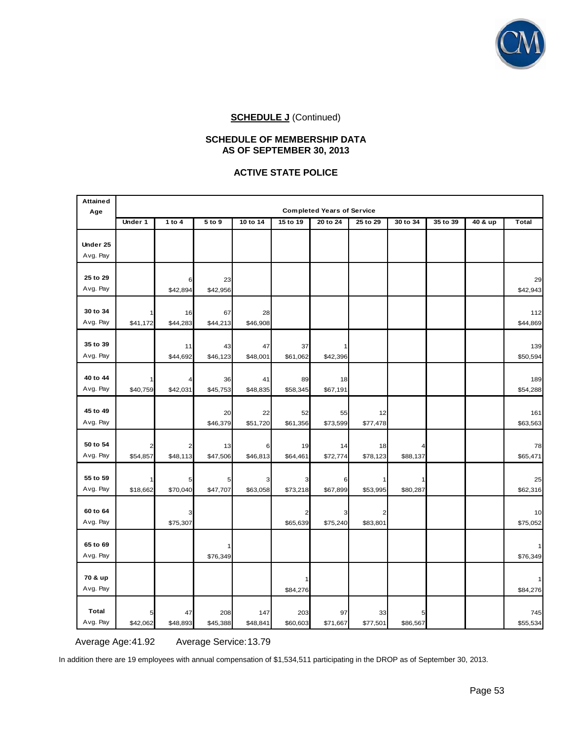**SCHEDULE J** (Continued)

**SCHEDULE OF MEMBERSHIP DATA**
**AS OF SEPTEMBER 30, 2013**

**ACTIVE STATE POLICE**

| Attained Age | Completed Years of Service | | | | | | | | | | |
|---|---|---|---|---|---|---|---|---|---|---|---|
| | Under 1 | 1 to 4 | 5 to 9 | 10 to 14 | 15 to 19 | 20 to 24 | 25 to 29 | 30 to 34 | 35 to 39 | 40 & up | Total |
| **Under 25** | | | | | | | | | | | |
| Avg. Pay | | | | | | | | | | | |
| **25 to 29** | | 6 | 23 | | | | | | | | 29 |
| Avg. Pay | | $42,894 | $42,956 | | | | | | | | $42,943 |
| **30 to 34** | 1 | 16 | 67 | 28 | | | | | | | 112 |
| Avg. Pay | $41,172 | $44,283 | $44,213 | $46,908 | | | | | | | $44,869 |
| **35 to 39** | | 11 | 43 | 47 | 37 | 1 | | | | | 139 |
| Avg. Pay | | $44,692 | $46,123 | $48,001 | $61,062 | $42,396 | | | | | $50,594 |
| **40 to 44** | 1 | 4 | 36 | 41 | 89 | 18 | | | | | 189 |
| Avg. Pay | $40,759 | $42,031 | $45,753 | $48,835 | $58,345 | $67,191 | | | | | $54,288 |
| **45 to 49** | | | 20 | 22 | 52 | 55 | 12 | | | | 161 |
| Avg. Pay | | | $46,379 | $51,720 | $61,356 | $73,599 | $77,478 | | | | $63,563 |
| **50 to 54** | 2 | 2 | 13 | 6 | 19 | 14 | 18 | 4 | | | 78 |
| Avg. Pay | $54,857 | $48,113 | $47,506 | $46,813 | $64,461 | $72,774 | $78,123 | $88,137 | | | $65,471 |
| **55 to 59** | 1 | 5 | 5 | 3 | 3 | 6 | 1 | 1 | | | 25 |
| Avg. Pay | $18,662 | $70,040 | $47,707 | $63,058 | $73,218 | $67,899 | $53,995 | $80,287 | | | $62,316 |
| **60 to 64** | | 3 | | | 2 | 3 | 2 | | | | 10 |
| Avg. Pay | | $75,307 | | | $65,639 | $75,240 | $83,801 | | | | $75,052 |
| **65 to 69** | | | 1 | | | | | | | | 1 |
| Avg. Pay | | | $76,349 | | | | | | | | $76,349 |
| **70 & up** | | | | | 1 | | | | | | 1 |
| Avg. Pay | | | | | $84,276 | | | | | | $84,276 |
| **Total** | 5 | 47 | 208 | 147 | 203 | 97 | 33 | 5 | | | 745 |
| Avg. Pay | $42,062 | $48,893 | $45,388 | $48,841 | $60,603 | $71,667 | $77,501 | $86,567 | | | $55,534 |

Average Age: 41.92 Average Service: 13.79

In addition there are 19 employees with annual compensation of $1,534,511 participating in the DROP as of September 30, 2013.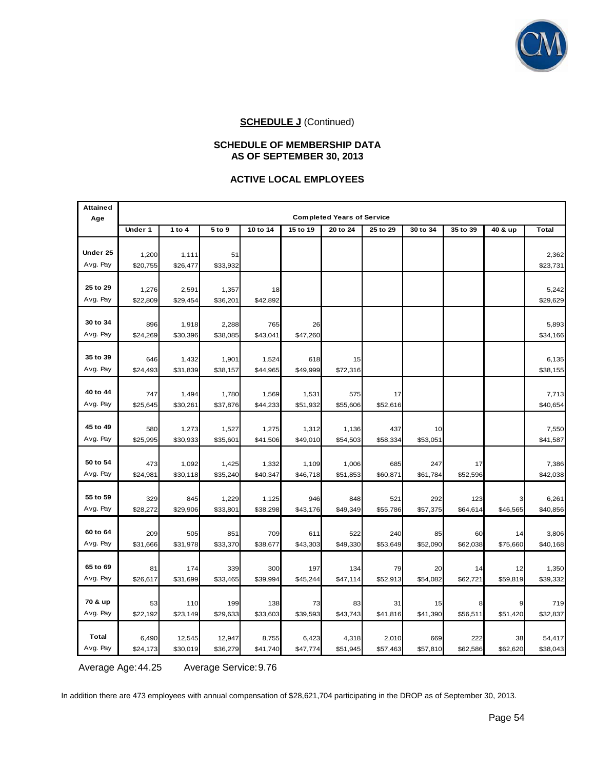**SCHEDULE J** (Continued)

**SCHEDULE OF MEMBERSHIP DATA**
**AS OF SEPTEMBER 30, 2013**

**ACTIVE LOCAL EMPLOYEES**

| Attained Age | Completed Years of Service | | | | | | | | | | |
|---|---|---|---|---|---|---|---|---|---|---|---|
| | Under 1 | 1 to 4 | 5 to 9 | 10 to 14 | 15 to 19 | 20 to 24 | 25 to 29 | 30 to 34 | 35 to 39 | 40 & up | Total |
| **Under 25** | 1,200 | 1,111 | 51 | | | | | | | | 2,362 |
| Avg. Pay | $20,755 | $26,477 | $33,932 | | | | | | | | $23,731 |
| **25 to 29** | 1,276 | 2,591 | 1,357 | 18 | | | | | | | 5,242 |
| Avg. Pay | $22,809 | $29,454 | $36,201 | $42,892 | | | | | | | $29,629 |
| **30 to 34** | 896 | 1,918 | 2,288 | 765 | 26 | | | | | | 5,893 |
| Avg. Pay | $24,269 | $30,396 | $38,085 | $43,041 | $47,260 | | | | | | $34,166 |
| **35 to 39** | 646 | 1,432 | 1,901 | 1,524 | 618 | 15 | | | | | 6,135 |
| Avg. Pay | $24,493 | $31,839 | $38,157 | $44,965 | $49,999 | $72,316 | | | | | $38,155 |
| **40 to 44** | 747 | 1,494 | 1,780 | 1,569 | 1,531 | 575 | 17 | | | | 7,713 |
| Avg. Pay | $25,645 | $30,261 | $37,876 | $44,233 | $51,932 | $55,606 | $52,616 | | | | $40,654 |
| **45 to 49** | 580 | 1,273 | 1,527 | 1,275 | 1,312 | 1,136 | 437 | 10 | | | 7,550 |
| Avg. Pay | $25,995 | $30,933 | $35,601 | $41,506 | $49,010 | $54,503 | $58,334 | $53,051 | | | $41,587 |
| **50 to 54** | 473 | 1,092 | 1,425 | 1,332 | 1,109 | 1,006 | 685 | 247 | 17 | | 7,386 |
| Avg. Pay | $24,981 | $30,118 | $35,240 | $40,347 | $46,718 | $51,853 | $60,871 | $61,784 | $52,596 | | $42,038 |
| **55 to 59** | 329 | 845 | 1,229 | 1,125 | 946 | 848 | 521 | 292 | 123 | 3 | 6,261 |
| Avg. Pay | $28,272 | $29,906 | $33,801 | $38,298 | $43,176 | $49,349 | $55,786 | $57,375 | $64,614 | $46,565 | $40,856 |
| **60 to 64** | 209 | 505 | 851 | 709 | 611 | 522 | 240 | 85 | 60 | 14 | 3,806 |
| Avg. Pay | $31,666 | $31,978 | $33,370 | $38,677 | $43,303 | $49,330 | $53,649 | $52,090 | $62,038 | $75,660 | $40,168 |
| **65 to 69** | 81 | 174 | 339 | 300 | 197 | 134 | 79 | 20 | 14 | 12 | 1,350 |
| Avg. Pay | $26,617 | $31,699 | $33,465 | $39,994 | $45,244 | $47,114 | $52,913 | $54,082 | $62,721 | $59,819 | $39,332 |
| **70 & up** | 53 | 110 | 199 | 138 | 73 | 83 | 31 | 15 | 8 | 9 | 719 |
| Avg. Pay | $22,192 | $23,149 | $29,633 | $33,603 | $39,593 | $43,743 | $41,816 | $41,390 | $56,511 | $51,420 | $32,837 |
| **Total** | 6,490 | 12,545 | 12,947 | 8,755 | 6,423 | 4,318 | 2,010 | 669 | 222 | 38 | 54,417 |
| Avg. Pay | $24,173 | $30,019 | $36,279 | $41,740 | $47,774 | $51,945 | $57,463 | $57,810 | $62,586 | $62,620 | $38,043 |

Average Age: 44.25    Average Service: 9.76

In addition there are 473 employees with annual compensation of $28,621,704 participating in the DROP as of September 30, 2013.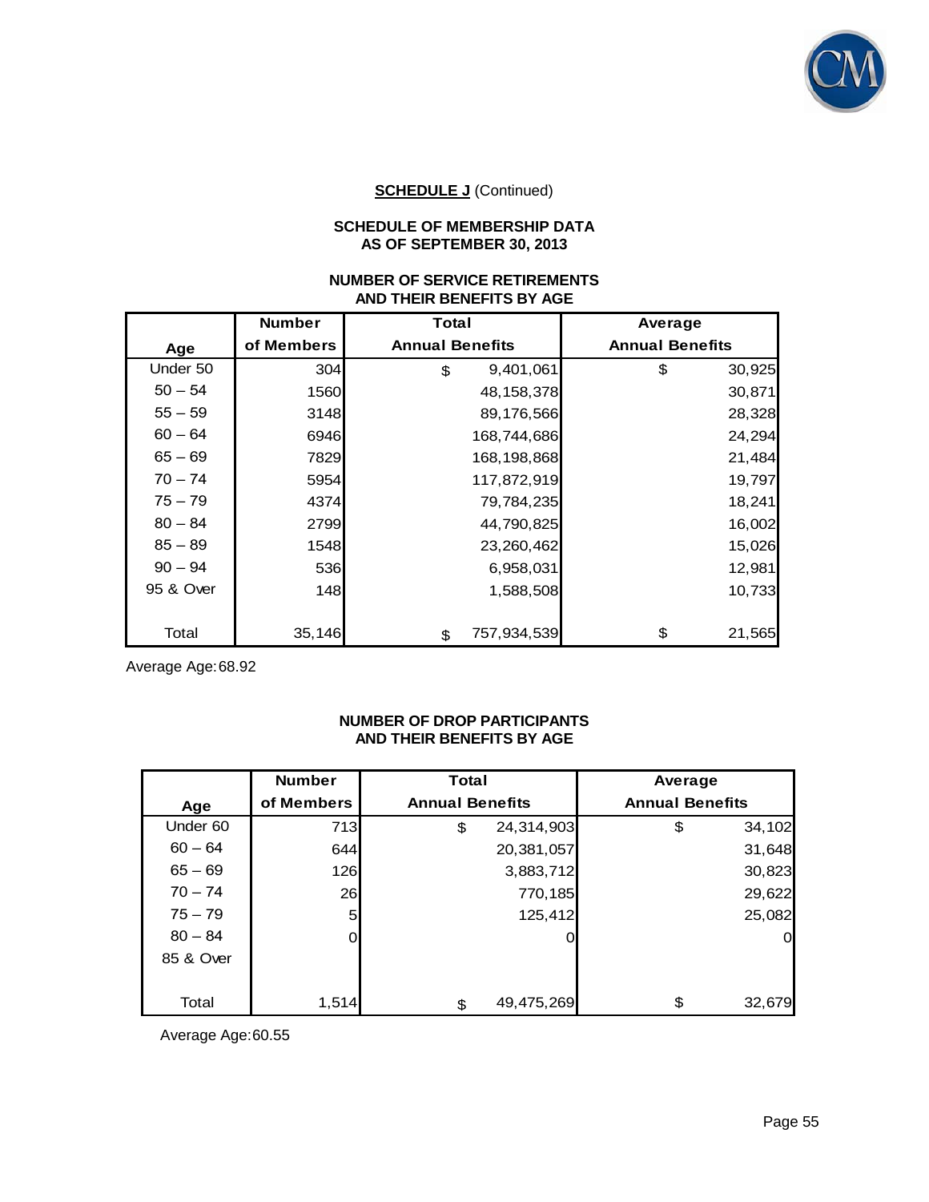**SCHEDULE J** (Continued)

**SCHEDULE OF MEMBERSHIP DATA**
**AS OF SEPTEMBER 30, 2013**

**NUMBER OF SERVICE RETIREMENTS**
**AND THEIR BENEFITS BY AGE**

| Age | Number of Members | Total Annual Benefits | Average Annual Benefits |
|---|---|---|---|
| Under 50 | 304 | $ 9,401,061 | $ 30,925 |
| 50 – 54 | 1560 | 48,158,378 | 30,871 |
| 55 – 59 | 3148 | 89,176,566 | 28,328 |
| 60 – 64 | 6946 | 168,744,686 | 24,294 |
| 65 – 69 | 7829 | 168,198,868 | 21,484 |
| 70 – 74 | 5954 | 117,872,919 | 19,797 |
| 75 – 79 | 4374 | 79,784,235 | 18,241 |
| 80 – 84 | 2799 | 44,790,825 | 16,002 |
| 85 – 89 | 1548 | 23,260,462 | 15,026 |
| 90 – 94 | 536 | 6,958,031 | 12,981 |
| 95 & Over | 148 | 1,588,508 | 10,733 |
| Total | 35,146 | $ 757,934,539 | $ 21,565 |

Average Age: 68.92

**NUMBER OF DROP PARTICIPANTS**
**AND THEIR BENEFITS BY AGE**

| Age | Number of Members | Total Annual Benefits | Average Annual Benefits |
|---|---|---|---|
| Under 60 | 713 | $ 24,314,903 | $ 34,102 |
| 60 – 64 | 644 | 20,381,057 | 31,648 |
| 65 – 69 | 126 | 3,883,712 | 30,823 |
| 70 – 74 | 26 | 770,185 | 29,622 |
| 75 – 79 | 5 | 125,412 | 25,082 |
| 80 – 84 | 0 | 0 | 0 |
| 85 & Over | | | |
| Total | 1,514 | $ 49,475,269 | $ 32,679 |

Average Age: 60.55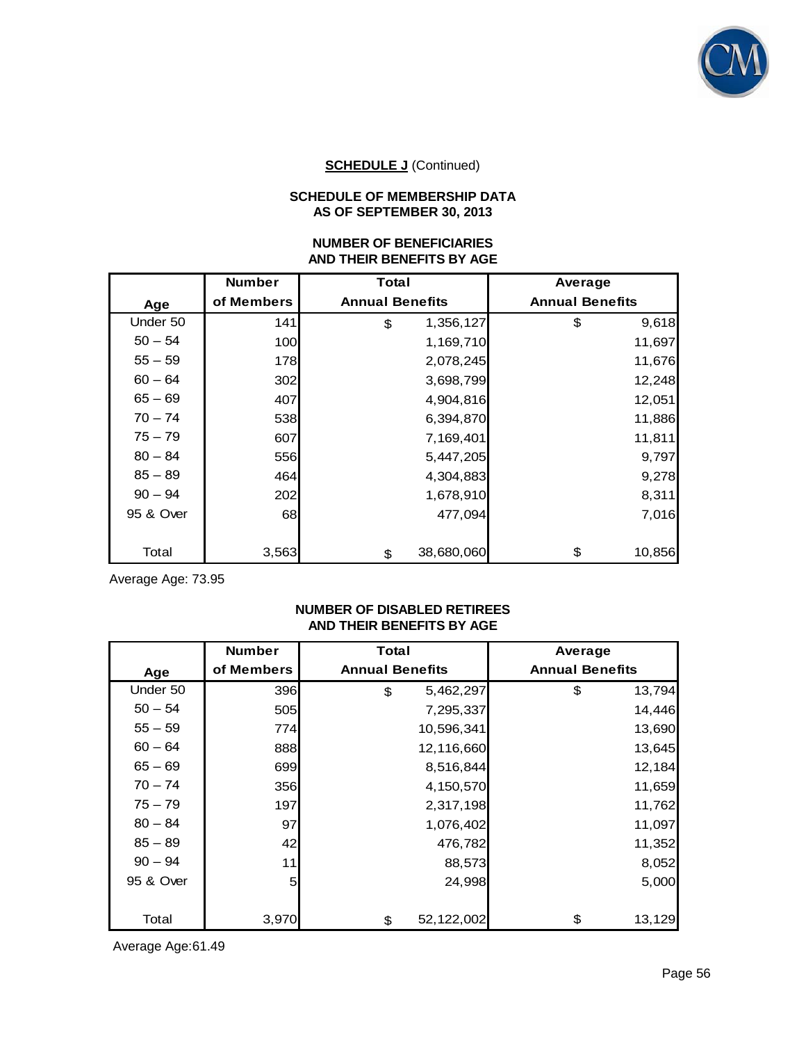**SCHEDULE J** (Continued)

**SCHEDULE OF MEMBERSHIP DATA**
**AS OF SEPTEMBER 30, 2013**

**NUMBER OF BENEFICIARIES**
**AND THEIR BENEFITS BY AGE**

| Age | Number of Members | Total Annual Benefits | Average Annual Benefits |
|---|---|---|---|
| Under 50 | 141 | $ 1,356,127 | $ 9,618 |
| 50 – 54 | 100 | 1,169,710 | 11,697 |
| 55 – 59 | 178 | 2,078,245 | 11,676 |
| 60 – 64 | 302 | 3,698,799 | 12,248 |
| 65 – 69 | 407 | 4,904,816 | 12,051 |
| 70 – 74 | 538 | 6,394,870 | 11,886 |
| 75 – 79 | 607 | 7,169,401 | 11,811 |
| 80 – 84 | 556 | 5,447,205 | 9,797 |
| 85 – 89 | 464 | 4,304,883 | 9,278 |
| 90 – 94 | 202 | 1,678,910 | 8,311 |
| 95 & Over | 68 | 477,094 | 7,016 |
| Total | 3,563 | $ 38,680,060 | $ 10,856 |

Average Age: 73.95

**NUMBER OF DISABLED RETIREES**
**AND THEIR BENEFITS BY AGE**

| Age | Number of Members | Total Annual Benefits | Average Annual Benefits |
|---|---|---|---|
| Under 50 | 396 | $ 5,462,297 | $ 13,794 |
| 50 – 54 | 505 | 7,295,337 | 14,446 |
| 55 – 59 | 774 | 10,596,341 | 13,690 |
| 60 – 64 | 888 | 12,116,660 | 13,645 |
| 65 – 69 | 699 | 8,516,844 | 12,184 |
| 70 – 74 | 356 | 4,150,570 | 11,659 |
| 75 – 79 | 197 | 2,317,198 | 11,762 |
| 80 – 84 | 97 | 1,076,402 | 11,097 |
| 85 – 89 | 42 | 476,782 | 11,352 |
| 90 – 94 | 11 | 88,573 | 8,052 |
| 95 & Over | 5 | 24,998 | 5,000 |
| Total | 3,970 | $ 52,122,002 | $ 13,129 |

Average Age:61.49